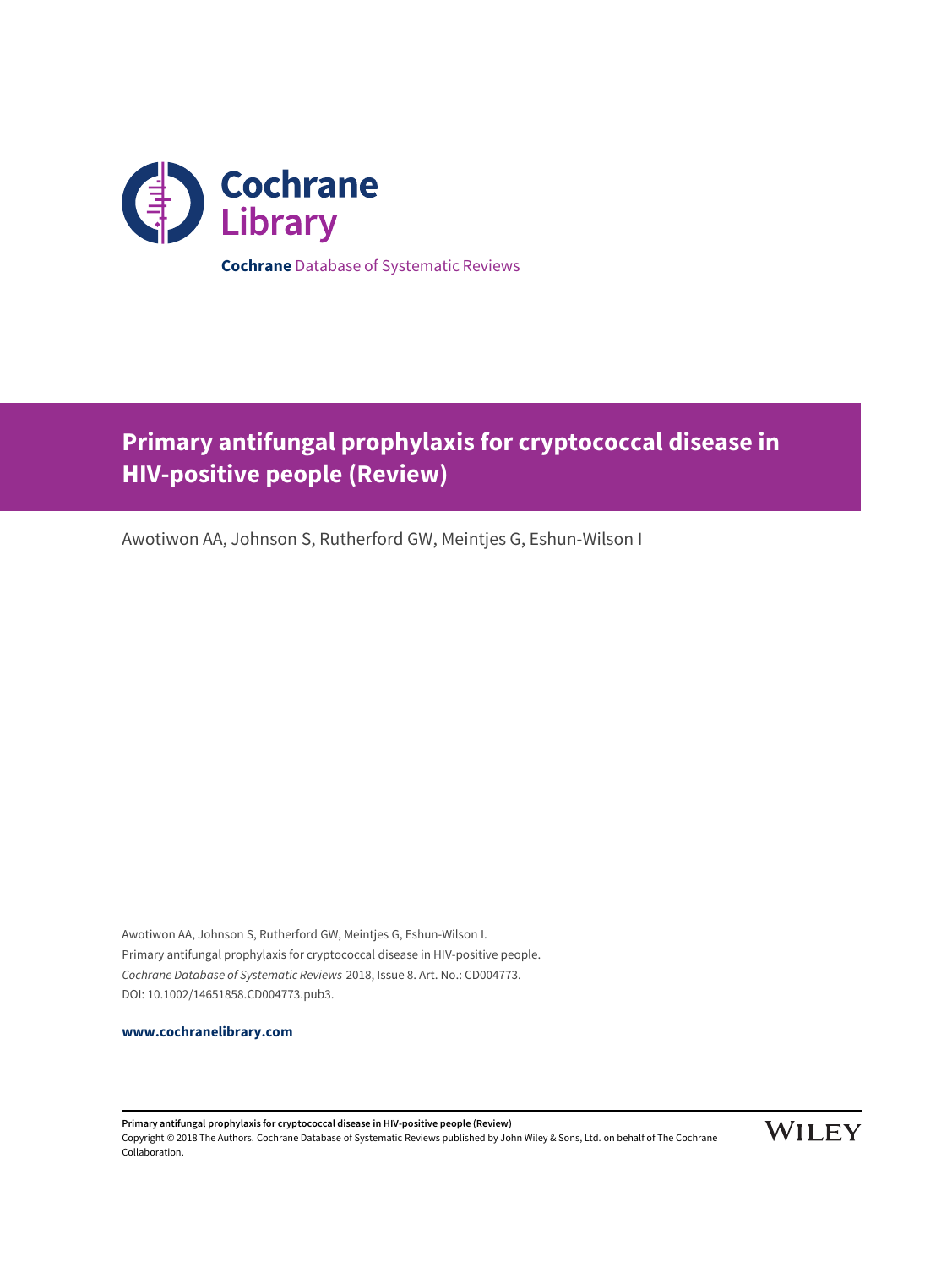Cochrane Library

**Cochrane** Database of Systematic Reviews

# Primary antifungal prophylaxis for cryptococcal disease in HIV-positive people (Review)

Awotiwon AA, Johnson S, Rutherford GW, Meintjes G, Eshun-Wilson I

Awotiwon AA, Johnson S, Rutherford GW, Meintjes G, Eshun-Wilson I.
Primary antifungal prophylaxis for cryptococcal disease in HIV-positive people.
*Cochrane Database of Systematic Reviews* 2018, Issue 8. Art. No.: CD004773.
DOI: 10.1002/14651858.CD004773.pub3.

**www.cochranelibrary.com**

**Primary antifungal prophylaxis for cryptococcal disease in HIV-positive people (Review)**
Copyright © 2018 The Authors. Cochrane Database of Systematic Reviews published by John Wiley & Sons, Ltd. on behalf of The Cochrane Collaboration.

WILEY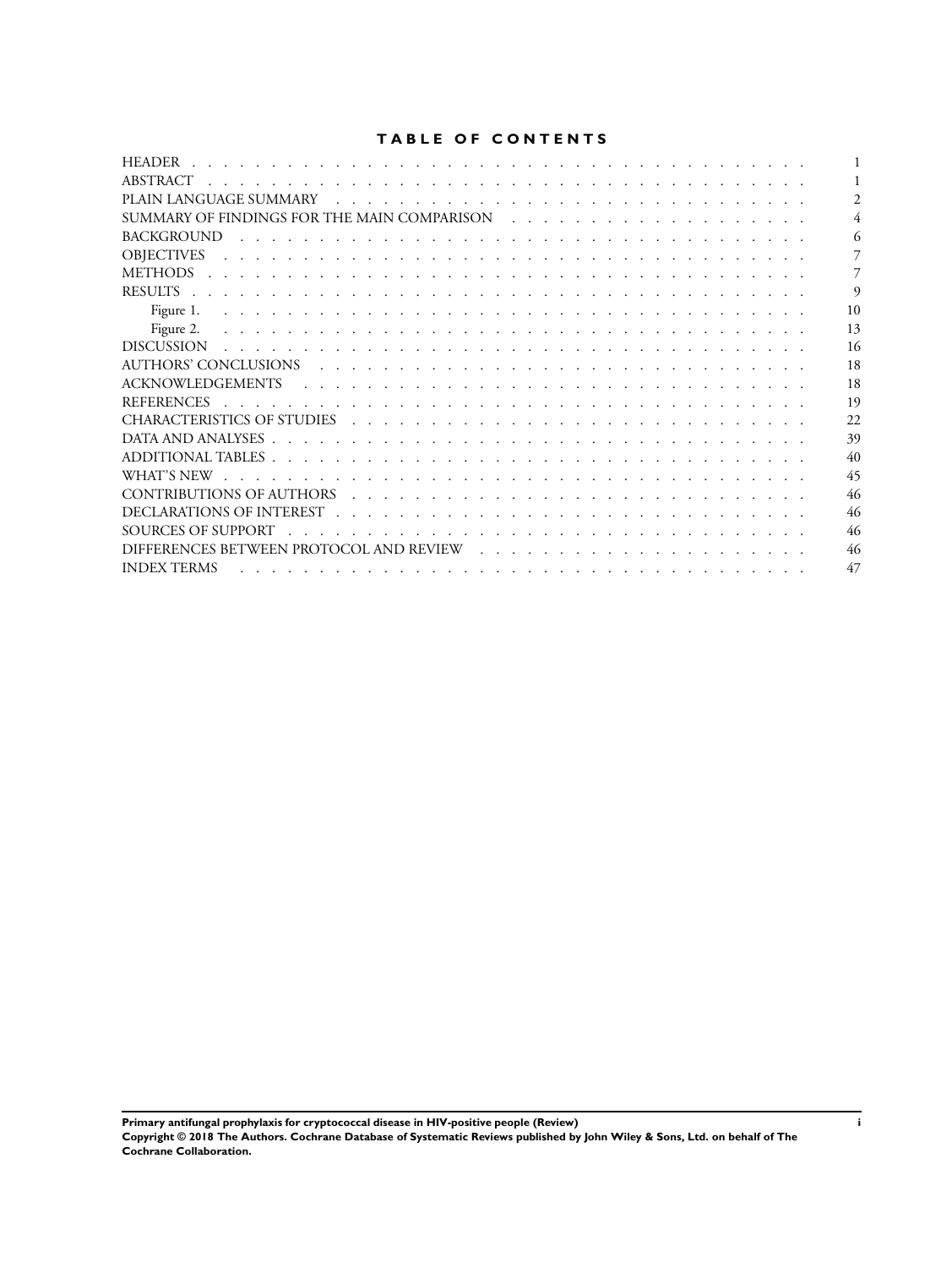# TABLE OF CONTENTS

| | |
|---|---|
| HEADER | 1 |
| ABSTRACT | 1 |
| PLAIN LANGUAGE SUMMARY | 2 |
| SUMMARY OF FINDINGS FOR THE MAIN COMPARISON | 4 |
| BACKGROUND | 6 |
| OBJECTIVES | 7 |
| METHODS | 7 |
| RESULTS | 9 |
| Figure 1. | 10 |
| Figure 2. | 13 |
| DISCUSSION | 16 |
| AUTHORS' CONCLUSIONS | 18 |
| ACKNOWLEDGEMENTS | 18 |
| REFERENCES | 19 |
| CHARACTERISTICS OF STUDIES | 22 |
| DATA AND ANALYSES | 39 |
| ADDITIONAL TABLES | 40 |
| WHAT'S NEW | 45 |
| CONTRIBUTIONS OF AUTHORS | 46 |
| DECLARATIONS OF INTEREST | 46 |
| SOURCES OF SUPPORT | 46 |
| DIFFERENCES BETWEEN PROTOCOL AND REVIEW | 46 |
| INDEX TERMS | 47 |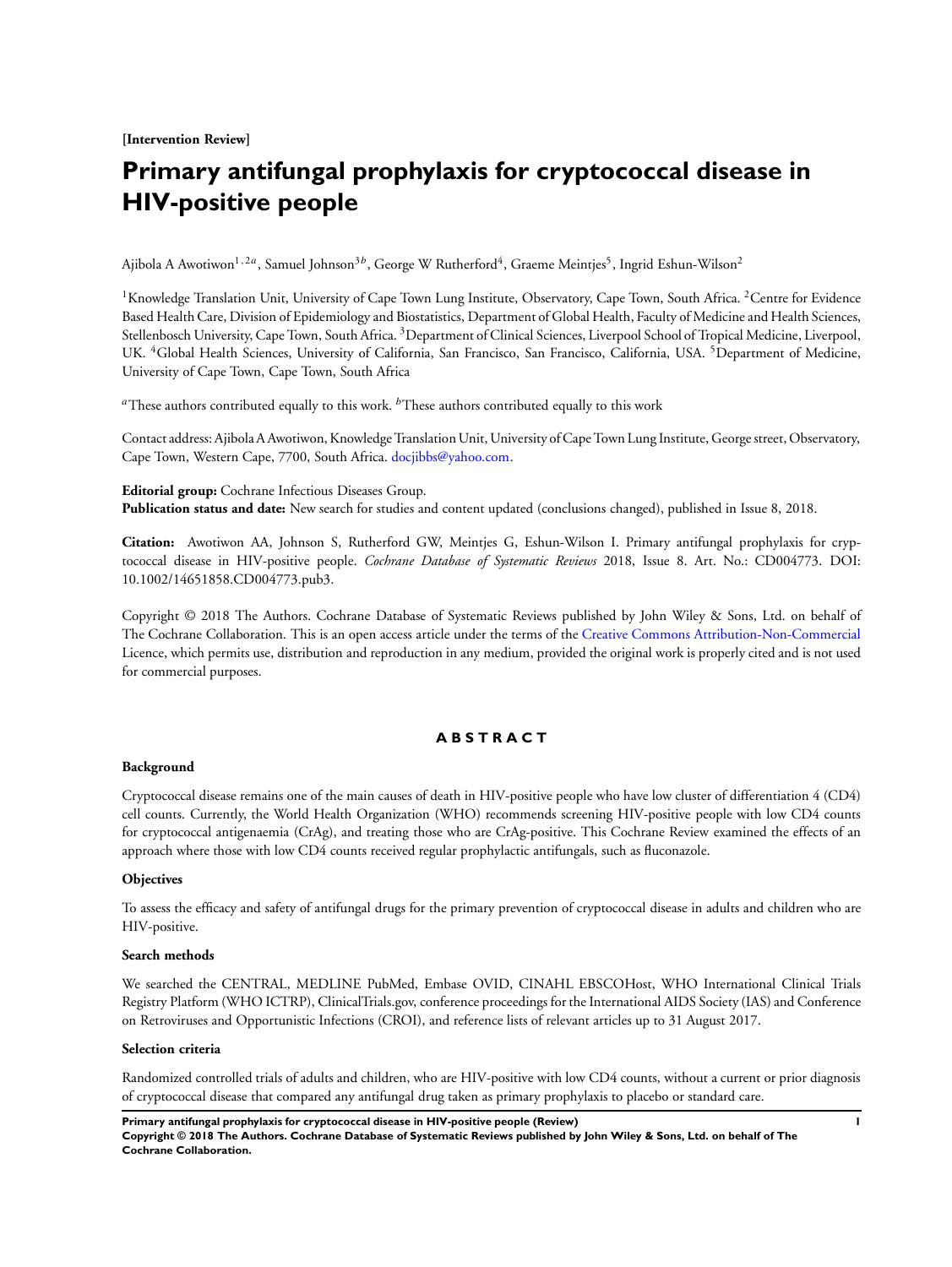**[Intervention Review]**

# Primary antifungal prophylaxis for cryptococcal disease in HIV-positive people

Ajibola A Awotiwon[1,2a], Samuel Johnson[3b], George W Rutherford[4], Graeme Meintjes[5], Ingrid Eshun-Wilson[2]

[1]Knowledge Translation Unit, University of Cape Town Lung Institute, Observatory, Cape Town, South Africa. [2]Centre for Evidence Based Health Care, Division of Epidemiology and Biostatistics, Department of Global Health, Faculty of Medicine and Health Sciences, Stellenbosch University, Cape Town, South Africa. [3]Department of Clinical Sciences, Liverpool School of Tropical Medicine, Liverpool, UK. [4]Global Health Sciences, University of California, San Francisco, San Francisco, California, USA. [5]Department of Medicine, University of Cape Town, Cape Town, South Africa

[a]These authors contributed equally to this work. [b]These authors contributed equally to this work

Contact address: Ajibola A Awotiwon, Knowledge Translation Unit, University of Cape Town Lung Institute, George street, Observatory, Cape Town, Western Cape, 7700, South Africa. docjibbs@yahoo.com.

**Editorial group:** Cochrane Infectious Diseases Group.
**Publication status and date:** New search for studies and content updated (conclusions changed), published in Issue 8, 2018.

**Citation:** Awotiwon AA, Johnson S, Rutherford GW, Meintjes G, Eshun-Wilson I. Primary antifungal prophylaxis for cryptococcal disease in HIV-positive people. *Cochrane Database of Systematic Reviews* 2018, Issue 8. Art. No.: CD004773. DOI: 10.1002/14651858.CD004773.pub3.

Copyright © 2018 The Authors. Cochrane Database of Systematic Reviews published by John Wiley & Sons, Ltd. on behalf of The Cochrane Collaboration. This is an open access article under the terms of the Creative Commons Attribution-Non-Commercial Licence, which permits use, distribution and reproduction in any medium, provided the original work is properly cited and is not used for commercial purposes.

## ABSTRACT

### Background

Cryptococcal disease remains one of the main causes of death in HIV-positive people who have low cluster of differentiation 4 (CD4) cell counts. Currently, the World Health Organization (WHO) recommends screening HIV-positive people with low CD4 counts for cryptococcal antigenaemia (CrAg), and treating those who are CrAg-positive. This Cochrane Review examined the effects of an approach where those with low CD4 counts received regular prophylactic antifungals, such as fluconazole.

### Objectives

To assess the efficacy and safety of antifungal drugs for the primary prevention of cryptococcal disease in adults and children who are HIV-positive.

### Search methods

We searched the CENTRAL, MEDLINE PubMed, Embase OVID, CINAHL EBSCOHost, WHO International Clinical Trials Registry Platform (WHO ICTRP), ClinicalTrials.gov, conference proceedings for the International AIDS Society (IAS) and Conference on Retroviruses and Opportunistic Infections (CROI), and reference lists of relevant articles up to 31 August 2017.

### Selection criteria

Randomized controlled trials of adults and children, who are HIV-positive with low CD4 counts, without a current or prior diagnosis of cryptococcal disease that compared any antifungal drug taken as primary prophylaxis to placebo or standard care.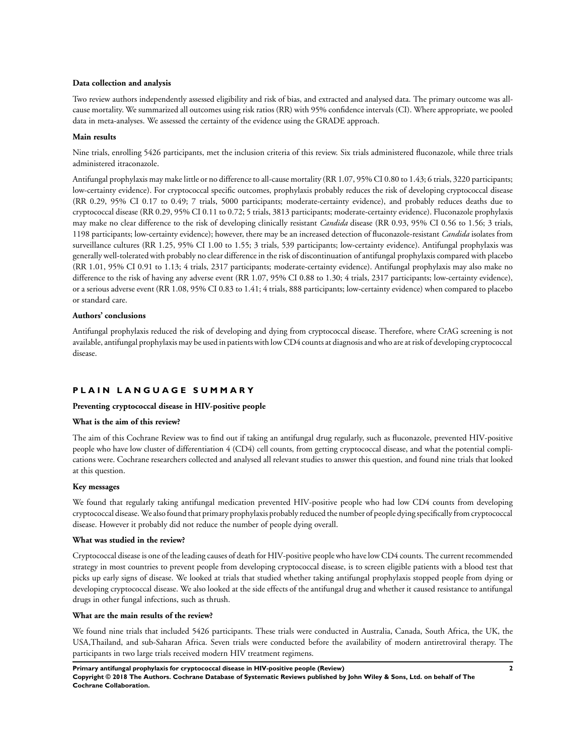#### Data collection and analysis

Two review authors independently assessed eligibility and risk of bias, and extracted and analysed data. The primary outcome was all-cause mortality. We summarized all outcomes using risk ratios (RR) with 95% confidence intervals (CI). Where appropriate, we pooled data in meta-analyses. We assessed the certainty of the evidence using the GRADE approach.

#### Main results

Nine trials, enrolling 5426 participants, met the inclusion criteria of this review. Six trials administered fluconazole, while three trials administered itraconazole.

Antifungal prophylaxis may make little or no difference to all-cause mortality (RR 1.07, 95% CI 0.80 to 1.43; 6 trials, 3220 participants; low-certainty evidence). For cryptococcal specific outcomes, prophylaxis probably reduces the risk of developing cryptococcal disease (RR 0.29, 95% CI 0.17 to 0.49; 7 trials, 5000 participants; moderate-certainty evidence), and probably reduces deaths due to cryptococcal disease (RR 0.29, 95% CI 0.11 to 0.72; 5 trials, 3813 participants; moderate-certainty evidence). Fluconazole prophylaxis may make no clear difference to the risk of developing clinically resistant *Candida* disease (RR 0.93, 95% CI 0.56 to 1.56; 3 trials, 1198 participants; low-certainty evidence); however, there may be an increased detection of fluconazole-resistant *Candida* isolates from surveillance cultures (RR 1.25, 95% CI 1.00 to 1.55; 3 trials, 539 participants; low-certainty evidence). Antifungal prophylaxis was generally well-tolerated with probably no clear difference in the risk of discontinuation of antifungal prophylaxis compared with placebo (RR 1.01, 95% CI 0.91 to 1.13; 4 trials, 2317 participants; moderate-certainty evidence). Antifungal prophylaxis may also make no difference to the risk of having any adverse event (RR 1.07, 95% CI 0.88 to 1.30; 4 trials, 2317 participants; low-certainty evidence), or a serious adverse event (RR 1.08, 95% CI 0.83 to 1.41; 4 trials, 888 participants; low-certainty evidence) when compared to placebo or standard care.

#### Authors' conclusions

Antifungal prophylaxis reduced the risk of developing and dying from cryptococcal disease. Therefore, where CrAG screening is not available, antifungal prophylaxis may be used in patients with low CD4 counts at diagnosis and who are at risk of developing cryptococcal disease.

## PLAIN LANGUAGE SUMMARY

#### Preventing cryptococcal disease in HIV-positive people

#### What is the aim of this review?

The aim of this Cochrane Review was to find out if taking an antifungal drug regularly, such as fluconazole, prevented HIV-positive people who have low cluster of differentiation 4 (CD4) cell counts, from getting cryptococcal disease, and what the potential complications were. Cochrane researchers collected and analysed all relevant studies to answer this question, and found nine trials that looked at this question.

#### Key messages

We found that regularly taking antifungal medication prevented HIV-positive people who had low CD4 counts from developing cryptococcal disease. We also found that primary prophylaxis probably reduced the number of people dying specifically from cryptococcal disease. However it probably did not reduce the number of people dying overall.

#### What was studied in the review?

Cryptococcal disease is one of the leading causes of death for HIV-positive people who have low CD4 counts. The current recommended strategy in most countries to prevent people from developing cryptococcal disease, is to screen eligible patients with a blood test that picks up early signs of disease. We looked at trials that studied whether taking antifungal prophylaxis stopped people from dying or developing cryptococcal disease. We also looked at the side effects of the antifungal drug and whether it caused resistance to antifungal drugs in other fungal infections, such as thrush.

#### What are the main results of the review?

We found nine trials that included 5426 participants. These trials were conducted in Australia, Canada, South Africa, the UK, the USA,Thailand, and sub-Saharan Africa. Seven trials were conducted before the availability of modern antiretroviral therapy. The participants in two large trials received modern HIV treatment regimens.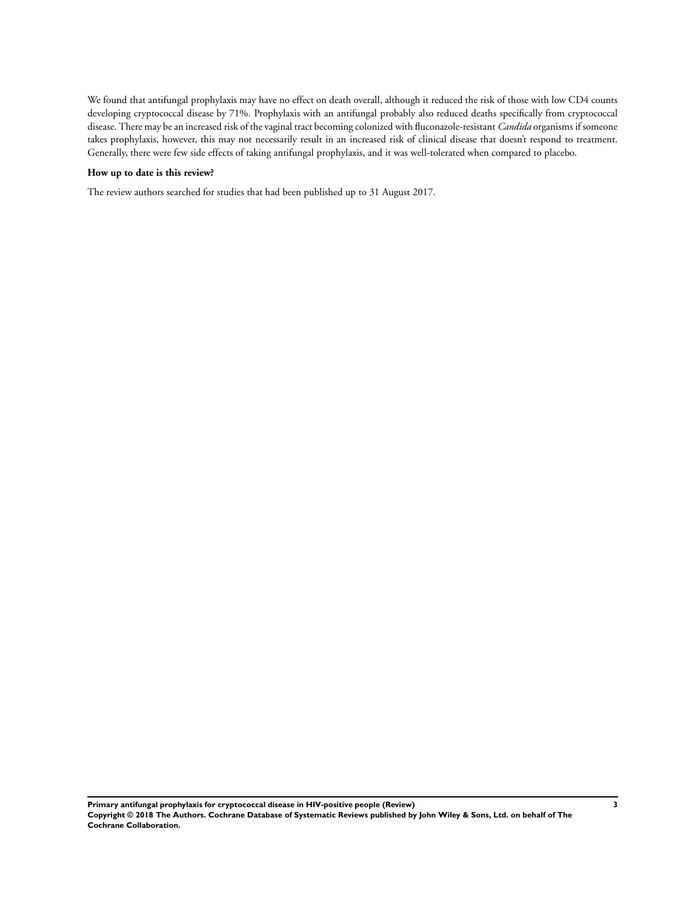We found that antifungal prophylaxis may have no effect on death overall, although it reduced the risk of those with low CD4 counts developing cryptococcal disease by 71%. Prophylaxis with an antifungal probably also reduced deaths specifically from cryptococcal disease. There may be an increased risk of the vaginal tract becoming colonized with fluconazole-resistant *Candida* organisms if someone takes prophylaxis, however, this may not necessarily result in an increased risk of clinical disease that doesn't respond to treatment. Generally, there were few side effects of taking antifungal prophylaxis, and it was well-tolerated when compared to placebo.

**How up to date is this review?**

The review authors searched for studies that had been published up to 31 August 2017.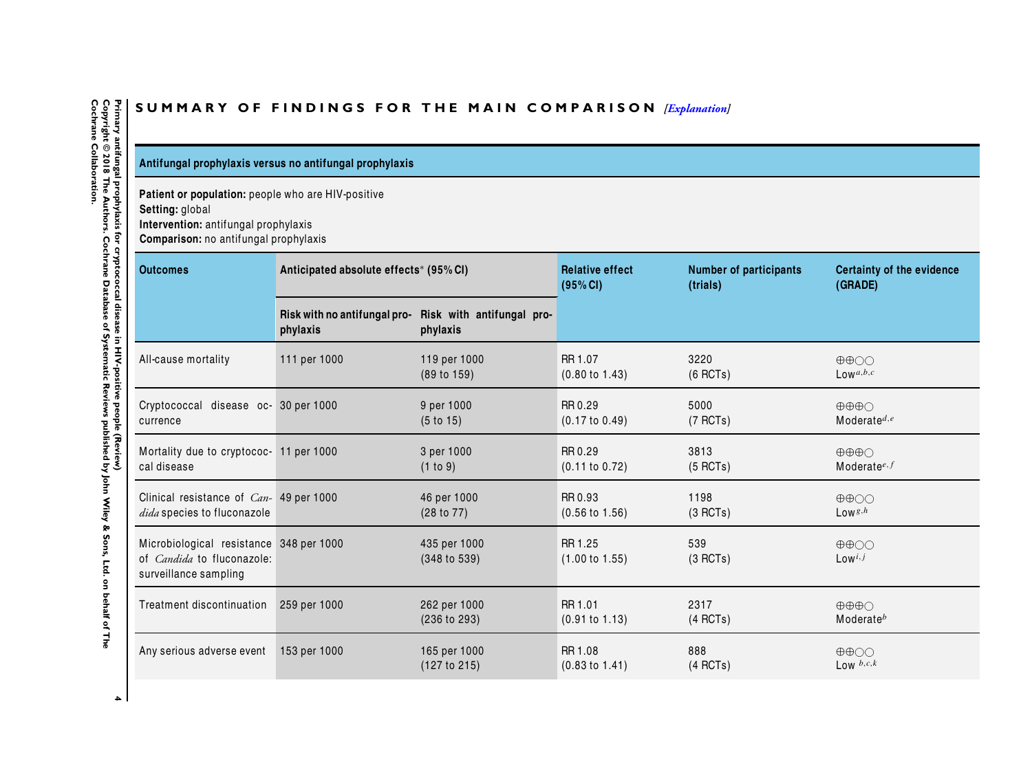## SUMMARY OF FINDINGS FOR THE MAIN COMPARISON *[Explanation]*

| Antifungal prophylaxis versus no antifungal prophylaxis | | | | | |
|---|---|---|---|---|---|
| **Patient or population:** people who are HIV-positive<br>**Setting:** global<br>**Intervention:** antifungal prophylaxis<br>**Comparison:** no antifungal prophylaxis | | | | | |
| **Outcomes** | **Anticipated absolute effects*** **(95% CI)** | | **Relative effect (95% CI)** | **Number of participants (trials)** | **Certainty of the evidence (GRADE)** |
| | **Risk with no antifungal prophylaxis** | **Risk with antifungal prophylaxis** | | | |
| All-cause mortality | 111 per 1000 | 119 per 1000 (89 to 159) | RR 1.07 (0.80 to 1.43) | 3220 (6 RCTs) | ⊕⊕◯◯ Low[a,b,c] |
| Cryptococcal disease occurrence | 30 per 1000 | 9 per 1000 (5 to 15) | RR 0.29 (0.17 to 0.49) | 5000 (7 RCTs) | ⊕⊕⊕◯ Moderate[d,e] |
| Mortality due to cryptococcal disease | 11 per 1000 | 3 per 1000 (1 to 9) | RR 0.29 (0.11 to 0.72) | 3813 (5 RCTs) | ⊕⊕⊕◯ Moderate[e,f] |
| Clinical resistance of *Candida* species to fluconazole | 49 per 1000 | 46 per 1000 (28 to 77) | RR 0.93 (0.56 to 1.56) | 1198 (3 RCTs) | ⊕⊕◯◯ Low[g,h] |
| Microbiological resistance of *Candida* to fluconazole: surveillance sampling | 348 per 1000 | 435 per 1000 (348 to 539) | RR 1.25 (1.00 to 1.55) | 539 (3 RCTs) | ⊕⊕◯◯ Low[i,j] |
| Treatment discontinuation | 259 per 1000 | 262 per 1000 (236 to 293) | RR 1.01 (0.91 to 1.13) | 2317 (4 RCTs) | ⊕⊕⊕◯ Moderate[b] |
| Any serious adverse event | 153 per 1000 | 165 per 1000 (127 to 215) | RR 1.08 (0.83 to 1.41) | 888 (4 RCTs) | ⊕⊕◯◯ Low[b,c,k] |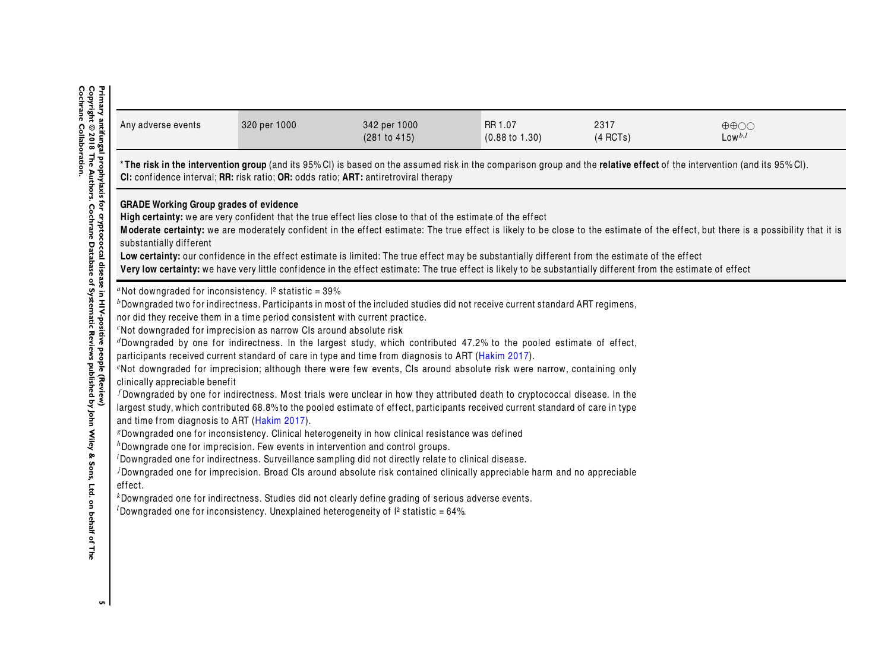| | | | | | |
|---|---|---|---|---|---|
| Any adverse events | 320 per 1000 | 342 per 1000 (281 to 415) | RR 1.07 (0.88 to 1.30) | 2317 (4 RCTs) | ⊕⊕◯◯ Low[b,l] |

*__The risk in the intervention group__ (and its 95% CI) is based on the assumed risk in the comparison group and the **relative effect** of the intervention (and its 95% CI).
**CI:** confidence interval; **RR:** risk ratio; **OR:** odds ratio; **ART:** antiretroviral therapy

**GRADE Working Group grades of evidence**
**High certainty:** we are very confident that the true effect lies close to that of the estimate of the effect
**Moderate certainty:** we are moderately confident in the effect estimate: The true effect is likely to be close to the estimate of the effect, but there is a possibility that it is substantially different
**Low certainty:** our confidence in the effect estimate is limited: The true effect may be substantially different from the estimate of the effect
**Very low certainty:** we have very little confidence in the effect estimate: The true effect is likely to be substantially different from the estimate of effect

[a]Not downgraded for inconsistency. I² statistic = 39%
[b]Downgraded two for indirectness. Participants in most of the included studies did not receive current standard ART regimens, nor did they receive them in a time period consistent with current practice.
[c]Not downgraded for imprecision as narrow CIs around absolute risk
[d]Downgraded by one for indirectness. In the largest study, which contributed 47.2% to the pooled estimate of effect, participants received current standard of care in type and time from diagnosis to ART (Hakim 2017).
[e]Not downgraded for imprecision; although there were few events, CIs around absolute risk were narrow, containing only clinically appreciable benefit
[f]Downgraded by one for indirectness. Most trials were unclear in how they attributed death to cryptococcal disease. In the largest study, which contributed 68.8% to the pooled estimate of effect, participants received current standard of care in type and time from diagnosis to ART (Hakim 2017).
[g]Downgraded one for inconsistency. Clinical heterogeneity in how clinical resistance was defined
[h]Downgrade one for imprecision. Few events in intervention and control groups.
[i]Downgraded one for indirectness. Surveillance sampling did not directly relate to clinical disease.
[j]Downgraded one for imprecision. Broad CIs around absolute risk contained clinically appreciable harm and no appreciable effect.
[k]Downgraded one for indirectness. Studies did not clearly define grading of serious adverse events.
[l]Downgraded one for inconsistency. Unexplained heterogeneity of I² statistic = 64%.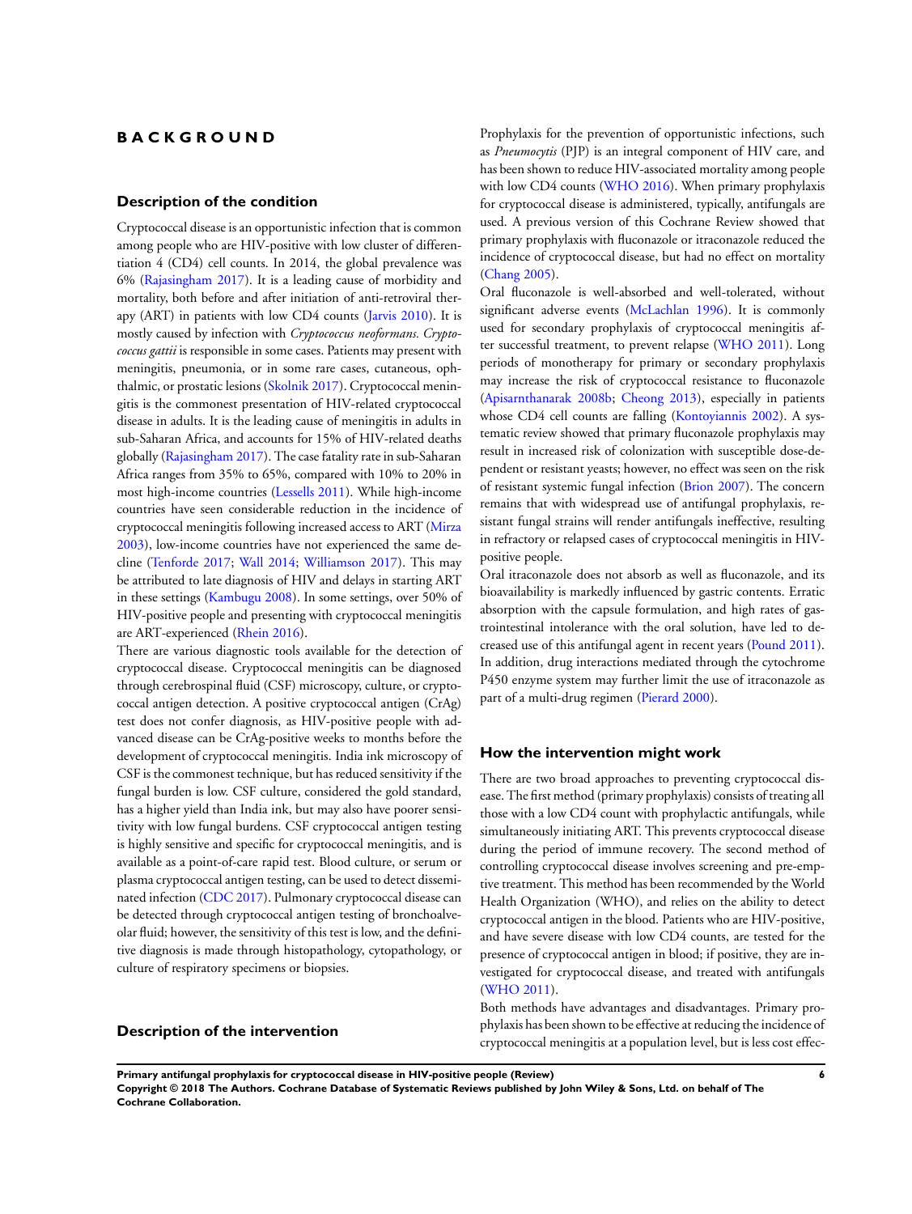# BACKGROUND

## Description of the condition

Cryptococcal disease is an opportunistic infection that is common among people who are HIV-positive with low cluster of differentiation 4 (CD4) cell counts. In 2014, the global prevalence was 6% (Rajasingham 2017). It is a leading cause of morbidity and mortality, both before and after initiation of anti-retroviral therapy (ART) in patients with low CD4 counts (Jarvis 2010). It is mostly caused by infection with *Cryptococcus neoformans*. *Cryptococcus gattii* is responsible in some cases. Patients may present with meningitis, pneumonia, or in some rare cases, cutaneous, ophthalmic, or prostatic lesions (Skolnik 2017). Cryptococcal meningitis is the commonest presentation of HIV-related cryptococcal disease in adults. It is the leading cause of meningitis in adults in sub-Saharan Africa, and accounts for 15% of HIV-related deaths globally (Rajasingham 2017). The case fatality rate in sub-Saharan Africa ranges from 35% to 65%, compared with 10% to 20% in most high-income countries (Lessells 2011). While high-income countries have seen considerable reduction in the incidence of cryptococcal meningitis following increased access to ART (Mirza 2003), low-income countries have not experienced the same decline (Tenforde 2017; Wall 2014; Williamson 2017). This may be attributed to late diagnosis of HIV and delays in starting ART in these settings (Kambugu 2008). In some settings, over 50% of HIV-positive people and presenting with cryptococcal meningitis are ART-experienced (Rhein 2016).

There are various diagnostic tools available for the detection of cryptococcal disease. Cryptococcal meningitis can be diagnosed through cerebrospinal fluid (CSF) microscopy, culture, or cryptococcal antigen detection. A positive cryptococcal antigen (CrAg) test does not confer diagnosis, as HIV-positive people with advanced disease can be CrAg-positive weeks to months before the development of cryptococcal meningitis. India ink microscopy of CSF is the commonest technique, but has reduced sensitivity if the fungal burden is low. CSF culture, considered the gold standard, has a higher yield than India ink, but may also have poorer sensitivity with low fungal burdens. CSF cryptococcal antigen testing is highly sensitive and specific for cryptococcal meningitis, and is available as a point-of-care rapid test. Blood culture, or serum or plasma cryptococcal antigen testing, can be used to detect disseminated infection (CDC 2017). Pulmonary cryptococcal disease can be detected through cryptococcal antigen testing of bronchoalveolar fluid; however, the sensitivity of this test is low, and the definitive diagnosis is made through histopathology, cytopathology, or culture of respiratory specimens or biopsies.

## Description of the intervention

Prophylaxis for the prevention of opportunistic infections, such as *Pneumocytis* (PJP) is an integral component of HIV care, and has been shown to reduce HIV-associated mortality among people with low CD4 counts (WHO 2016). When primary prophylaxis for cryptococcal disease is administered, typically, antifungals are used. A previous version of this Cochrane Review showed that primary prophylaxis with fluconazole or itraconazole reduced the incidence of cryptococcal disease, but had no effect on mortality (Chang 2005).

Oral fluconazole is well-absorbed and well-tolerated, without significant adverse events (McLachlan 1996). It is commonly used for secondary prophylaxis of cryptococcal meningitis after successful treatment, to prevent relapse (WHO 2011). Long periods of monotherapy for primary or secondary prophylaxis may increase the risk of cryptococcal resistance to fluconazole (Apisarnthanarak 2008b; Cheong 2013), especially in patients whose CD4 cell counts are falling (Kontoyiannis 2002). A systematic review showed that primary fluconazole prophylaxis may result in increased risk of colonization with susceptible dose-dependent or resistant yeasts; however, no effect was seen on the risk of resistant systemic fungal infection (Brion 2007). The concern remains that with widespread use of antifungal prophylaxis, resistant fungal strains will render antifungals ineffective, resulting in refractory or relapsed cases of cryptococcal meningitis in HIV-positive people.

Oral itraconazole does not absorb as well as fluconazole, and its bioavailability is markedly influenced by gastric contents. Erratic absorption with the capsule formulation, and high rates of gastrointestinal intolerance with the oral solution, have led to decreased use of this antifungal agent in recent years (Pound 2011). In addition, drug interactions mediated through the cytochrome P450 enzyme system may further limit the use of itraconazole as part of a multi-drug regimen (Pierard 2000).

## How the intervention might work

There are two broad approaches to preventing cryptococcal disease. The first method (primary prophylaxis) consists of treating all those with a low CD4 count with prophylactic antifungals, while simultaneously initiating ART. This prevents cryptococcal disease during the period of immune recovery. The second method of controlling cryptococcal disease involves screening and pre-emptive treatment. This method has been recommended by the World Health Organization (WHO), and relies on the ability to detect cryptococcal antigen in the blood. Patients who are HIV-positive, and have severe disease with low CD4 counts, are tested for the presence of cryptococcal antigen in blood; if positive, they are investigated for cryptococcal disease, and treated with antifungals (WHO 2011).

Both methods have advantages and disadvantages. Primary prophylaxis has been shown to be effective at reducing the incidence of cryptococcal meningitis at a population level, but is less cost effec-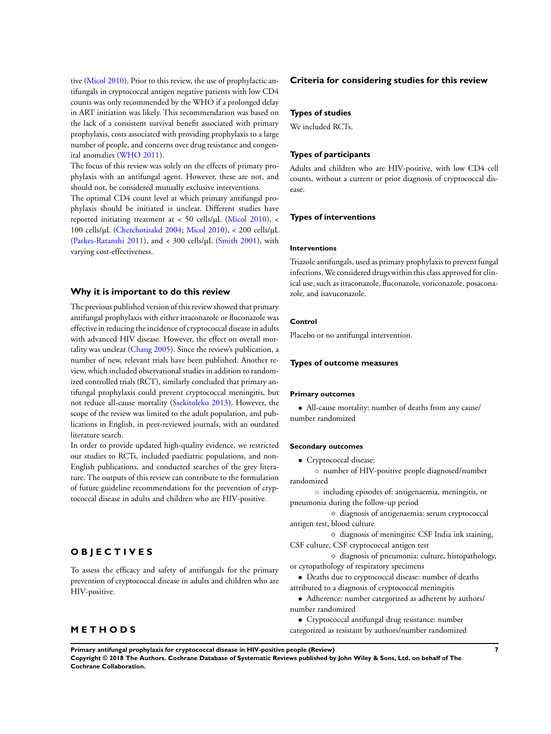tive (Micol 2010). Prior to this review, the use of prophylactic antifungals in cryptococcal antigen negative patients with low CD4 counts was only recommended by the WHO if a prolonged delay in ART initiation was likely. This recommendation was based on the lack of a consistent survival benefit associated with primary prophylaxis, costs associated with providing prophylaxis to a large number of people, and concerns over drug resistance and congenital anomalies (WHO 2011).

The focus of this review was solely on the effects of primary prophylaxis with an antifungal agent. However, these are not, and should not, be considered mutually exclusive interventions.

The optimal CD4 count level at which primary antifungal prophylaxis should be initiated is unclear. Different studies have reported initiating treatment at < 50 cells/µL (Micol 2010), < 100 cells/µL (Chetchotisakd 2004; Micol 2010), < 200 cells/µL (Parkes-Ratanshi 2011), and < 300 cells/µL (Smith 2001), with varying cost-effectiveness.

## Why it is important to do this review

The previous published version of this review showed that primary antifungal prophylaxis with either itraconazole or fluconazole was effective in reducing the incidence of cryptococcal disease in adults with advanced HIV disease. However, the effect on overall mortality was unclear (Chang 2005). Since the review's publication, a number of new, relevant trials have been published. Another review, which included observational studies in addition to randomized controlled trials (RCT), similarly concluded that primary antifungal prophylaxis could prevent cryptococcal meningitis, but not reduce all-cause mortality (Ssekitoleko 2013). However, the scope of the review was limited to the adult population, and publications in English, in peer-reviewed journals, with an outdated literature search.

In order to provide updated high-quality evidence, we restricted our studies to RCTs, included paediatric populations, and non-English publications, and conducted searches of the grey literature. The outputs of this review can contribute to the formulation of future guideline recommendations for the prevention of cryptococcal disease in adults and children who are HIV-positive.

# OBJECTIVES

To assess the efficacy and safety of antifungals for the primary prevention of cryptococcal disease in adults and children who are HIV-positive.

# METHODS

## Criteria for considering studies for this review

### Types of studies

We included RCTs.

### Types of participants

Adults and children who are HIV-positive, with low CD4 cell counts, without a current or prior diagnosis of cryptococcal disease.

### Types of interventions

#### Interventions

Triazole antifungals, used as primary prophylaxis to prevent fungal infections. We considered drugs within this class approved for clinical use, such as itraconazole, fluconazole, voriconazole, posaconazole, and isavuconazole.

#### Control

Placebo or no antifungal intervention.

### Types of outcome measures

#### Primary outcomes

- All-cause mortality: number of deaths from any cause/number randomized

#### Secondary outcomes

- Cryptococcal disease:
  - number of HIV-positive people diagnosed/number randomized
  - including episodes of: antigenaemia, meningitis, or pneumonia during the follow-up period
    - diagnosis of antigenaemia: serum cryptococcal antigen test, blood culture
    - diagnosis of meningitis: CSF India ink staining, CSF culture, CSF cryptococcal antigen test
    - diagnosis of pneumonia: culture, histopathology, or cytopathology of respiratory specimens
- Deaths due to cryptococcal disease: number of deaths attributed to a diagnosis of cryptococcal meningitis
- Adherence: number categorized as adherent by authors/number randomized
- Cryptococcal antifungal drug resistance: number categorized as resistant by authors/number randomized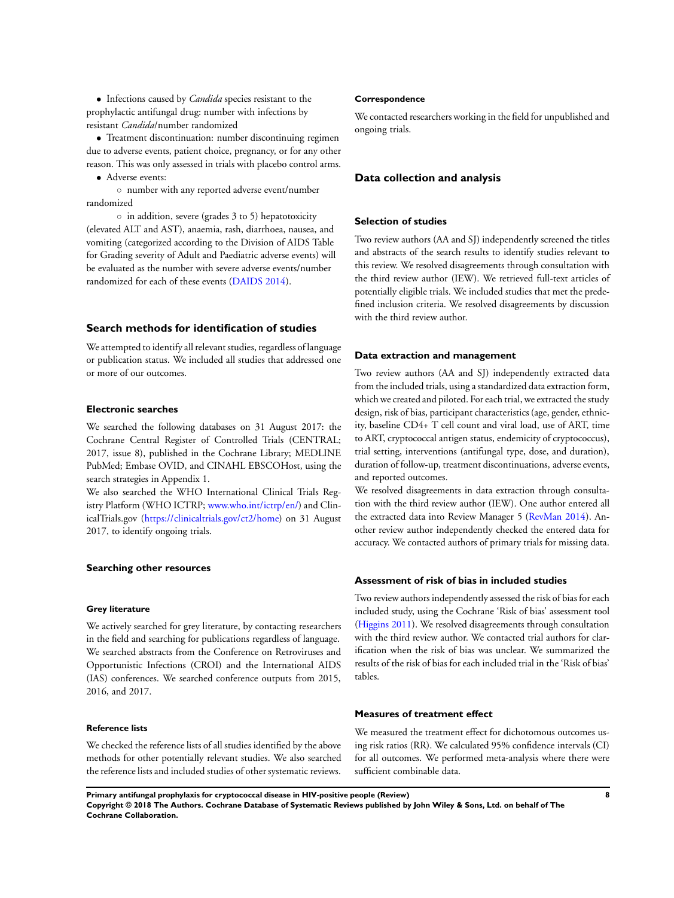- Infections caused by *Candida* species resistant to the prophylactic antifungal drug: number with infections by resistant *Candida*/number randomized
- Treatment discontinuation: number discontinuing regimen due to adverse events, patient choice, pregnancy, or for any other reason. This was only assessed in trials with placebo control arms.
- Adverse events:
  - number with any reported adverse event/number randomized
  - in addition, severe (grades 3 to 5) hepatotoxicity (elevated ALT and AST), anaemia, rash, diarrhoea, nausea, and vomiting (categorized according to the Division of AIDS Table for Grading severity of Adult and Paediatric adverse events) will be evaluated as the number with severe adverse events/number randomized for each of these events (DAIDS 2014).

## Search methods for identification of studies

We attempted to identify all relevant studies, regardless of language or publication status. We included all studies that addressed one or more of our outcomes.

### Electronic searches

We searched the following databases on 31 August 2017: the Cochrane Central Register of Controlled Trials (CENTRAL; 2017, issue 8), published in the Cochrane Library; MEDLINE PubMed; Embase OVID, and CINAHL EBSCOHost, using the search strategies in Appendix 1.

We also searched the WHO International Clinical Trials Registry Platform (WHO ICTRP; www.who.int/ictrp/en/) and ClinicalTrials.gov (https://clinicaltrials.gov/ct2/home) on 31 August 2017, to identify ongoing trials.

### Searching other resources

#### Grey literature

We actively searched for grey literature, by contacting researchers in the field and searching for publications regardless of language. We searched abstracts from the Conference on Retroviruses and Opportunistic Infections (CROI) and the International AIDS (IAS) conferences. We searched conference outputs from 2015, 2016, and 2017.

#### Reference lists

We checked the reference lists of all studies identified by the above methods for other potentially relevant studies. We also searched the reference lists and included studies of other systematic reviews.

#### Correspondence

We contacted researchers working in the field for unpublished and ongoing trials.

## Data collection and analysis

### Selection of studies

Two review authors (AA and SJ) independently screened the titles and abstracts of the search results to identify studies relevant to this review. We resolved disagreements through consultation with the third review author (IEW). We retrieved full-text articles of potentially eligible trials. We included studies that met the predefined inclusion criteria. We resolved disagreements by discussion with the third review author.

### Data extraction and management

Two review authors (AA and SJ) independently extracted data from the included trials, using a standardized data extraction form, which we created and piloted. For each trial, we extracted the study design, risk of bias, participant characteristics (age, gender, ethnicity, baseline CD4+ T cell count and viral load, use of ART, time to ART, cryptococcal antigen status, endemicity of cryptococcus), trial setting, interventions (antifungal type, dose, and duration), duration of follow-up, treatment discontinuations, adverse events, and reported outcomes.

We resolved disagreements in data extraction through consultation with the third review author (IEW). One author entered all the extracted data into Review Manager 5 (RevMan 2014). Another review author independently checked the entered data for accuracy. We contacted authors of primary trials for missing data.

### Assessment of risk of bias in included studies

Two review authors independently assessed the risk of bias for each included study, using the Cochrane 'Risk of bias' assessment tool (Higgins 2011). We resolved disagreements through consultation with the third review author. We contacted trial authors for clarification when the risk of bias was unclear. We summarized the results of the risk of bias for each included trial in the 'Risk of bias' tables.

### Measures of treatment effect

We measured the treatment effect for dichotomous outcomes using risk ratios (RR). We calculated 95% confidence intervals (CI) for all outcomes. We performed meta-analysis where there were sufficient combinable data.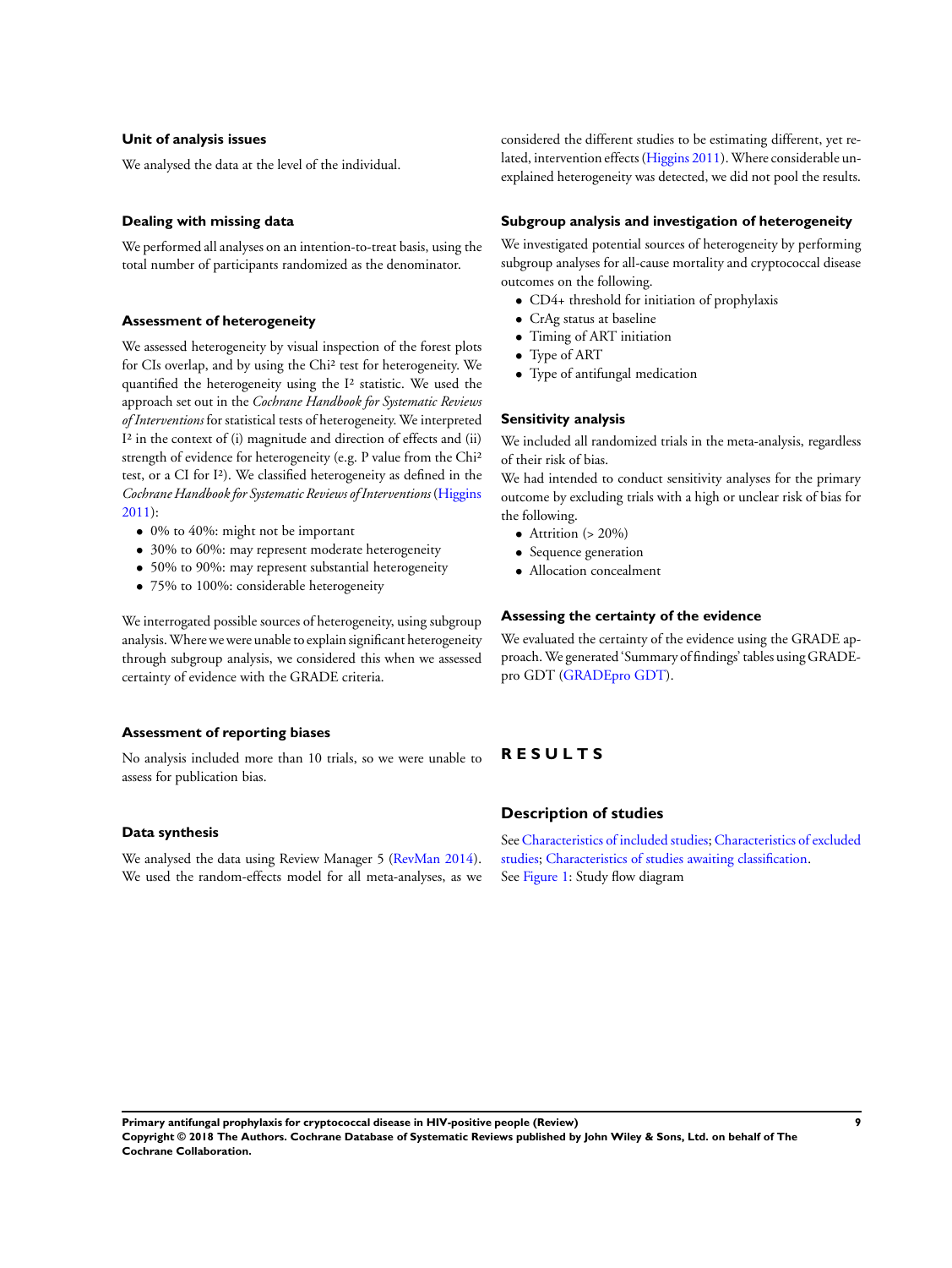### Unit of analysis issues

We analysed the data at the level of the individual.

### Dealing with missing data

We performed all analyses on an intention-to-treat basis, using the total number of participants randomized as the denominator.

### Assessment of heterogeneity

We assessed heterogeneity by visual inspection of the forest plots for CIs overlap, and by using the Chi² test for heterogeneity. We quantified the heterogeneity using the I² statistic. We used the approach set out in the *Cochrane Handbook for Systematic Reviews of Interventions* for statistical tests of heterogeneity. We interpreted I² in the context of (i) magnitude and direction of effects and (ii) strength of evidence for heterogeneity (e.g. P value from the Chi² test, or a CI for I²). We classified heterogeneity as defined in the *Cochrane Handbook for Systematic Reviews of Interventions* (Higgins 2011):

- 0% to 40%: might not be important
- 30% to 60%: may represent moderate heterogeneity
- 50% to 90%: may represent substantial heterogeneity
- 75% to 100%: considerable heterogeneity

We interrogated possible sources of heterogeneity, using subgroup analysis. Where we were unable to explain significant heterogeneity through subgroup analysis, we considered this when we assessed certainty of evidence with the GRADE criteria.

### Assessment of reporting biases

No analysis included more than 10 trials, so we were unable to assess for publication bias.

### Data synthesis

We analysed the data using Review Manager 5 (RevMan 2014). We used the random-effects model for all meta-analyses, as we considered the different studies to be estimating different, yet related, intervention effects (Higgins 2011). Where considerable unexplained heterogeneity was detected, we did not pool the results.

### Subgroup analysis and investigation of heterogeneity

We investigated potential sources of heterogeneity by performing subgroup analyses for all-cause mortality and cryptococcal disease outcomes on the following.

- CD4+ threshold for initiation of prophylaxis
- CrAg status at baseline
- Timing of ART initiation
- Type of ART
- Type of antifungal medication

### Sensitivity analysis

We included all randomized trials in the meta-analysis, regardless of their risk of bias.

We had intended to conduct sensitivity analyses for the primary outcome by excluding trials with a high or unclear risk of bias for the following.

- Attrition (> 20%)
- Sequence generation
- Allocation concealment

### Assessing the certainty of the evidence

We evaluated the certainty of the evidence using the GRADE approach. We generated 'Summary of findings' tables using GRADEpro GDT (GRADEpro GDT).

# RESULTS

## Description of studies

See Characteristics of included studies; Characteristics of excluded studies; Characteristics of studies awaiting classification.

See Figure 1: Study flow diagram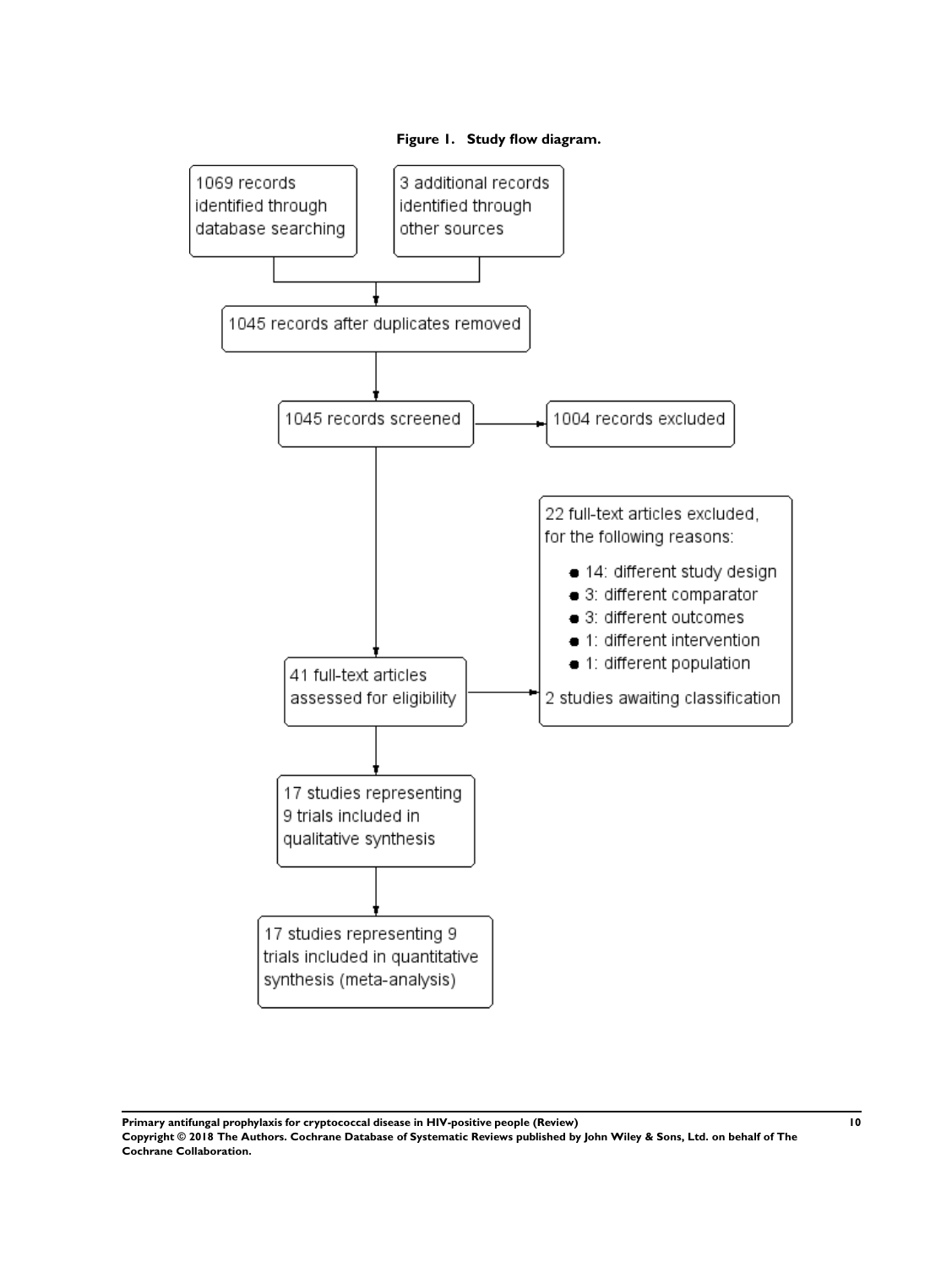**Figure 1. Study flow diagram.**

1069 records identified through database searching

3 additional records identified through other sources

1045 records after duplicates removed

1045 records screened

1004 records excluded

41 full-text articles assessed for eligibility

22 full-text articles excluded, for the following reasons:

- 14: different study design
- 3: different comparator
- 3: different outcomes
- 1: different intervention
- 1: different population

2 studies awaiting classification

17 studies representing 9 trials included in qualitative synthesis

17 studies representing 9 trials included in quantitative synthesis (meta-analysis)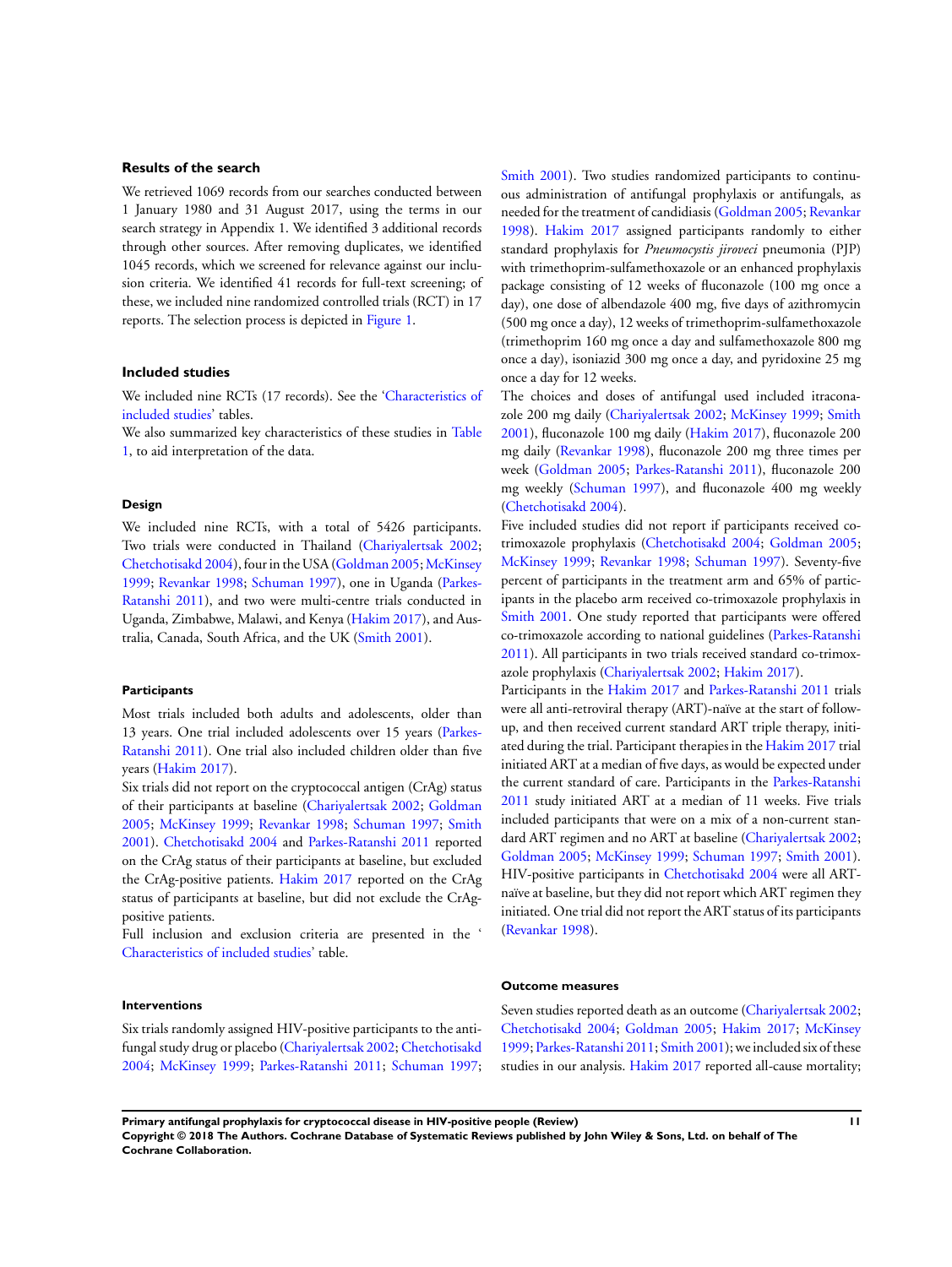### Results of the search

We retrieved 1069 records from our searches conducted between 1 January 1980 and 31 August 2017, using the terms in our search strategy in Appendix 1. We identified 3 additional records through other sources. After removing duplicates, we identified 1045 records, which we screened for relevance against our inclusion criteria. We identified 41 records for full-text screening; of these, we included nine randomized controlled trials (RCT) in 17 reports. The selection process is depicted in Figure 1.

### Included studies

We included nine RCTs (17 records). See the 'Characteristics of included studies' tables.

We also summarized key characteristics of these studies in Table 1, to aid interpretation of the data.

#### Design

We included nine RCTs, with a total of 5426 participants. Two trials were conducted in Thailand (Chariyalertsak 2002; Chetchotisakd 2004), four in the USA (Goldman 2005; McKinsey 1999; Revankar 1998; Schuman 1997), one in Uganda (Parkes-Ratanshi 2011), and two were multi-centre trials conducted in Uganda, Zimbabwe, Malawi, and Kenya (Hakim 2017), and Australia, Canada, South Africa, and the UK (Smith 2001).

#### Participants

Most trials included both adults and adolescents, older than 13 years. One trial included adolescents over 15 years (Parkes-Ratanshi 2011). One trial also included children older than five years (Hakim 2017).

Six trials did not report on the cryptococcal antigen (CrAg) status of their participants at baseline (Chariyalertsak 2002; Goldman 2005; McKinsey 1999; Revankar 1998; Schuman 1997; Smith 2001). Chetchotisakd 2004 and Parkes-Ratanshi 2011 reported on the CrAg status of their participants at baseline, but excluded the CrAg-positive patients. Hakim 2017 reported on the CrAg status of participants at baseline, but did not exclude the CrAg-positive patients.

Full inclusion and exclusion criteria are presented in the 'Characteristics of included studies' table.

#### Interventions

Six trials randomly assigned HIV-positive participants to the antifungal study drug or placebo (Chariyalertsak 2002; Chetchotisakd 2004; McKinsey 1999; Parkes-Ratanshi 2011; Schuman 1997; Smith 2001). Two studies randomized participants to continuous administration of antifungal prophylaxis or antifungals, as needed for the treatment of candidiasis (Goldman 2005; Revankar 1998). Hakim 2017 assigned participants randomly to either standard prophylaxis for *Pneumocystis jiroveci* pneumonia (PJP) with trimethoprim-sulfamethoxazole or an enhanced prophylaxis package consisting of 12 weeks of fluconazole (100 mg once a day), one dose of albendazole 400 mg, five days of azithromycin (500 mg once a day), 12 weeks of trimethoprim-sulfamethoxazole (trimethoprim 160 mg once a day and sulfamethoxazole 800 mg once a day), isoniazid 300 mg once a day, and pyridoxine 25 mg once a day for 12 weeks.

The choices and doses of antifungal used included itraconazole 200 mg daily (Chariyalertsak 2002; McKinsey 1999; Smith 2001), fluconazole 100 mg daily (Hakim 2017), fluconazole 200 mg daily (Revankar 1998), fluconazole 200 mg three times per week (Goldman 2005; Parkes-Ratanshi 2011), fluconazole 200 mg weekly (Schuman 1997), and fluconazole 400 mg weekly (Chetchotisakd 2004).

Five included studies did not report if participants received co-trimoxazole prophylaxis (Chetchotisakd 2004; Goldman 2005; McKinsey 1999; Revankar 1998; Schuman 1997). Seventy-five percent of participants in the treatment arm and 65% of participants in the placebo arm received co-trimoxazole prophylaxis in Smith 2001. One study reported that participants were offered co-trimoxazole according to national guidelines (Parkes-Ratanshi 2011). All participants in two trials received standard co-trimoxazole prophylaxis (Chariyalertsak 2002; Hakim 2017).

Participants in the Hakim 2017 and Parkes-Ratanshi 2011 trials were all anti-retroviral therapy (ART)-naïve at the start of follow-up, and then received current standard ART triple therapy, initiated during the trial. Participant therapies in the Hakim 2017 trial initiated ART at a median of five days, as would be expected under the current standard of care. Participants in the Parkes-Ratanshi 2011 study initiated ART at a median of 11 weeks. Five trials included participants that were on a mix of a non-current standard ART regimen and no ART at baseline (Chariyalertsak 2002; Goldman 2005; McKinsey 1999; Schuman 1997; Smith 2001). HIV-positive participants in Chetchotisakd 2004 were all ART-naïve at baseline, but they did not report which ART regimen they initiated. One trial did not report the ART status of its participants (Revankar 1998).

#### Outcome measures

Seven studies reported death as an outcome (Chariyalertsak 2002; Chetchotisakd 2004; Goldman 2005; Hakim 2017; McKinsey 1999; Parkes-Ratanshi 2011; Smith 2001); we included six of these studies in our analysis. Hakim 2017 reported all-cause mortality;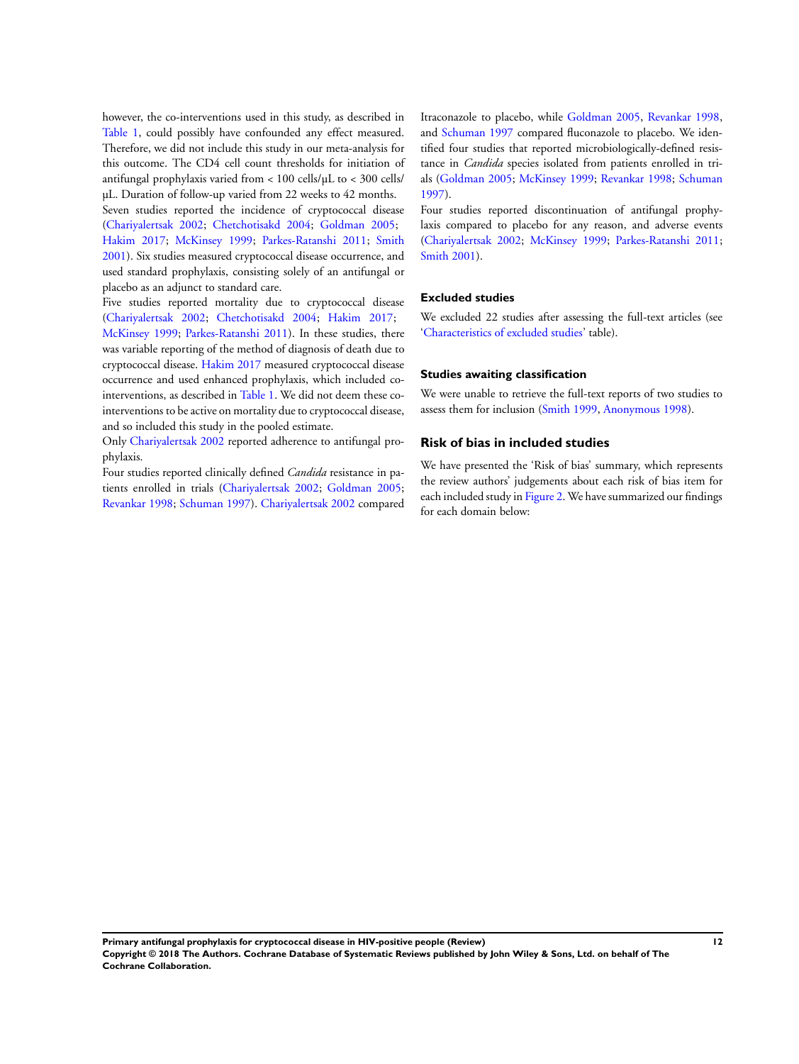however, the co-interventions used in this study, as described in Table 1, could possibly have confounded any effect measured. Therefore, we did not include this study in our meta-analysis for this outcome. The CD4 cell count thresholds for initiation of antifungal prophylaxis varied from < 100 cells/µL to < 300 cells/µL. Duration of follow-up varied from 22 weeks to 42 months.

Seven studies reported the incidence of cryptococcal disease (Chariyalertsak 2002; Chetchotisakd 2004; Goldman 2005; Hakim 2017; McKinsey 1999; Parkes-Ratanshi 2011; Smith 2001). Six studies measured cryptococcal disease occurrence, and used standard prophylaxis, consisting solely of an antifungal or placebo as an adjunct to standard care.

Five studies reported mortality due to cryptococcal disease (Chariyalertsak 2002; Chetchotisakd 2004; Hakim 2017; McKinsey 1999; Parkes-Ratanshi 2011). In these studies, there was variable reporting of the method of diagnosis of death due to cryptococcal disease. Hakim 2017 measured cryptococcal disease occurrence and used enhanced prophylaxis, which included co-interventions, as described in Table 1. We did not deem these co-interventions to be active on mortality due to cryptococcal disease, and so included this study in the pooled estimate.

Only Chariyalertsak 2002 reported adherence to antifungal prophylaxis.

Four studies reported clinically defined *Candida* resistance in patients enrolled in trials (Chariyalertsak 2002; Goldman 2005; Revankar 1998; Schuman 1997). Chariyalertsak 2002 compared Itraconazole to placebo, while Goldman 2005, Revankar 1998, and Schuman 1997 compared fluconazole to placebo. We identified four studies that reported microbiologically-defined resistance in *Candida* species isolated from patients enrolled in trials (Goldman 2005; McKinsey 1999; Revankar 1998; Schuman 1997).

Four studies reported discontinuation of antifungal prophylaxis compared to placebo for any reason, and adverse events (Chariyalertsak 2002; McKinsey 1999; Parkes-Ratanshi 2011; Smith 2001).

### Excluded studies

We excluded 22 studies after assessing the full-text articles (see 'Characteristics of excluded studies' table).

### Studies awaiting classification

We were unable to retrieve the full-text reports of two studies to assess them for inclusion (Smith 1999, Anonymous 1998).

## Risk of bias in included studies

We have presented the 'Risk of bias' summary, which represents the review authors' judgements about each risk of bias item for each included study in Figure 2. We have summarized our findings for each domain below: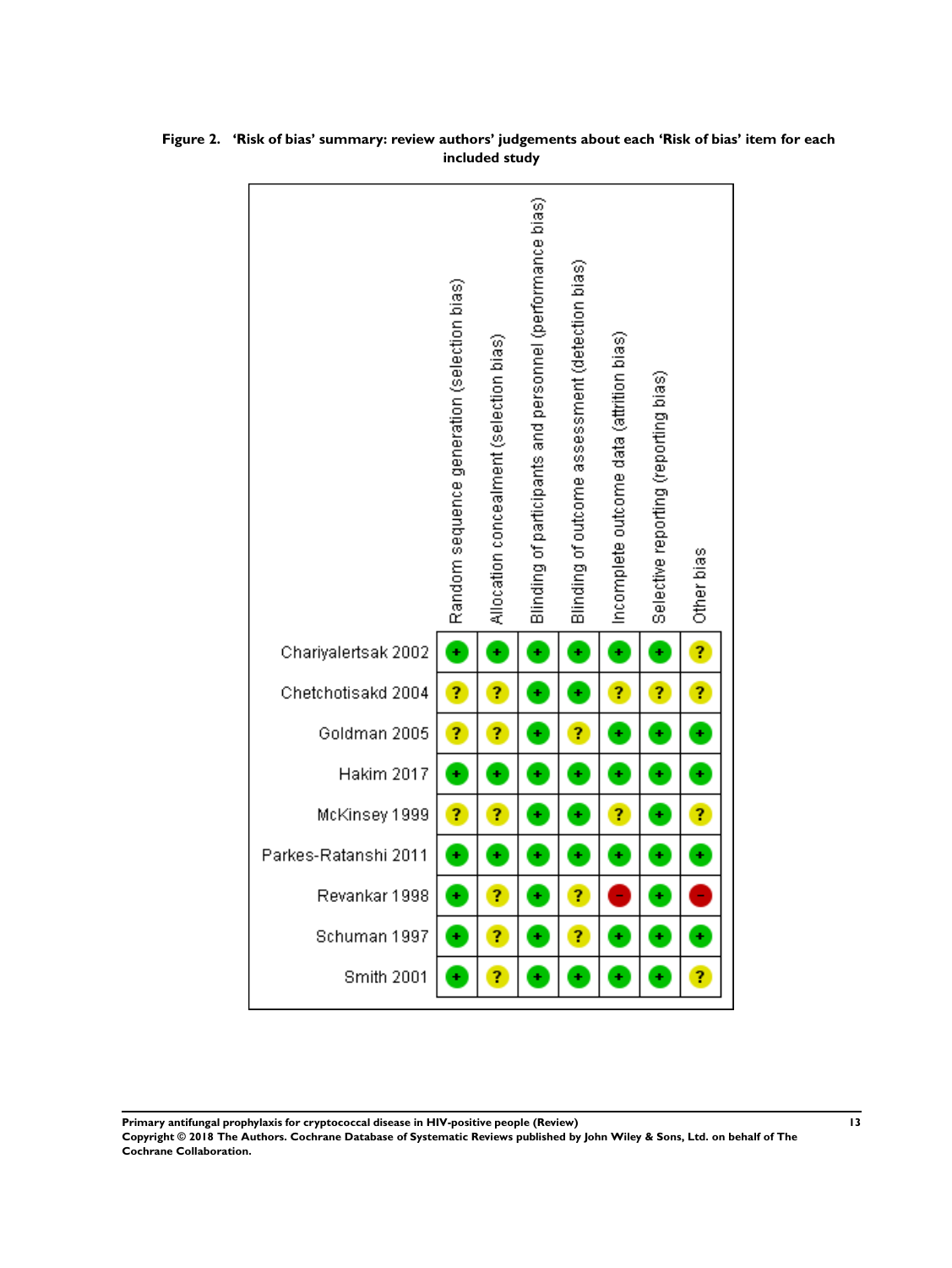**Figure 2. 'Risk of bias' summary: review authors' judgements about each 'Risk of bias' item for each included study**

| | Random sequence generation (selection bias) | Allocation concealment (selection bias) | Blinding of participants and personnel (performance bias) | Blinding of outcome assessment (detection bias) | Incomplete outcome data (attrition bias) | Selective reporting (reporting bias) | Other bias |
|---|---|---|---|---|---|---|---|
| Chariyalertsak 2002 | + | + | + | + | + | + | ? |
| Chetchotisakd 2004 | ? | ? | + | + | ? | ? | ? |
| Goldman 2005 | ? | ? | + | ? | + | + | + |
| Hakim 2017 | + | + | + | + | + | + | + |
| McKinsey 1999 | ? | ? | + | + | ? | + | ? |
| Parkes-Ratanshi 2011 | + | + | + | + | + | + | + |
| Revankar 1998 | + | ? | + | ? | - | + | - |
| Schuman 1997 | + | ? | + | ? | + | + | + |
| Smith 2001 | + | ? | + | + | + | + | ? |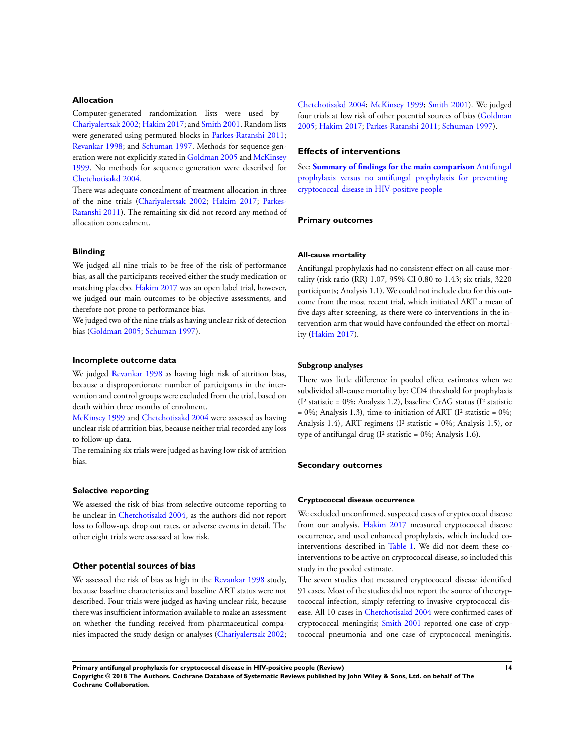### Allocation

Computer-generated randomization lists were used by Chariyalertsak 2002; Hakim 2017; and Smith 2001. Random lists were generated using permuted blocks in Parkes-Ratanshi 2011; Revankar 1998; and Schuman 1997. Methods for sequence generation were not explicitly stated in Goldman 2005 and McKinsey 1999. No methods for sequence generation were described for Chetchotisakd 2004.

There was adequate concealment of treatment allocation in three of the nine trials (Chariyalertsak 2002; Hakim 2017; Parkes-Ratanshi 2011). The remaining six did not record any method of allocation concealment.

### Blinding

We judged all nine trials to be free of the risk of performance bias, as all the participants received either the study medication or matching placebo. Hakim 2017 was an open label trial, however, we judged our main outcomes to be objective assessments, and therefore not prone to performance bias.

We judged two of the nine trials as having unclear risk of detection bias (Goldman 2005; Schuman 1997).

### Incomplete outcome data

We judged Revankar 1998 as having high risk of attrition bias, because a disproportionate number of participants in the intervention and control groups were excluded from the trial, based on death within three months of enrolment.

McKinsey 1999 and Chetchotisakd 2004 were assessed as having unclear risk of attrition bias, because neither trial recorded any loss to follow-up data.

The remaining six trials were judged as having low risk of attrition bias.

### Selective reporting

We assessed the risk of bias from selective outcome reporting to be unclear in Chetchotisakd 2004, as the authors did not report loss to follow-up, drop out rates, or adverse events in detail. The other eight trials were assessed at low risk.

### Other potential sources of bias

We assessed the risk of bias as high in the Revankar 1998 study, because baseline characteristics and baseline ART status were not described. Four trials were judged as having unclear risk, because there was insufficient information available to make an assessment on whether the funding received from pharmaceutical companies impacted the study design or analyses (Chariyalertsak 2002; Chetchotisakd 2004; McKinsey 1999; Smith 2001). We judged four trials at low risk of other potential sources of bias (Goldman 2005; Hakim 2017; Parkes-Ratanshi 2011; Schuman 1997).

## Effects of interventions

See: **Summary of findings for the main comparison** Antifungal prophylaxis versus no antifungal prophylaxis for preventing cryptococcal disease in HIV-positive people

### Primary outcomes

#### All-cause mortality

Antifungal prophylaxis had no consistent effect on all-cause mortality (risk ratio (RR) 1.07, 95% CI 0.80 to 1.43; six trials, 3220 participants; Analysis 1.1). We could not include data for this outcome from the most recent trial, which initiated ART a mean of five days after screening, as there were co-interventions in the intervention arm that would have confounded the effect on mortality (Hakim 2017).

#### Subgroup analyses

There was little difference in pooled effect estimates when we subdivided all-cause mortality by: CD4 threshold for prophylaxis ($I^2$ statistic = 0%; Analysis 1.2), baseline CrAG status ($I^2$ statistic = 0%; Analysis 1.3), time-to-initiation of ART ($I^2$ statistic = 0%; Analysis 1.4), ART regimens ($I^2$ statistic = 0%; Analysis 1.5), or type of antifungal drug ($I^2$ statistic = 0%; Analysis 1.6).

### Secondary outcomes

#### Cryptococcal disease occurrence

We excluded unconfirmed, suspected cases of cryptococcal disease from our analysis. Hakim 2017 measured cryptococcal disease occurrence, and used enhanced prophylaxis, which included co-interventions described in Table 1. We did not deem these co-interventions to be active on cryptococcal disease, so included this study in the pooled estimate.

The seven studies that measured cryptococcal disease identified 91 cases. Most of the studies did not report the source of the cryptococcal infection, simply referring to invasive cryptococcal disease. All 10 cases in Chetchotisakd 2004 were confirmed cases of cryptococcal meningitis; Smith 2001 reported one case of cryptococcal pneumonia and one case of cryptococcal meningitis.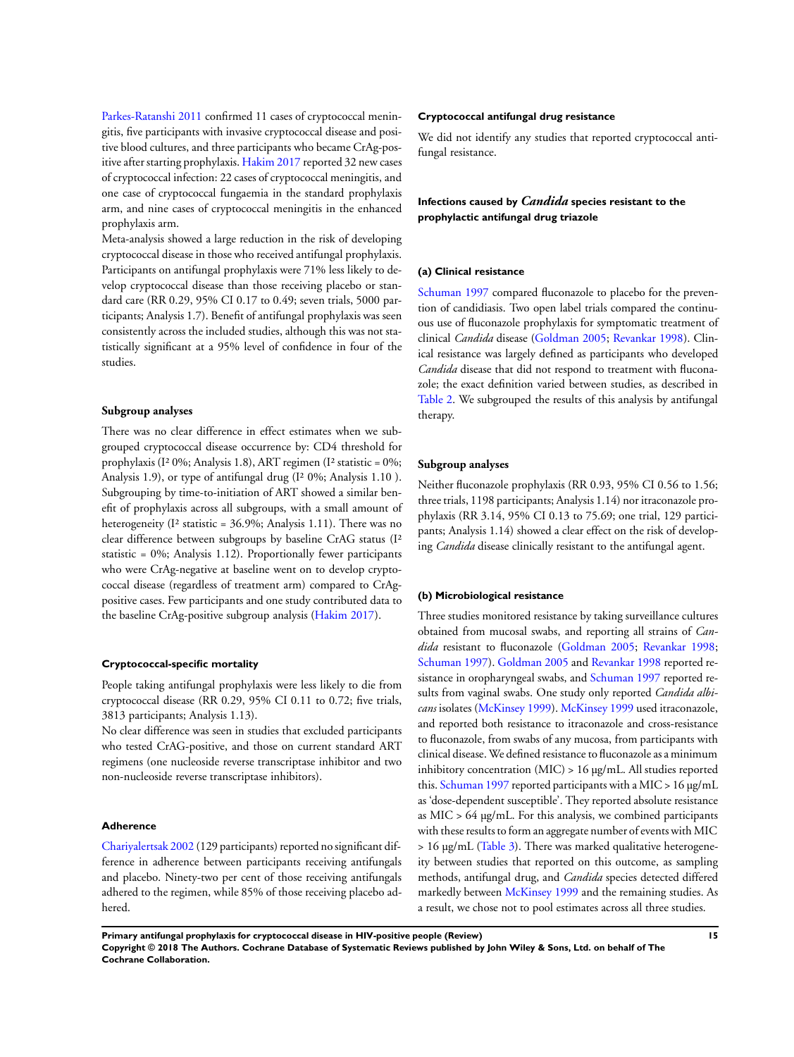Parkes-Ratanshi 2011 confirmed 11 cases of cryptococcal meningitis, five participants with invasive cryptococcal disease and positive blood cultures, and three participants who became CrAg-positive after starting prophylaxis. Hakim 2017 reported 32 new cases of cryptococcal infection: 22 cases of cryptococcal meningitis, and one case of cryptococcal fungaemia in the standard prophylaxis arm, and nine cases of cryptococcal meningitis in the enhanced prophylaxis arm.

Meta-analysis showed a large reduction in the risk of developing cryptococcal disease in those who received antifungal prophylaxis. Participants on antifungal prophylaxis were 71% less likely to develop cryptococcal disease than those receiving placebo or standard care (RR 0.29, 95% CI 0.17 to 0.49; seven trials, 5000 participants; Analysis 1.7). Benefit of antifungal prophylaxis was seen consistently across the included studies, although this was not statistically significant at a 95% level of confidence in four of the studies.

#### Subgroup analyses

There was no clear difference in effect estimates when we subgrouped cryptococcal disease occurrence by: CD4 threshold for prophylaxis ($I^2$ 0%; Analysis 1.8), ART regimen ($I^2$ statistic = 0%; Analysis 1.9), or type of antifungal drug ($I^2$ 0%; Analysis 1.10 ). Subgrouping by time-to-initiation of ART showed a similar benefit of prophylaxis across all subgroups, with a small amount of heterogeneity ($I^2$ statistic = 36.9%; Analysis 1.11). There was no clear difference between subgroups by baseline CrAG status ($I^2$ statistic = 0%; Analysis 1.12). Proportionally fewer participants who were CrAg-negative at baseline went on to develop cryptococcal disease (regardless of treatment arm) compared to CrAg-positive cases. Few participants and one study contributed data to the baseline CrAg-positive subgroup analysis (Hakim 2017).

#### Cryptococcal-specific mortality

People taking antifungal prophylaxis were less likely to die from cryptococcal disease (RR 0.29, 95% CI 0.11 to 0.72; five trials, 3813 participants; Analysis 1.13).

No clear difference was seen in studies that excluded participants who tested CrAG-positive, and those on current standard ART regimens (one nucleoside reverse transcriptase inhibitor and two non-nucleoside reverse transcriptase inhibitors).

#### Adherence

Chariyalertsak 2002 (129 participants) reported no significant difference in adherence between participants receiving antifungals and placebo. Ninety-two per cent of those receiving antifungals adhered to the regimen, while 85% of those receiving placebo adhered.

#### Cryptococcal antifungal drug resistance

We did not identify any studies that reported cryptococcal antifungal resistance.

#### Infections caused by *Candida* species resistant to the prophylactic antifungal drug triazole

##### (a) Clinical resistance

Schuman 1997 compared fluconazole to placebo for the prevention of candidiasis. Two open label trials compared the continuous use of fluconazole prophylaxis for symptomatic treatment of clinical *Candida* disease (Goldman 2005; Revankar 1998). Clinical resistance was largely defined as participants who developed *Candida* disease that did not respond to treatment with fluconazole; the exact definition varied between studies, as described in Table 2. We subgrouped the results of this analysis by antifungal therapy.

#### Subgroup analyses

Neither fluconazole prophylaxis (RR 0.93, 95% CI 0.56 to 1.56; three trials, 1198 participants; Analysis 1.14) nor itraconazole prophylaxis (RR 3.14, 95% CI 0.13 to 75.69; one trial, 129 participants; Analysis 1.14) showed a clear effect on the risk of developing *Candida* disease clinically resistant to the antifungal agent.

##### (b) Microbiological resistance

Three studies monitored resistance by taking surveillance cultures obtained from mucosal swabs, and reporting all strains of *Candida* resistant to fluconazole (Goldman 2005; Revankar 1998; Schuman 1997). Goldman 2005 and Revankar 1998 reported resistance in oropharyngeal swabs, and Schuman 1997 reported results from vaginal swabs. One study only reported *Candida albicans* isolates (McKinsey 1999). McKinsey 1999 used itraconazole, and reported both resistance to itraconazole and cross-resistance to fluconazole, from swabs of any mucosa, from participants with clinical disease. We defined resistance to fluconazole as a minimum inhibitory concentration (MIC) > 16 µg/mL. All studies reported this. Schuman 1997 reported participants with a MIC > 16 µg/mL as 'dose-dependent susceptible'. They reported absolute resistance as MIC > 64 µg/mL. For this analysis, we combined participants with these results to form an aggregate number of events with MIC > 16 µg/mL (Table 3). There was marked qualitative heterogeneity between studies that reported on this outcome, as sampling methods, antifungal drug, and *Candida* species detected differed markedly between McKinsey 1999 and the remaining studies. As a result, we chose not to pool estimates across all three studies.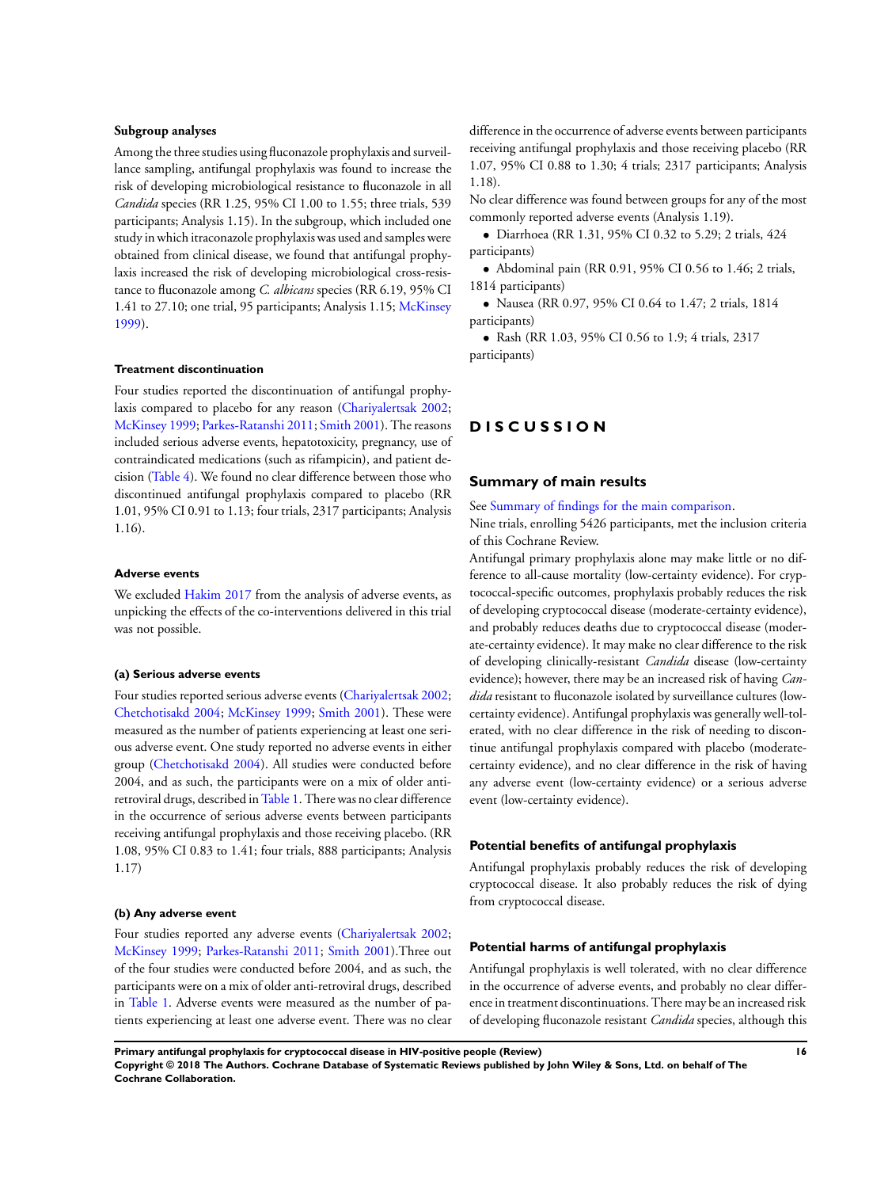### Subgroup analyses

Among the three studies using fluconazole prophylaxis and surveillance sampling, antifungal prophylaxis was found to increase the risk of developing microbiological resistance to fluconazole in all *Candida* species (RR 1.25, 95% CI 1.00 to 1.55; three trials, 539 participants; Analysis 1.15). In the subgroup, which included one study in which itraconazole prophylaxis was used and samples were obtained from clinical disease, we found that antifungal prophylaxis increased the risk of developing microbiological cross-resistance to fluconazole among *C. albicans* species (RR 6.19, 95% CI 1.41 to 27.10; one trial, 95 participants; Analysis 1.15; McKinsey 1999).

#### Treatment discontinuation

Four studies reported the discontinuation of antifungal prophylaxis compared to placebo for any reason (Chariyalertsak 2002; McKinsey 1999; Parkes-Ratanshi 2011; Smith 2001). The reasons included serious adverse events, hepatotoxicity, pregnancy, use of contraindicated medications (such as rifampicin), and patient decision (Table 4). We found no clear difference between those who discontinued antifungal prophylaxis compared to placebo (RR 1.01, 95% CI 0.91 to 1.13; four trials, 2317 participants; Analysis 1.16).

#### Adverse events

We excluded Hakim 2017 from the analysis of adverse events, as unpicking the effects of the co-interventions delivered in this trial was not possible.

##### (a) Serious adverse events

Four studies reported serious adverse events (Chariyalertsak 2002; Chetchotisakd 2004; McKinsey 1999; Smith 2001). These were measured as the number of patients experiencing at least one serious adverse event. One study reported no adverse events in either group (Chetchotisakd 2004). All studies were conducted before 2004, and as such, the participants were on a mix of older anti-retroviral drugs, described in Table 1. There was no clear difference in the occurrence of serious adverse events between participants receiving antifungal prophylaxis and those receiving placebo. (RR 1.08, 95% CI 0.83 to 1.41; four trials, 888 participants; Analysis 1.17)

##### (b) Any adverse event

Four studies reported any adverse events (Chariyalertsak 2002; McKinsey 1999; Parkes-Ratanshi 2011; Smith 2001).Three out of the four studies were conducted before 2004, and as such, the participants were on a mix of older anti-retroviral drugs, described in Table 1. Adverse events were measured as the number of patients experiencing at least one adverse event. There was no clear difference in the occurrence of adverse events between participants receiving antifungal prophylaxis and those receiving placebo (RR 1.07, 95% CI 0.88 to 1.30; 4 trials; 2317 participants; Analysis 1.18).

No clear difference was found between groups for any of the most commonly reported adverse events (Analysis 1.19).

- Diarrhoea (RR 1.31, 95% CI 0.32 to 5.29; 2 trials, 424 participants)
- Abdominal pain (RR 0.91, 95% CI 0.56 to 1.46; 2 trials, 1814 participants)
- Nausea (RR 0.97, 95% CI 0.64 to 1.47; 2 trials, 1814 participants)
- Rash (RR 1.03, 95% CI 0.56 to 1.9; 4 trials, 2317 participants)

# DISCUSSION

## Summary of main results

See Summary of findings for the main comparison.

Nine trials, enrolling 5426 participants, met the inclusion criteria of this Cochrane Review.

Antifungal primary prophylaxis alone may make little or no difference to all-cause mortality (low-certainty evidence). For cryptococcal-specific outcomes, prophylaxis probably reduces the risk of developing cryptococcal disease (moderate-certainty evidence), and probably reduces deaths due to cryptococcal disease (moderate-certainty evidence). It may make no clear difference to the risk of developing clinically-resistant *Candida* disease (low-certainty evidence); however, there may be an increased risk of having *Candida* resistant to fluconazole isolated by surveillance cultures (low-certainty evidence). Antifungal prophylaxis was generally well-tolerated, with no clear difference in the risk of needing to discontinue antifungal prophylaxis compared with placebo (moderate-certainty evidence), and no clear difference in the risk of having any adverse event (low-certainty evidence) or a serious adverse event (low-certainty evidence).

## Potential benefits of antifungal prophylaxis

Antifungal prophylaxis probably reduces the risk of developing cryptococcal disease. It also probably reduces the risk of dying from cryptococcal disease.

## Potential harms of antifungal prophylaxis

Antifungal prophylaxis is well tolerated, with no clear difference in the occurrence of adverse events, and probably no clear difference in treatment discontinuations. There may be an increased risk of developing fluconazole resistant *Candida* species, although this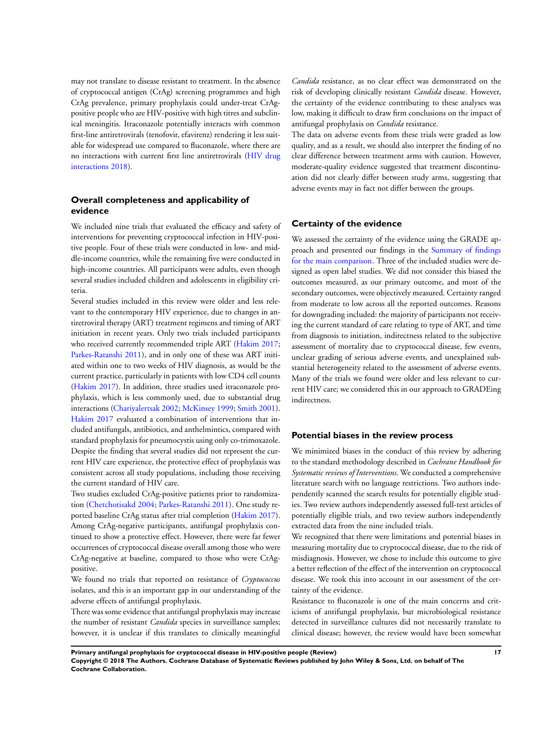may not translate to disease resistant to treatment. In the absence of cryptococcal antigen (CrAg) screening programmes and high CrAg prevalence, primary prophylaxis could under-treat CrAg-positive people who are HIV-positive with high titres and subclinical meningitis. Itraconazole potentially interacts with common first-line antiretrovirals (tenofovir, efavirenz) rendering it less suitable for widespread use compared to fluconazole, where there are no interactions with current first line antiretrovirals (HIV drug interactions 2018).

## Overall completeness and applicability of evidence

We included nine trials that evaluated the efficacy and safety of interventions for preventing cryptococcal infection in HIV-positive people. Four of these trials were conducted in low- and middle-income countries, while the remaining five were conducted in high-income countries. All participants were adults, even though several studies included children and adolescents in eligibility criteria.

Several studies included in this review were older and less relevant to the contemporary HIV experience, due to changes in antiretroviral therapy (ART) treatment regimens and timing of ART initiation in recent years. Only two trials included participants who received currently recommended triple ART (Hakim 2017; Parkes-Ratanshi 2011), and in only one of these was ART initiated within one to two weeks of HIV diagnosis, as would be the current practice, particularly in patients with low CD4 cell counts (Hakim 2017). In addition, three studies used itraconazole prophylaxis, which is less commonly used, due to substantial drug interactions (Chariyalertsak 2002; McKinsey 1999; Smith 2001). Hakim 2017 evaluated a combination of interventions that included antifungals, antibiotics, and anthelmintics, compared with standard prophylaxis for pneumocystis using only co-trimoxazole. Despite the finding that several studies did not represent the current HIV care experience, the protective effect of prophylaxis was consistent across all study populations, including those receiving the current standard of HIV care.

Two studies excluded CrAg-positive patients prior to randomization (Chetchotisakd 2004; Parkes-Ratanshi 2011). One study reported baseline CrAg status after trial completion (Hakim 2017). Among CrAg-negative participants, antifungal prophylaxis continued to show a protective effect. However, there were far fewer occurrences of cryptococcal disease overall among those who were CrAg-negative at baseline, compared to those who were CrAg-positive.

We found no trials that reported on resistance of *Cryptococcus* isolates, and this is an important gap in our understanding of the adverse effects of antifungal prophylaxis.

There was some evidence that antifungal prophylaxis may increase the number of resistant *Candida* species in surveillance samples; however, it is unclear if this translates to clinically meaningful *Candida* resistance, as no clear effect was demonstrated on the risk of developing clinically resistant *Candida* disease. However, the certainty of the evidence contributing to these analyses was low, making it difficult to draw firm conclusions on the impact of antifungal prophylaxis on *Candida* resistance.

The data on adverse events from these trials were graded as low quality, and as a result, we should also interpret the finding of no clear difference between treatment arms with caution. However, moderate-quality evidence suggested that treatment discontinuation did not clearly differ between study arms, suggesting that adverse events may in fact not differ between the groups.

## Certainty of the evidence

We assessed the certainty of the evidence using the GRADE approach and presented our findings in the Summary of findings for the main comparison. Three of the included studies were designed as open label studies. We did not consider this biased the outcomes measured, as our primary outcome, and most of the secondary outcomes, were objectively measured. Certainty ranged from moderate to low across all the reported outcomes. Reasons for downgrading included: the majority of participants not receiving the current standard of care relating to type of ART, and time from diagnosis to initiation, indirectness related to the subjective assessment of mortality due to cryptococcal disease, few events, unclear grading of serious adverse events, and unexplained substantial heterogeneity related to the assessment of adverse events. Many of the trials we found were older and less relevant to current HIV care; we considered this in our approach to GRADEing indirectness.

## Potential biases in the review process

We minimized biases in the conduct of this review by adhering to the standard methodology described in *Cochrane Handbook for Systematic reviews of Interventions*. We conducted a comprehensive literature search with no language restrictions. Two authors independently scanned the search results for potentially eligible studies. Two review authors independently assessed full-text articles of potentially eligible trials, and two review authors independently extracted data from the nine included trials.

We recognized that there were limitations and potential biases in measuring mortality due to cryptococcal disease, due to the risk of misdiagnosis. However, we chose to include this outcome to give a better reflection of the effect of the intervention on cryptococcal disease. We took this into account in our assessment of the certainty of the evidence.

Resistance to fluconazole is one of the main concerns and criticisms of antifungal prophylaxis, but microbiological resistance detected in surveillance cultures did not necessarily translate to clinical disease; however, the review would have been somewhat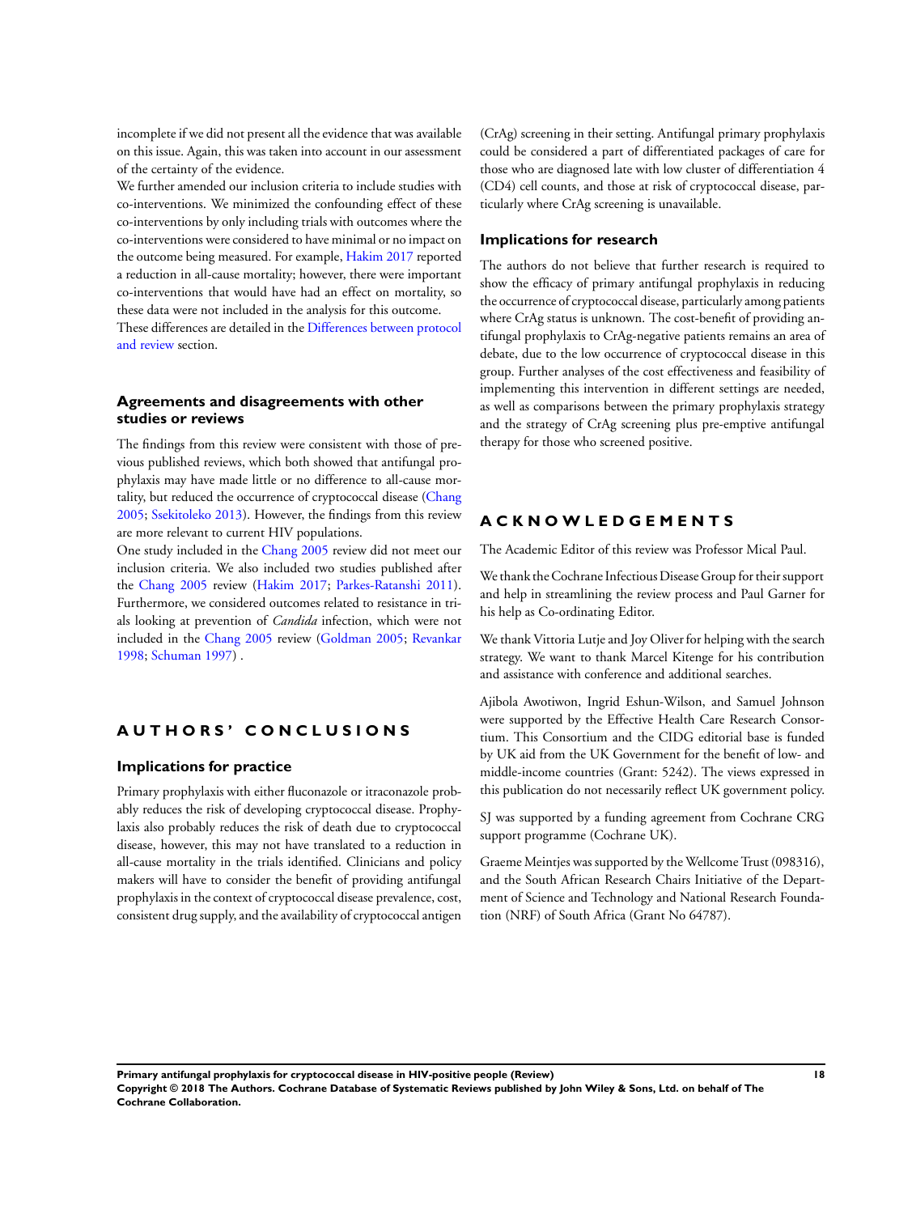incomplete if we did not present all the evidence that was available on this issue. Again, this was taken into account in our assessment of the certainty of the evidence.

We further amended our inclusion criteria to include studies with co-interventions. We minimized the confounding effect of these co-interventions by only including trials with outcomes where the co-interventions were considered to have minimal or no impact on the outcome being measured. For example, Hakim 2017 reported a reduction in all-cause mortality; however, there were important co-interventions that would have had an effect on mortality, so these data were not included in the analysis for this outcome.

These differences are detailed in the Differences between protocol and review section.

### Agreements and disagreements with other studies or reviews

The findings from this review were consistent with those of previous published reviews, which both showed that antifungal prophylaxis may have made little or no difference to all-cause mortality, but reduced the occurrence of cryptococcal disease (Chang 2005; Ssekitoleko 2013). However, the findings from this review are more relevant to current HIV populations.

One study included in the Chang 2005 review did not meet our inclusion criteria. We also included two studies published after the Chang 2005 review (Hakim 2017; Parkes-Ratanshi 2011). Furthermore, we considered outcomes related to resistance in trials looking at prevention of *Candida* infection, which were not included in the Chang 2005 review (Goldman 2005; Revankar 1998; Schuman 1997) .

## AUTHORS' CONCLUSIONS

### Implications for practice

Primary prophylaxis with either fluconazole or itraconazole probably reduces the risk of developing cryptococcal disease. Prophylaxis also probably reduces the risk of death due to cryptococcal disease, however, this may not have translated to a reduction in all-cause mortality in the trials identified. Clinicians and policy makers will have to consider the benefit of providing antifungal prophylaxis in the context of cryptococcal disease prevalence, cost, consistent drug supply, and the availability of cryptococcal antigen (CrAg) screening in their setting. Antifungal primary prophylaxis could be considered a part of differentiated packages of care for those who are diagnosed late with low cluster of differentiation 4 (CD4) cell counts, and those at risk of cryptococcal disease, particularly where CrAg screening is unavailable.

### Implications for research

The authors do not believe that further research is required to show the efficacy of primary antifungal prophylaxis in reducing the occurrence of cryptococcal disease, particularly among patients where CrAg status is unknown. The cost-benefit of providing antifungal prophylaxis to CrAg-negative patients remains an area of debate, due to the low occurrence of cryptococcal disease in this group. Further analyses of the cost effectiveness and feasibility of implementing this intervention in different settings are needed, as well as comparisons between the primary prophylaxis strategy and the strategy of CrAg screening plus pre-emptive antifungal therapy for those who screened positive.

## ACKNOWLEDGEMENTS

The Academic Editor of this review was Professor Mical Paul.

We thank the Cochrane Infectious Disease Group for their support and help in streamlining the review process and Paul Garner for his help as Co-ordinating Editor.

We thank Vittoria Lutje and Joy Oliver for helping with the search strategy. We want to thank Marcel Kitenge for his contribution and assistance with conference and additional searches.

Ajibola Awotiwon, Ingrid Eshun-Wilson, and Samuel Johnson were supported by the Effective Health Care Research Consortium. This Consortium and the CIDG editorial base is funded by UK aid from the UK Government for the benefit of low- and middle-income countries (Grant: 5242). The views expressed in this publication do not necessarily reflect UK government policy.

SJ was supported by a funding agreement from Cochrane CRG support programme (Cochrane UK).

Graeme Meintjes was supported by the Wellcome Trust (098316), and the South African Research Chairs Initiative of the Department of Science and Technology and National Research Foundation (NRF) of South Africa (Grant No 64787).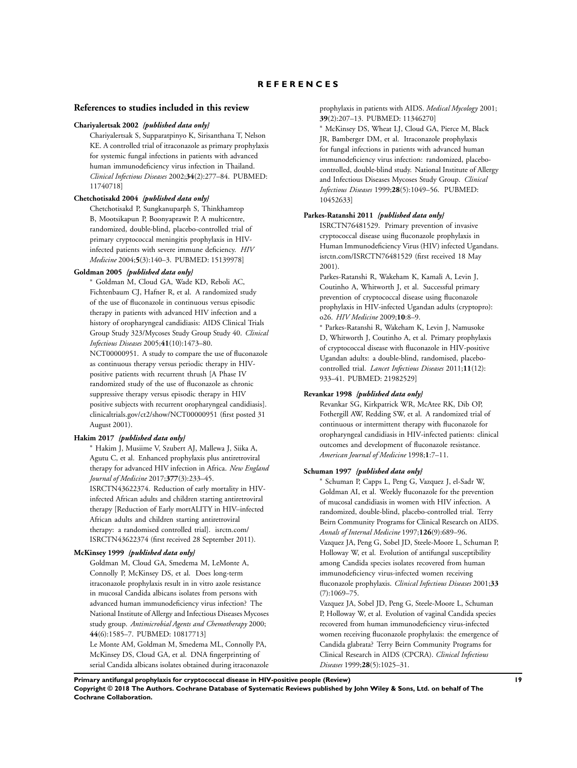# REFERENCES

## References to studies included in this review

**Chariyalertsak 2002** *{published data only}*

Chariyalertsak S, Supparatpinyo K, Sirisanthana T, Nelson KE. A controlled trial of itraconazole as primary prophylaxis for systemic fungal infections in patients with advanced human immunodeficiency virus infection in Thailand. *Clinical Infectious Diseases* 2002;**34**(2):277–84. PUBMED: 11740718]

**Chetchotisakd 2004** *{published data only}*

Chetchotisakd P, Sungkanuparph S, Thinkhamrop B, Mootsikapun P, Boonyaprawit P. A multicentre, randomized, double-blind, placebo-controlled trial of primary cryptococcal meningitis prophylaxis in HIV-infected patients with severe immune deficiency. *HIV Medicine* 2004;**5**(3):140–3. PUBMED: 15139978]

**Goldman 2005** *{published data only}*

* Goldman M, Cloud GA, Wade KD, Reboli AC, Fichtenbaum CJ, Hafner R, et al. A randomized study of the use of fluconazole in continuous versus episodic therapy in patients with advanced HIV infection and a history of oropharyngeal candidiasis: AIDS Clinical Trials Group Study 323/Mycoses Study Group Study 40. *Clinical Infectious Diseases* 2005;**41**(10):1473–80.

NCT00000951. A study to compare the use of fluconazole as continuous therapy versus periodic therapy in HIV-positive patients with recurrent thrush [A Phase IV randomized study of the use of fluconazole as chronic suppressive therapy versus episodic therapy in HIV positive subjects with recurrent oropharyngeal candidiasis]. clinicaltrials.gov/ct2/show/NCT00000951 (first posted 31 August 2001).

**Hakim 2017** *{published data only}*

* Hakim J, Musiime V, Szubert AJ, Mallewa J, Siika A, Agutu C, et al. Enhanced prophylaxis plus antiretroviral therapy for advanced HIV infection in Africa. *New England Journal of Medicine* 2017;**377**(3):233–45.

ISRCTN43622374. Reduction of early mortality in HIV-infected African adults and children starting antiretroviral therapy [Reduction of Early mortALITY in HIV–infected African adults and children starting antiretroviral therapy: a randomised controlled trial]. isrctn.com/ISRCTN43622374 (first received 28 September 2011).

**McKinsey 1999** *{published data only}*

Goldman M, Cloud GA, Smedema M, LeMonte A, Connolly P, McKinsey DS, et al. Does long-term itraconazole prophylaxis result in in vitro azole resistance in mucosal Candida albicans isolates from persons with advanced human immunodeficiency virus infection? The National Institute of Allergy and Infectious Diseases Mycoses study group. *Antimicrobial Agents and Chemotherapy* 2000;**44**(6):1585–7. PUBMED: 10817713]

Le Monte AM, Goldman M, Smedema ML, Connolly PA, McKinsey DS, Cloud GA, et al. DNA fingerprinting of serial Candida albicans isolates obtained during itraconazole prophylaxis in patients with AIDS. *Medical Mycology* 2001;**39**(2):207–13. PUBMED: 11346270]

* McKinsey DS, Wheat LJ, Cloud GA, Pierce M, Black JR, Bamberger DM, et al. Itraconazole prophylaxis for fungal infections in patients with advanced human immunodeficiency virus infection: randomized, placebo-controlled, double-blind study. National Institute of Allergy and Infectious Diseases Mycoses Study Group. *Clinical Infectious Diseases* 1999;**28**(5):1049–56. PUBMED: 10452633]

**Parkes-Ratanshi 2011** *{published data only}*

ISRCTN76481529. Primary prevention of invasive cryptococcal disease using fluconazole prophylaxis in Human Immunodeficiency Virus (HIV) infected Ugandans. isrctn.com/ISRCTN76481529 (first received 18 May 2001).

Parkes-Ratanshi R, Wakeham K, Kamali A, Levin J, Coutinho A, Whitworth J, et al. Successful primary prevention of cryptococcal disease using fluconazole prophylaxis in HIV-infected Ugandan adults (cryptopro): o26. *HIV Medicine* 2009;**10**:8–9.

* Parkes-Ratanshi R, Wakeham K, Levin J, Namusoke D, Whitworth J, Coutinho A, et al. Primary prophylaxis of cryptococcal disease with fluconazole in HIV-positive Ugandan adults: a double-blind, randomised, placebo-controlled trial. *Lancet Infectious Diseases* 2011;**11**(12):933–41. PUBMED: 21982529]

**Revankar 1998** *{published data only}*

Revankar SG, Kirkpatrick WR, McAtee RK, Dib OP, Fothergill AW, Redding SW, et al. A randomized trial of continuous or intermittent therapy with fluconazole for oropharyngeal candidiasis in HIV-infected patients: clinical outcomes and development of fluconazole resistance. *American Journal of Medicine* 1998;**1**:7–11.

**Schuman 1997** *{published data only}*

* Schuman P, Capps L, Peng G, Vazquez J, el-Sadr W, Goldman AI, et al. Weekly fluconazole for the prevention of mucosal candidiasis in women with HIV infection. A randomized, double-blind, placebo-controlled trial. Terry Beirn Community Programs for Clinical Research on AIDS. *Annals of Internal Medicine* 1997;**126**(9):689–96.

Vazquez JA, Peng G, Sobel JD, Steele-Moore L, Schuman P, Holloway W, et al. Evolution of antifungal susceptibility among Candida species isolates recovered from human immunodeficiency virus-infected women receiving fluconazole prophylaxis. *Clinical Infectious Diseases* 2001;**33**(7):1069–75.

Vazquez JA, Sobel JD, Peng G, Steele-Moore L, Schuman P, Holloway W, et al. Evolution of vaginal Candida species recovered from human immunodeficiency virus-infected women receiving fluconazole prophylaxis: the emergence of Candida glabrata? Terry Beirn Community Programs for Clinical Research in AIDS (CPCRA). *Clinical Infectious Diseases* 1999;**28**(5):1025–31.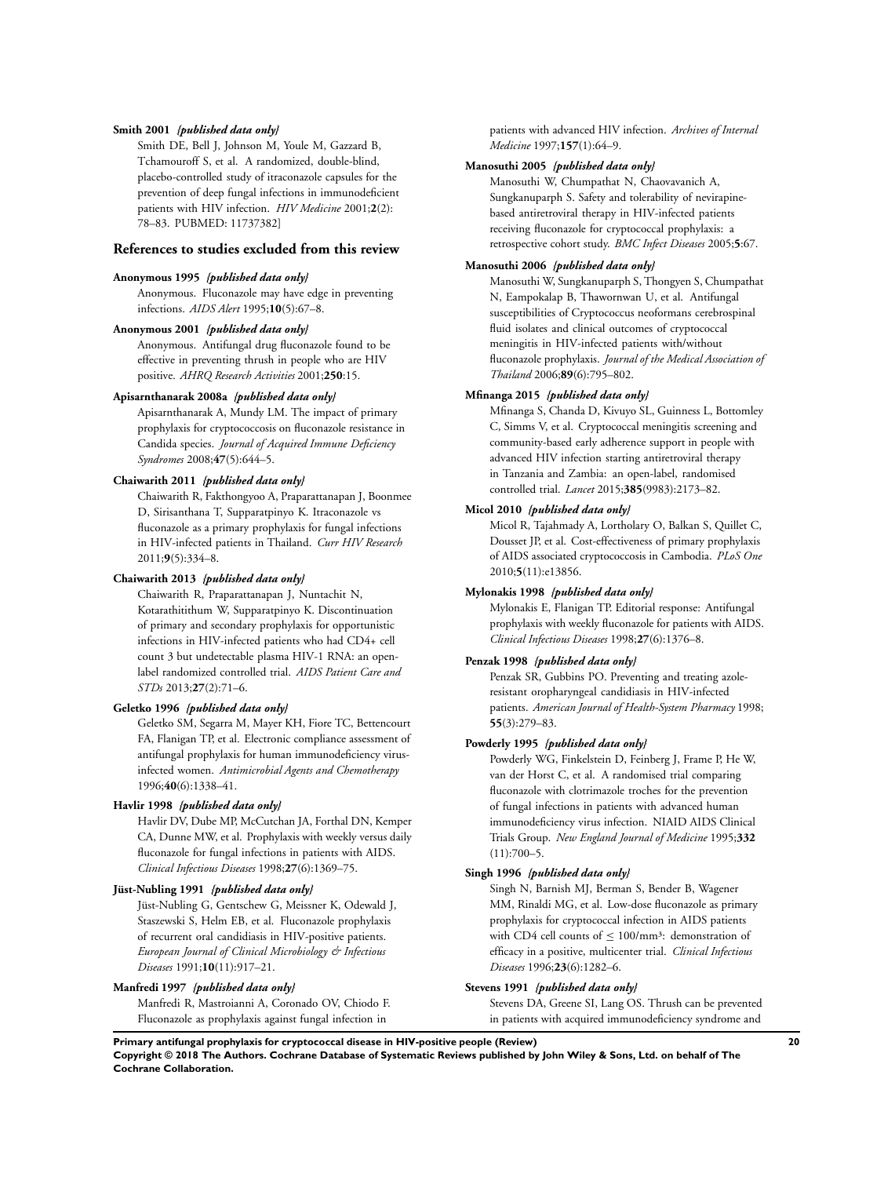**Smith 2001** *{published data only}*

Smith DE, Bell J, Johnson M, Youle M, Gazzard B, Tchamouroff S, et al. A randomized, double-blind, placebo-controlled study of itraconazole capsules for the prevention of deep fungal infections in immunodeficient patients with HIV infection. *HIV Medicine* 2001;**2**(2): 78–83. PUBMED: 11737382]

## References to studies excluded from this review

**Anonymous 1995** *{published data only}*

Anonymous. Fluconazole may have edge in preventing infections. *AIDS Alert* 1995;**10**(5):67–8.

**Anonymous 2001** *{published data only}*

Anonymous. Antifungal drug fluconazole found to be effective in preventing thrush in people who are HIV positive. *AHRQ Research Activities* 2001;**250**:15.

**Apisarnthanarak 2008a** *{published data only}*

Apisarnthanarak A, Mundy LM. The impact of primary prophylaxis for cryptococcosis on fluconazole resistance in Candida species. *Journal of Acquired Immune Deficiency Syndromes* 2008;**47**(5):644–5.

**Chaiwarith 2011** *{published data only}*

Chaiwarith R, Fakthongyoo A, Praparattanapan J, Boonmee D, Sirisanthana T, Supparatpinyo K. Itraconazole vs fluconazole as a primary prophylaxis for fungal infections in HIV-infected patients in Thailand. *Curr HIV Research* 2011;**9**(5):334–8.

**Chaiwarith 2013** *{published data only}*

Chaiwarith R, Praparattanapan J, Nuntachit N, Kotarathitithum W, Supparatpinyo K. Discontinuation of primary and secondary prophylaxis for opportunistic infections in HIV-infected patients who had CD4+ cell count 3 but undetectable plasma HIV-1 RNA: an open-label randomized controlled trial. *AIDS Patient Care and STDs* 2013;**27**(2):71–6.

**Geletko 1996** *{published data only}*

Geletko SM, Segarra M, Mayer KH, Fiore TC, Bettencourt FA, Flanigan TP, et al. Electronic compliance assessment of antifungal prophylaxis for human immunodeficiency virus-infected women. *Antimicrobial Agents and Chemotherapy* 1996;**40**(6):1338–41.

**Havlir 1998** *{published data only}*

Havlir DV, Dube MP, McCutchan JA, Forthal DN, Kemper CA, Dunne MW, et al. Prophylaxis with weekly versus daily fluconazole for fungal infections in patients with AIDS. *Clinical Infectious Diseases* 1998;**27**(6):1369–75.

**Jüst-Nubling 1991** *{published data only}*

Jüst-Nubling G, Gentschew G, Meissner K, Odewald J, Staszewski S, Helm EB, et al. Fluconazole prophylaxis of recurrent oral candidiasis in HIV-positive patients. *European Journal of Clinical Microbiology & Infectious Diseases* 1991;**10**(11):917–21.

**Manfredi 1997** *{published data only}*

Manfredi R, Mastroianni A, Coronado OV, Chiodo F. Fluconazole as prophylaxis against fungal infection in patients with advanced HIV infection. *Archives of Internal Medicine* 1997;**157**(1):64–9.

**Manosuthi 2005** *{published data only}*

Manosuthi W, Chumpathat N, Chaovavanich A, Sungkanuparph S. Safety and tolerability of nevirapine-based antiretroviral therapy in HIV-infected patients receiving fluconazole for cryptococcal prophylaxis: a retrospective cohort study. *BMC Infect Diseases* 2005;**5**:67.

**Manosuthi 2006** *{published data only}*

Manosuthi W, Sungkanuparph S, Thongyen S, Chumpathat N, Eampokalap B, Thawornwan U, et al. Antifungal susceptibilities of Cryptococcus neoformans cerebrospinal fluid isolates and clinical outcomes of cryptococcal meningitis in HIV-infected patients with/without fluconazole prophylaxis. *Journal of the Medical Association of Thailand* 2006;**89**(6):795–802.

**Mfinanga 2015** *{published data only}*

Mfinanga S, Chanda D, Kivuyo SL, Guinness L, Bottomley C, Simms V, et al. Cryptococcal meningitis screening and community-based early adherence support in people with advanced HIV infection starting antiretroviral therapy in Tanzania and Zambia: an open-label, randomised controlled trial. *Lancet* 2015;**385**(9983):2173–82.

**Micol 2010** *{published data only}*

Micol R, Tajahmady A, Lortholary O, Balkan S, Quillet C, Dousset JP, et al. Cost-effectiveness of primary prophylaxis of AIDS associated cryptococcosis in Cambodia. *PLoS One* 2010;**5**(11):e13856.

**Mylonakis 1998** *{published data only}*

Mylonakis E, Flanigan TP. Editorial response: Antifungal prophylaxis with weekly fluconazole for patients with AIDS. *Clinical Infectious Diseases* 1998;**27**(6):1376–8.

**Penzak 1998** *{published data only}*

Penzak SR, Gubbins PO. Preventing and treating azole-resistant oropharyngeal candidiasis in HIV-infected patients. *American Journal of Health-System Pharmacy* 1998; **55**(3):279–83.

**Powderly 1995** *{published data only}*

Powderly WG, Finkelstein D, Feinberg J, Frame P, He W, van der Horst C, et al. A randomised trial comparing fluconazole with clotrimazole troches for the prevention of fungal infections in patients with advanced human immunodeficiency virus infection. NIAID AIDS Clinical Trials Group. *New England Journal of Medicine* 1995;**332** (11):700–5.

**Singh 1996** *{published data only}*

Singh N, Barnish MJ, Berman S, Bender B, Wagener MM, Rinaldi MG, et al. Low-dose fluconazole as primary prophylaxis for cryptococcal infection in AIDS patients with CD4 cell counts of ≤ 100/mm³: demonstration of efficacy in a positive, multicenter trial. *Clinical Infectious Diseases* 1996;**23**(6):1282–6.

**Stevens 1991** *{published data only}*

Stevens DA, Greene SI, Lang OS. Thrush can be prevented in patients with acquired immunodeficiency syndrome and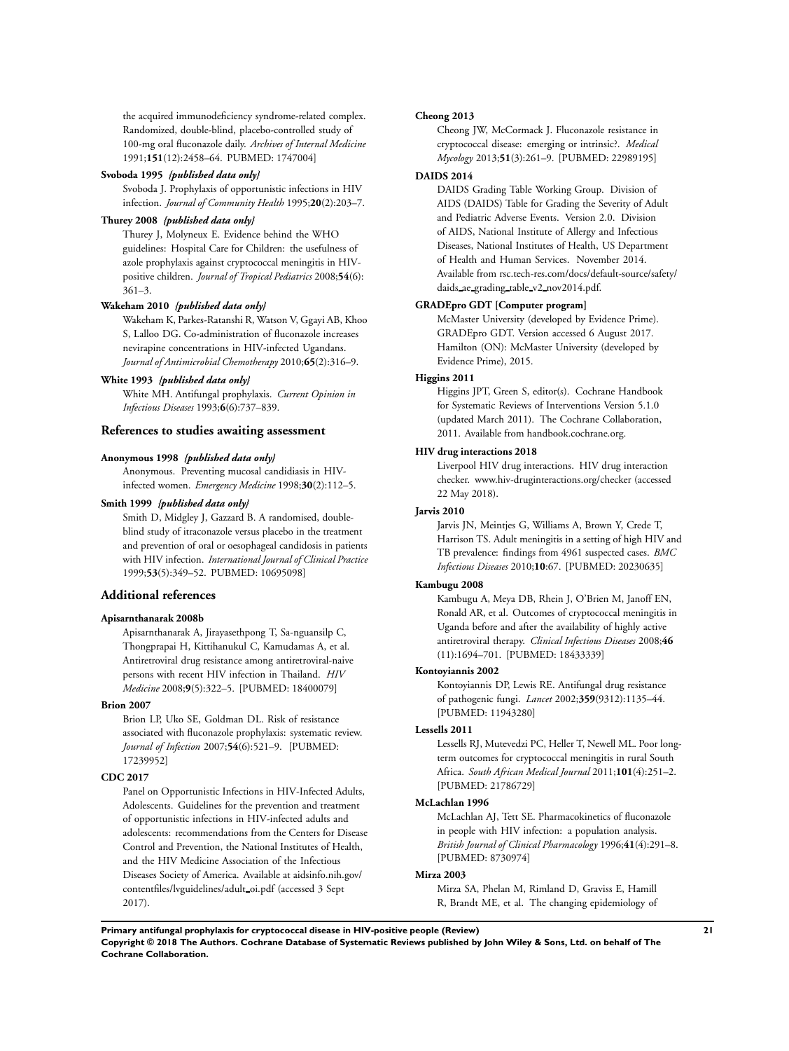the acquired immunodeficiency syndrome-related complex. Randomized, double-blind, placebo-controlled study of 100-mg oral fluconazole daily. *Archives of Internal Medicine* 1991;**151**(12):2458–64. PUBMED: 1747004]

**Svoboda 1995** *{published data only}*

Svoboda J. Prophylaxis of opportunistic infections in HIV infection. *Journal of Community Health* 1995;**20**(2):203–7.

**Thurey 2008** *{published data only}*

Thurey J, Molyneux E. Evidence behind the WHO guidelines: Hospital Care for Children: the usefulness of azole prophylaxis against cryptococcal meningitis in HIV-positive children. *Journal of Tropical Pediatrics* 2008;**54**(6): 361–3.

**Wakeham 2010** *{published data only}*

Wakeham K, Parkes-Ratanshi R, Watson V, Ggayi AB, Khoo S, Lalloo DG. Co-administration of fluconazole increases nevirapine concentrations in HIV-infected Ugandans. *Journal of Antimicrobial Chemotherapy* 2010;**65**(2):316–9.

**White 1993** *{published data only}*

White MH. Antifungal prophylaxis. *Current Opinion in Infectious Diseases* 1993;**6**(6):737–839.

## References to studies awaiting assessment

**Anonymous 1998** *{published data only}*

Anonymous. Preventing mucosal candidiasis in HIV-infected women. *Emergency Medicine* 1998;**30**(2):112–5.

**Smith 1999** *{published data only}*

Smith D, Midgley J, Gazzard B. A randomised, double-blind study of itraconazole versus placebo in the treatment and prevention of oral or oesophageal candidosis in patients with HIV infection. *International Journal of Clinical Practice* 1999;**53**(5):349–52. PUBMED: 10695098]

## Additional references

**Apisarnthanarak 2008b**

Apisarnthanarak A, Jirayasethpong T, Sa-nguansilp C, Thongprapai H, Kittihanukul C, Kamudamas A, et al. Antiretroviral drug resistance among antiretroviral-naive persons with recent HIV infection in Thailand. *HIV Medicine* 2008;**9**(5):322–5. [PUBMED: 18400079]

**Brion 2007**

Brion LP, Uko SE, Goldman DL. Risk of resistance associated with fluconazole prophylaxis: systematic review. *Journal of Infection* 2007;**54**(6):521–9. [PUBMED: 17239952]

**CDC 2017**

Panel on Opportunistic Infections in HIV-Infected Adults, Adolescents. Guidelines for the prevention and treatment of opportunistic infections in HIV-infected adults and adolescents: recommendations from the Centers for Disease Control and Prevention, the National Institutes of Health, and the HIV Medicine Association of the Infectious Diseases Society of America. Available at aidsinfo.nih.gov/contentfiles/lvguidelines/adult_oi.pdf (accessed 3 Sept 2017).

**Cheong 2013**

Cheong JW, McCormack J. Fluconazole resistance in cryptococcal disease: emerging or intrinsic?. *Medical Mycology* 2013;**51**(3):261–9. [PUBMED: 22989195]

**DAIDS 2014**

DAIDS Grading Table Working Group. Division of AIDS (DAIDS) Table for Grading the Severity of Adult and Pediatric Adverse Events. Version 2.0. Division of AIDS, National Institute of Allergy and Infectious Diseases, National Institutes of Health, US Department of Health and Human Services. November 2014. Available from rsc.tech-res.com/docs/default-source/safety/daids_ae_grading_table_v2_nov2014.pdf.

**GRADEpro GDT [Computer program]**

McMaster University (developed by Evidence Prime). GRADEpro GDT. Version accessed 6 August 2017. Hamilton (ON): McMaster University (developed by Evidence Prime), 2015.

**Higgins 2011**

Higgins JPT, Green S, editor(s). Cochrane Handbook for Systematic Reviews of Interventions Version 5.1.0 (updated March 2011). The Cochrane Collaboration, 2011. Available from handbook.cochrane.org.

**HIV drug interactions 2018**

Liverpool HIV drug interactions. HIV drug interaction checker. www.hiv-druginteractions.org/checker (accessed 22 May 2018).

**Jarvis 2010**

Jarvis JN, Meintjes G, Williams A, Brown Y, Crede T, Harrison TS. Adult meningitis in a setting of high HIV and TB prevalence: findings from 4961 suspected cases. *BMC Infectious Diseases* 2010;**10**:67. [PUBMED: 20230635]

**Kambugu 2008**

Kambugu A, Meya DB, Rhein J, O'Brien M, Janoff EN, Ronald AR, et al. Outcomes of cryptococcal meningitis in Uganda before and after the availability of highly active antiretroviral therapy. *Clinical Infectious Diseases* 2008;**46** (11):1694–701. [PUBMED: 18433339]

**Kontoyiannis 2002**

Kontoyiannis DP, Lewis RE. Antifungal drug resistance of pathogenic fungi. *Lancet* 2002;**359**(9312):1135–44. [PUBMED: 11943280]

**Lessells 2011**

Lessells RJ, Mutevedzi PC, Heller T, Newell ML. Poor long-term outcomes for cryptococcal meningitis in rural South Africa. *South African Medical Journal* 2011;**101**(4):251–2. [PUBMED: 21786729]

**McLachlan 1996**

McLachlan AJ, Tett SE. Pharmacokinetics of fluconazole in people with HIV infection: a population analysis. *British Journal of Clinical Pharmacology* 1996;**41**(4):291–8. [PUBMED: 8730974]

**Mirza 2003**

Mirza SA, Phelan M, Rimland D, Graviss E, Hamill R, Brandt ME, et al. The changing epidemiology of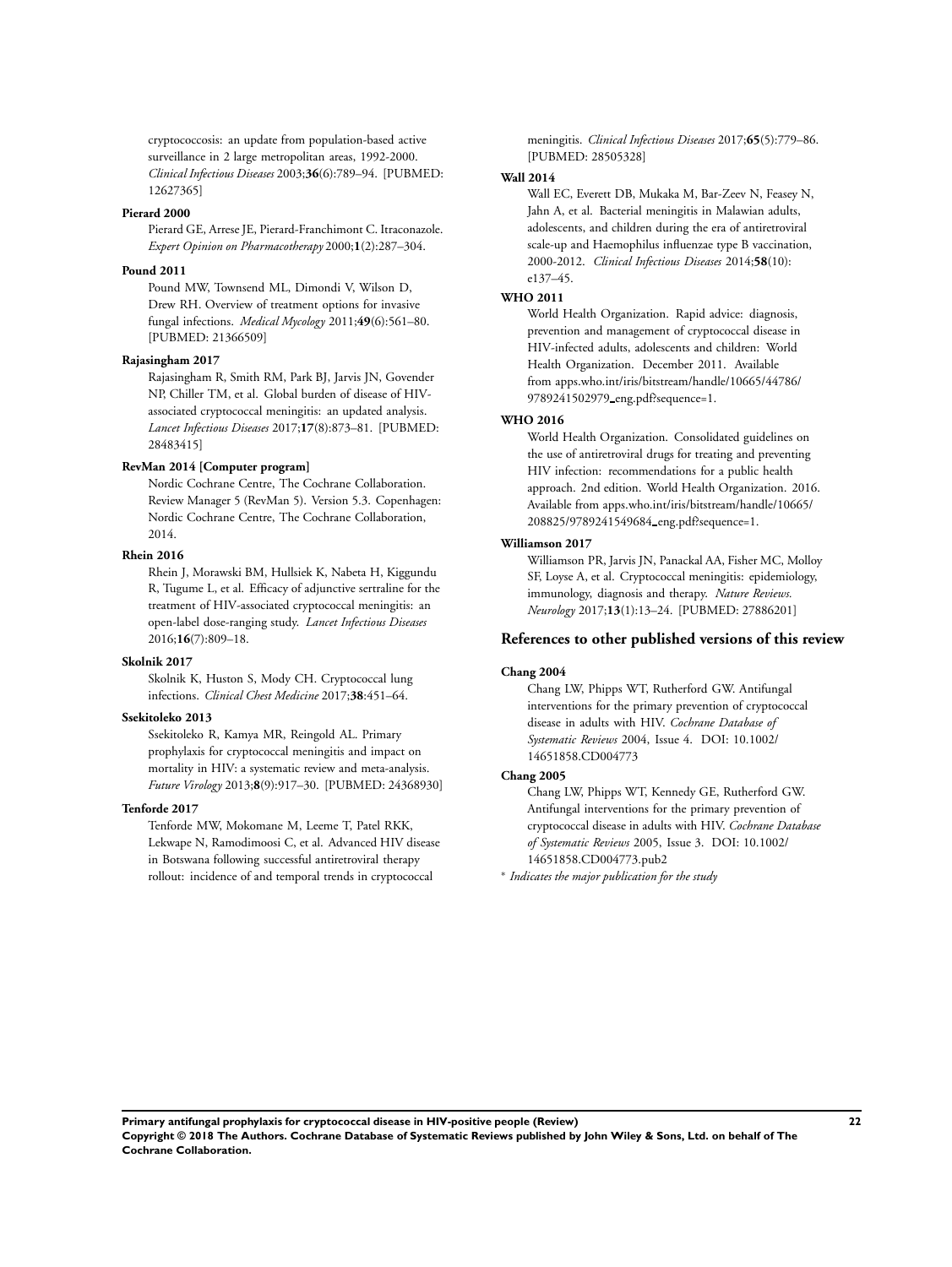cryptococcosis: an update from population-based active surveillance in 2 large metropolitan areas, 1992-2000. *Clinical Infectious Diseases* 2003;**36**(6):789–94. [PUBMED: 12627365]

**Pierard 2000**

Pierard GE, Arrese JE, Pierard-Franchimont C. Itraconazole. *Expert Opinion on Pharmacotherapy* 2000;**1**(2):287–304.

**Pound 2011**

Pound MW, Townsend ML, Dimondi V, Wilson D, Drew RH. Overview of treatment options for invasive fungal infections. *Medical Mycology* 2011;**49**(6):561–80. [PUBMED: 21366509]

**Rajasingham 2017**

Rajasingham R, Smith RM, Park BJ, Jarvis JN, Govender NP, Chiller TM, et al. Global burden of disease of HIV-associated cryptococcal meningitis: an updated analysis. *Lancet Infectious Diseases* 2017;**17**(8):873–81. [PUBMED: 28483415]

**RevMan 2014 [Computer program]**

Nordic Cochrane Centre, The Cochrane Collaboration. Review Manager 5 (RevMan 5). Version 5.3. Copenhagen: Nordic Cochrane Centre, The Cochrane Collaboration, 2014.

**Rhein 2016**

Rhein J, Morawski BM, Hullsiek K, Nabeta H, Kiggundu R, Tugume L, et al. Efficacy of adjunctive sertraline for the treatment of HIV-associated cryptococcal meningitis: an open-label dose-ranging study. *Lancet Infectious Diseases* 2016;**16**(7):809–18.

**Skolnik 2017**

Skolnik K, Huston S, Mody CH. Cryptococcal lung infections. *Clinical Chest Medicine* 2017;**38**:451–64.

**Ssekitoleko 2013**

Ssekitoleko R, Kamya MR, Reingold AL. Primary prophylaxis for cryptococcal meningitis and impact on mortality in HIV: a systematic review and meta-analysis. *Future Virology* 2013;**8**(9):917–30. [PUBMED: 24368930]

**Tenforde 2017**

Tenforde MW, Mokomane M, Leeme T, Patel RKK, Lekwape N, Ramodimoosi C, et al. Advanced HIV disease in Botswana following successful antiretroviral therapy rollout: incidence of and temporal trends in cryptococcal meningitis. *Clinical Infectious Diseases* 2017;**65**(5):779–86. [PUBMED: 28505328]

**Wall 2014**

Wall EC, Everett DB, Mukaka M, Bar-Zeev N, Feasey N, Jahn A, et al. Bacterial meningitis in Malawian adults, adolescents, and children during the era of antiretroviral scale-up and Haemophilus influenzae type B vaccination, 2000-2012. *Clinical Infectious Diseases* 2014;**58**(10): e137–45.

**WHO 2011**

World Health Organization. Rapid advice: diagnosis, prevention and management of cryptococcal disease in HIV-infected adults, adolescents and children: World Health Organization. December 2011. Available from apps.who.int/iris/bitstream/handle/10665/44786/9789241502979_eng.pdf?sequence=1.

**WHO 2016**

World Health Organization. Consolidated guidelines on the use of antiretroviral drugs for treating and preventing HIV infection: recommendations for a public health approach. 2nd edition. World Health Organization. 2016. Available from apps.who.int/iris/bitstream/handle/10665/208825/9789241549684_eng.pdf?sequence=1.

**Williamson 2017**

Williamson PR, Jarvis JN, Panackal AA, Fisher MC, Molloy SF, Loyse A, et al. Cryptococcal meningitis: epidemiology, immunology, diagnosis and therapy. *Nature Reviews. Neurology* 2017;**13**(1):13–24. [PUBMED: 27886201]

## References to other published versions of this review

**Chang 2004**

Chang LW, Phipps WT, Rutherford GW. Antifungal interventions for the primary prevention of cryptococcal disease in adults with HIV. *Cochrane Database of Systematic Reviews* 2004, Issue 4. DOI: 10.1002/14651858.CD004773

**Chang 2005**

Chang LW, Phipps WT, Kennedy GE, Rutherford GW. Antifungal interventions for the primary prevention of cryptococcal disease in adults with HIV. *Cochrane Database of Systematic Reviews* 2005, Issue 3. DOI: 10.1002/14651858.CD004773.pub2

* *Indicates the major publication for the study*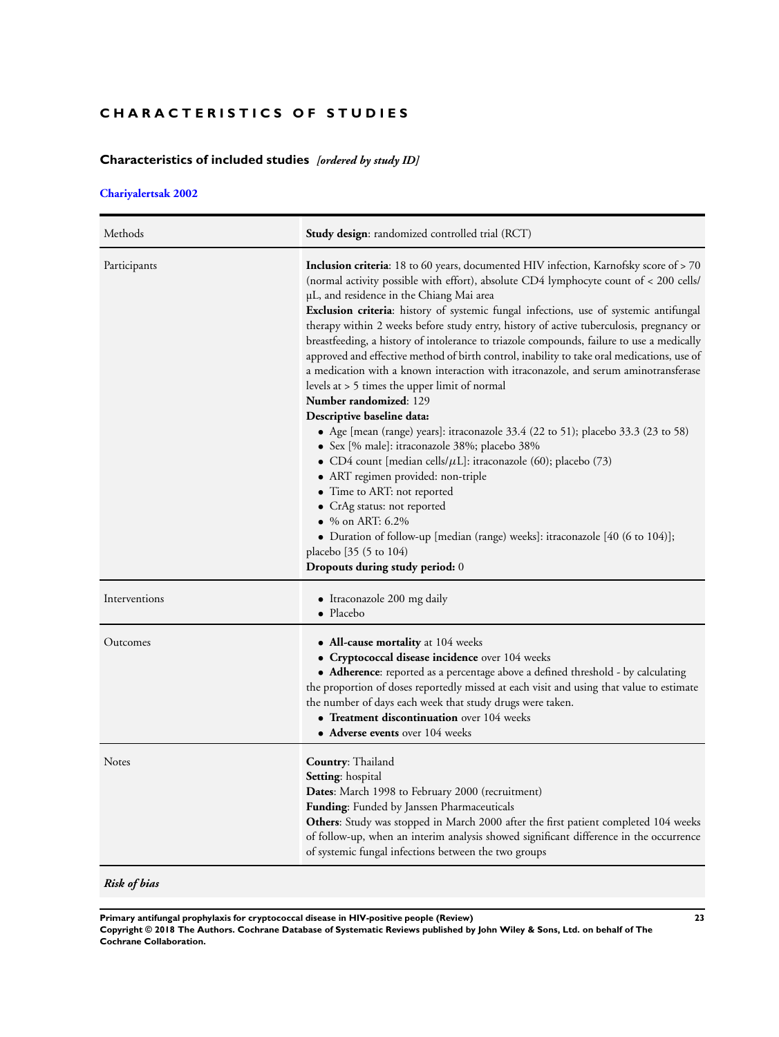# CHARACTERISTICS OF STUDIES

## Characteristics of included studies *[ordered by study ID]*

### Chariyalertsak 2002

| Methods | **Study design**: randomized controlled trial (RCT) |
|---|---|
| Participants | **Inclusion criteria**: 18 to 60 years, documented HIV infection, Karnofsky score of > 70 (normal activity possible with effort), absolute CD4 lymphocyte count of < 200 cells/µL, and residence in the Chiang Mai area<br>**Exclusion criteria**: history of systemic fungal infections, use of systemic antifungal therapy within 2 weeks before study entry, history of active tuberculosis, pregnancy or breastfeeding, a history of intolerance to triazole compounds, failure to use a medically approved and effective method of birth control, inability to take oral medications, use of a medication with a known interaction with itraconazole, and serum aminotransferase levels at > 5 times the upper limit of normal<br>**Number randomized**: 129<br>**Descriptive baseline data:**<br>• Age [mean (range) years]: itraconazole 33.4 (22 to 51); placebo 33.3 (23 to 58)<br>• Sex [% male]: itraconazole 38%; placebo 38%<br>• CD4 count [median cells/$\mu$L]: itraconazole (60); placebo (73)<br>• ART regimen provided: non-triple<br>• Time to ART: not reported<br>• CrAg status: not reported<br>• % on ART: 6.2%<br>• Duration of follow-up [median (range) weeks]: itraconazole [40 (6 to 104)]; placebo [35 (5 to 104)<br>**Dropouts during study period:** 0 |
| Interventions | • Itraconazole 200 mg daily<br>• Placebo |
| Outcomes | • **All-cause mortality** at 104 weeks<br>• **Cryptococcal disease incidence** over 104 weeks<br>• **Adherence**: reported as a percentage above a defined threshold - by calculating the proportion of doses reportedly missed at each visit and using that value to estimate the number of days each week that study drugs were taken.<br>• **Treatment discontinuation** over 104 weeks<br>• **Adverse events** over 104 weeks |
| Notes | **Country**: Thailand<br>**Setting**: hospital<br>**Dates**: March 1998 to February 2000 (recruitment)<br>**Funding**: Funded by Janssen Pharmaceuticals<br>**Others**: Study was stopped in March 2000 after the first patient completed 104 weeks of follow-up, when an interim analysis showed significant difference in the occurrence of systemic fungal infections between the two groups |

***Risk of bias***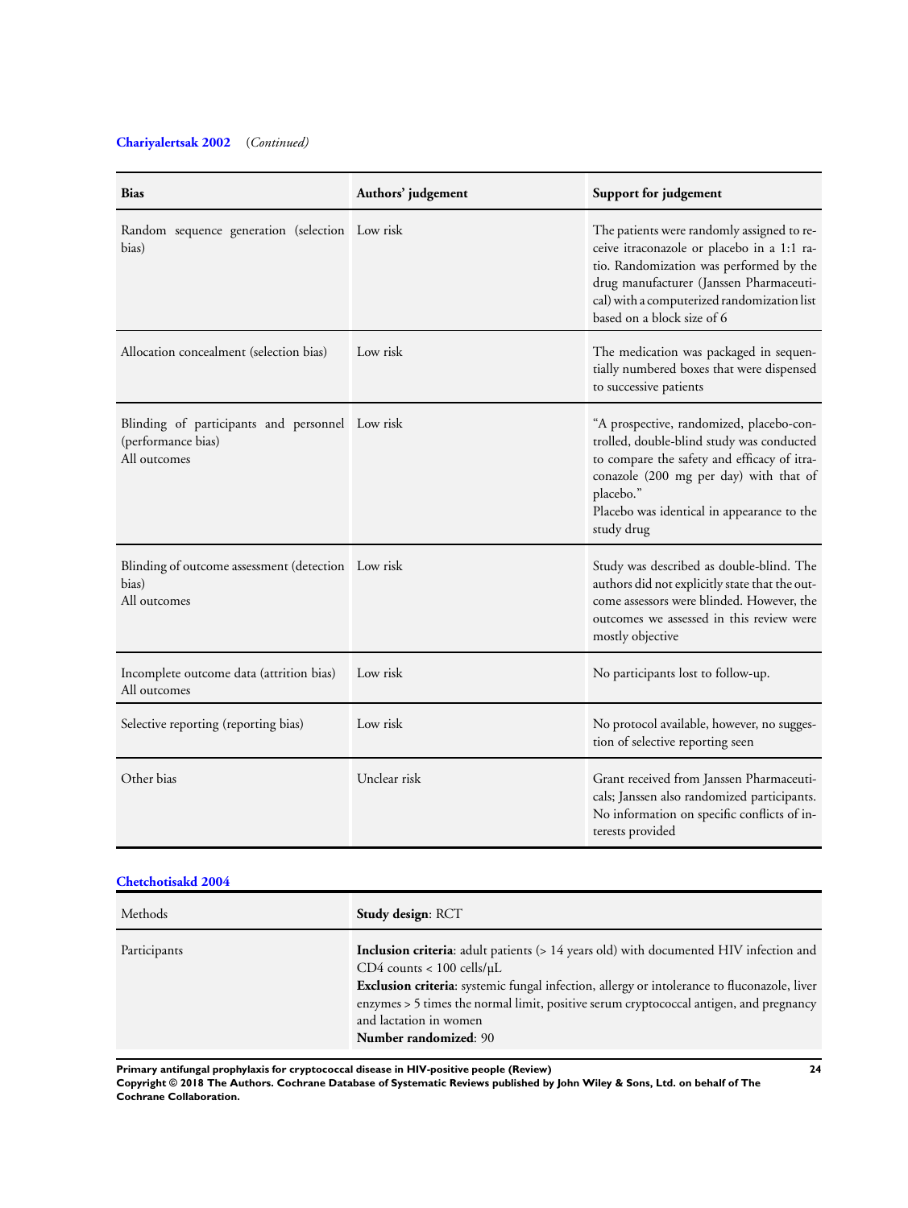**Chariyalertsak 2002** (*Continued*)

| Bias | Authors' judgement | Support for judgement |
|---|---|---|
| Random sequence generation (selection bias) | Low risk | The patients were randomly assigned to receive itraconazole or placebo in a 1:1 ratio. Randomization was performed by the drug manufacturer (Janssen Pharmaceutical) with a computerized randomization list based on a block size of 6 |
| Allocation concealment (selection bias) | Low risk | The medication was packaged in sequentially numbered boxes that were dispensed to successive patients |
| Blinding of participants and personnel (performance bias)<br>All outcomes | Low risk | "A prospective, randomized, placebo-controlled, double-blind study was conducted to compare the safety and efficacy of itraconazole (200 mg per day) with that of placebo."<br>Placebo was identical in appearance to the study drug |
| Blinding of outcome assessment (detection bias)<br>All outcomes | Low risk | Study was described as double-blind. The authors did not explicitly state that the outcome assessors were blinded. However, the outcomes we assessed in this review were mostly objective |
| Incomplete outcome data (attrition bias)<br>All outcomes | Low risk | No participants lost to follow-up. |
| Selective reporting (reporting bias) | Low risk | No protocol available, however, no suggestion of selective reporting seen |
| Other bias | Unclear risk | Grant received from Janssen Pharmaceuticals; Janssen also randomized participants. No information on specific conflicts of interests provided |

**Chetchotisakd 2004**

| | |
|---|---|
| Methods | **Study design**: RCT |
| Participants | **Inclusion criteria**: adult patients (> 14 years old) with documented HIV infection and CD4 counts < 100 cells/µL<br>**Exclusion criteria**: systemic fungal infection, allergy or intolerance to fluconazole, liver enzymes > 5 times the normal limit, positive serum cryptococcal antigen, and pregnancy and lactation in women<br>**Number randomized**: 90 |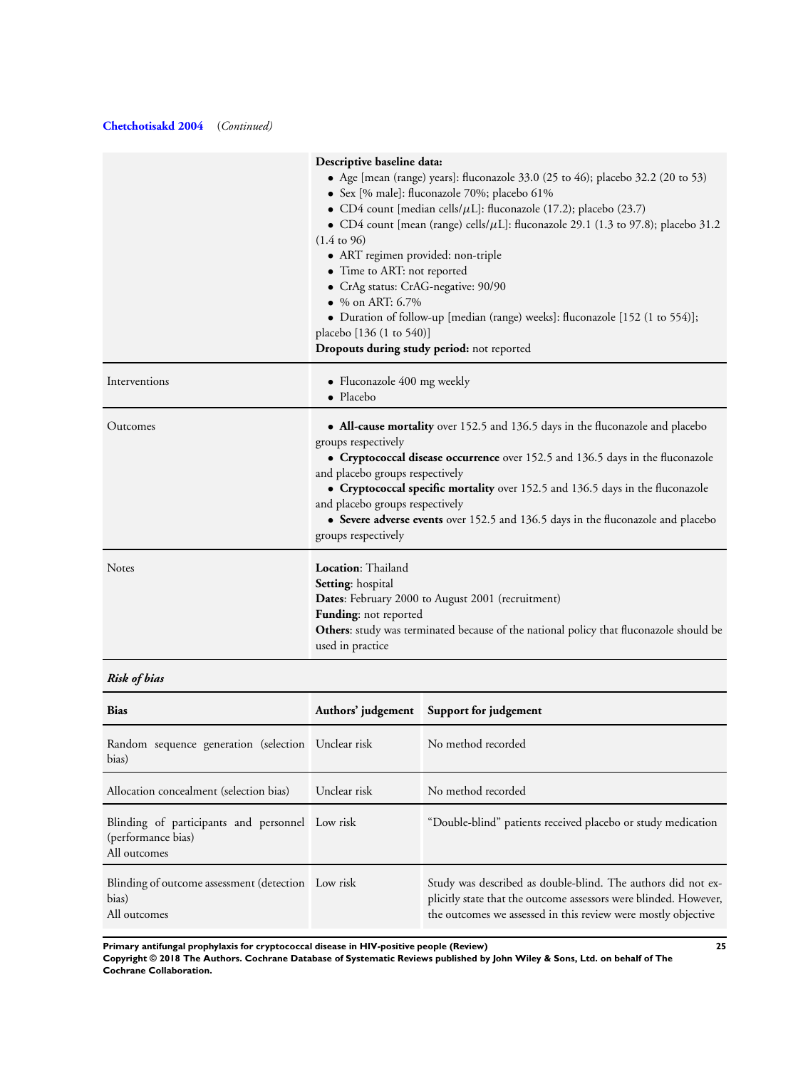**Chetchotisakd 2004** (*Continued*)

| | |
|---|---|
| | **Descriptive baseline data:**<br>• Age [mean (range) years]: fluconazole 33.0 (25 to 46); placebo 32.2 (20 to 53)<br>• Sex [% male]: fluconazole 70%; placebo 61%<br>• CD4 count [median cells/$\mu$L]: fluconazole (17.2); placebo (23.7)<br>• CD4 count [mean (range) cells/$\mu$L]: fluconazole 29.1 (1.3 to 97.8); placebo 31.2 (1.4 to 96)<br>• ART regimen provided: non-triple<br>• Time to ART: not reported<br>• CrAg status: CrAG-negative: 90/90<br>• % on ART: 6.7%<br>• Duration of follow-up [median (range) weeks]: fluconazole [152 (1 to 554)]; placebo [136 (1 to 540)]<br>**Dropouts during study period:** not reported |
| Interventions | • Fluconazole 400 mg weekly<br>• Placebo |
| Outcomes | • **All-cause mortality** over 152.5 and 136.5 days in the fluconazole and placebo groups respectively<br>• **Cryptococcal disease occurrence** over 152.5 and 136.5 days in the fluconazole and placebo groups respectively<br>• **Cryptococcal specific mortality** over 152.5 and 136.5 days in the fluconazole and placebo groups respectively<br>• **Severe adverse events** over 152.5 and 136.5 days in the fluconazole and placebo groups respectively |
| Notes | **Location**: Thailand<br>**Setting**: hospital<br>**Dates**: February 2000 to August 2001 (recruitment)<br>**Funding**: not reported<br>**Others**: study was terminated because of the national policy that fluconazole should be used in practice |

***Risk of bias***

| Bias | Authors' judgement | Support for judgement |
|---|---|---|
| Random sequence generation (selection bias) | Unclear risk | No method recorded |
| Allocation concealment (selection bias) | Unclear risk | No method recorded |
| Blinding of participants and personnel (performance bias)<br>All outcomes | Low risk | "Double-blind" patients received placebo or study medication |
| Blinding of outcome assessment (detection bias)<br>All outcomes | Low risk | Study was described as double-blind. The authors did not explicitly state that the outcome assessors were blinded. However, the outcomes we assessed in this review were mostly objective |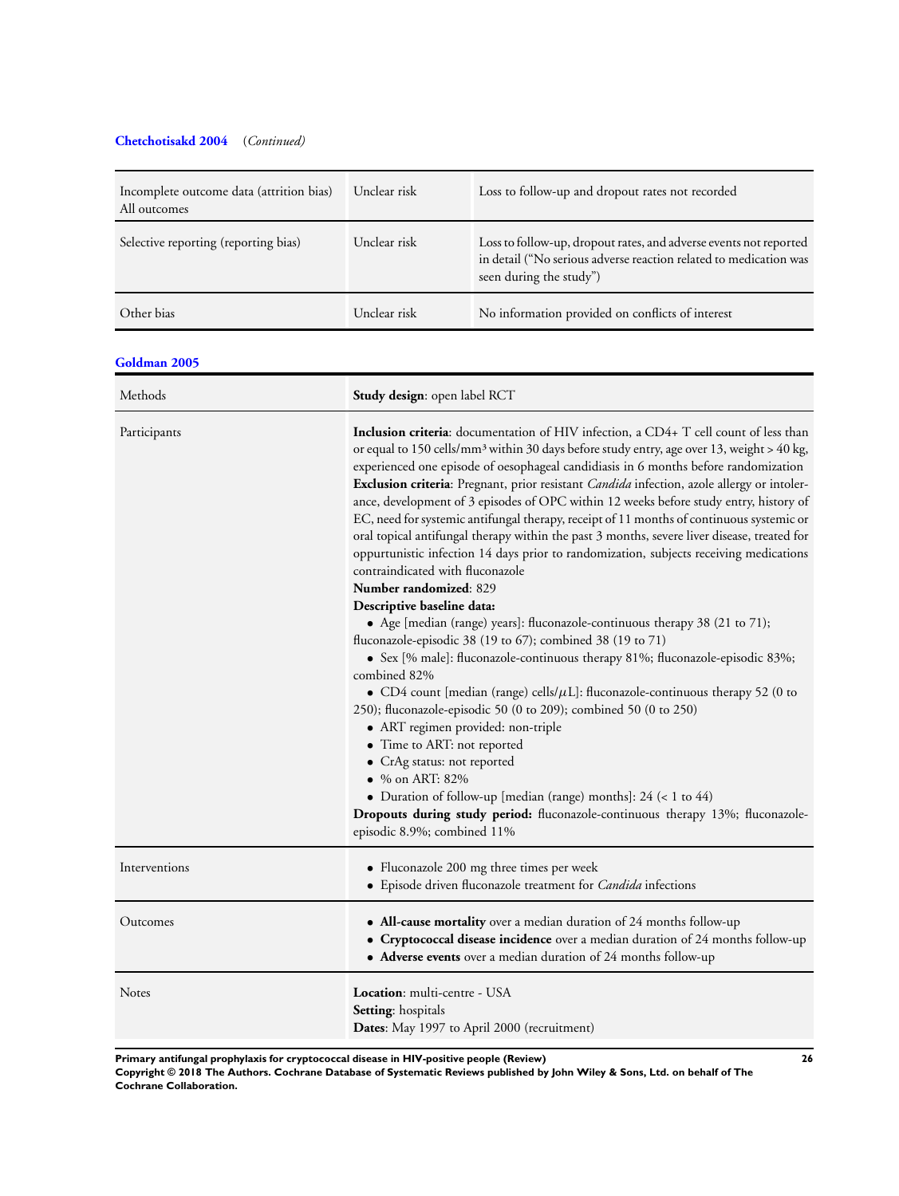**Chetchotisakd 2004** (*Continued*)

| | | |
|---|---|---|
| Incomplete outcome data (attrition bias) All outcomes | Unclear risk | Loss to follow-up and dropout rates not recorded |
| Selective reporting (reporting bias) | Unclear risk | Loss to follow-up, dropout rates, and adverse events not reported in detail ("No serious adverse reaction related to medication was seen during the study") |
| Other bias | Unclear risk | No information provided on conflicts of interest |

**Goldman 2005**

| | |
|---|---|
| Methods | **Study design**: open label RCT |
| Participants | **Inclusion criteria**: documentation of HIV infection, a CD4+ T cell count of less than or equal to 150 cells/mm³ within 30 days before study entry, age over 13, weight > 40 kg, experienced one episode of oesophageal candidiasis in 6 months before randomization<br>**Exclusion criteria**: Pregnant, prior resistant *Candida* infection, azole allergy or intolerance, development of 3 episodes of OPC within 12 weeks before study entry, history of EC, need for systemic antifungal therapy, receipt of 11 months of continuous systemic or oral topical antifungal therapy within the past 3 months, severe liver disease, treated for oppurtunistic infection 14 days prior to randomization, subjects receiving medications contraindicated with fluconazole<br>**Number randomized**: 829<br>**Descriptive baseline data:**<br>• Age [median (range) years]: fluconazole-continuous therapy 38 (21 to 71); fluconazole-episodic 38 (19 to 67); combined 38 (19 to 71)<br>• Sex [% male]: fluconazole-continuous therapy 81%; fluconazole-episodic 83%; combined 82%<br>• CD4 count [median (range) cells/$\mu$L]: fluconazole-continuous therapy 52 (0 to 250); fluconazole-episodic 50 (0 to 209); combined 50 (0 to 250)<br>• ART regimen provided: non-triple<br>• Time to ART: not reported<br>• CrAg status: not reported<br>• % on ART: 82%<br>• Duration of follow-up [median (range) months]: 24 (< 1 to 44)<br>**Dropouts during study period:** fluconazole-continuous therapy 13%; fluconazole-episodic 8.9%; combined 11% |
| Interventions | • Fluconazole 200 mg three times per week<br>• Episode driven fluconazole treatment for *Candida* infections |
| Outcomes | • **All-cause mortality** over a median duration of 24 months follow-up<br>• **Cryptococcal disease incidence** over a median duration of 24 months follow-up<br>• **Adverse events** over a median duration of 24 months follow-up |
| Notes | **Location**: multi-centre - USA<br>**Setting**: hospitals<br>**Dates**: May 1997 to April 2000 (recruitment) |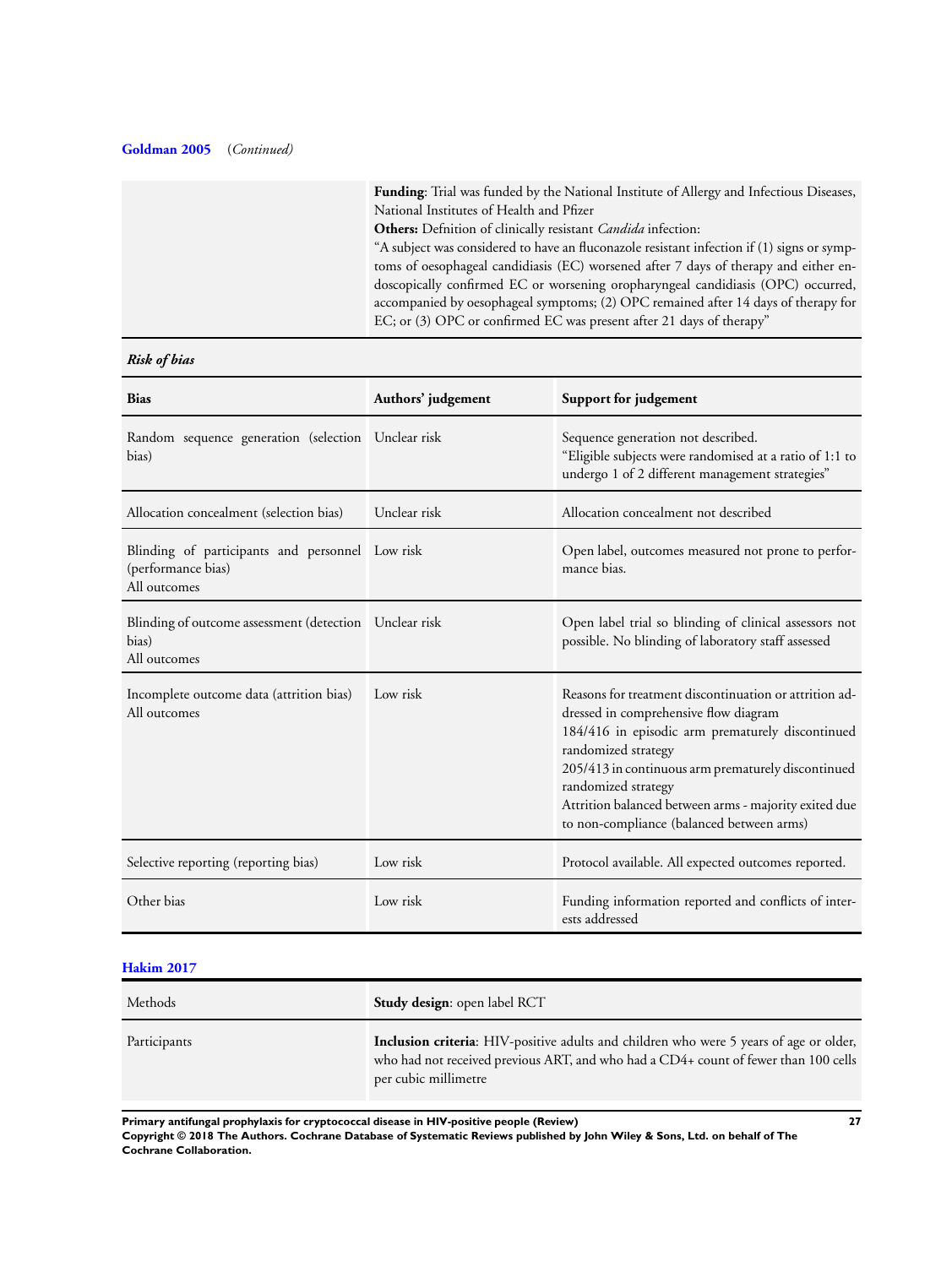**Goldman 2005** (*Continued*)

| | |
|---|---|
| | **Funding**: Trial was funded by the National Institute of Allergy and Infectious Diseases, National Institutes of Health and Pfizer<br>**Others:** Defnition of clinically resistant *Candida* infection:<br>"A subject was considered to have an fluconazole resistant infection if (1) signs or symptoms of oesophageal candidiasis (EC) worsened after 7 days of therapy and either endoscopically confirmed EC or worsening oropharyngeal candidiasis (OPC) occurred, accompanied by oesophageal symptoms; (2) OPC remained after 14 days of therapy for EC; or (3) OPC or confirmed EC was present after 21 days of therapy" |

***Risk of bias***

| Bias | Authors' judgement | Support for judgement |
|---|---|---|
| Random sequence generation (selection bias) | Unclear risk | Sequence generation not described.<br>"Eligible subjects were randomised at a ratio of 1:1 to undergo 1 of 2 different management strategies" |
| Allocation concealment (selection bias) | Unclear risk | Allocation concealment not described |
| Blinding of participants and personnel (performance bias)<br>All outcomes | Low risk | Open label, outcomes measured not prone to performance bias. |
| Blinding of outcome assessment (detection bias)<br>All outcomes | Unclear risk | Open label trial so blinding of clinical assessors not possible. No blinding of laboratory staff assessed |
| Incomplete outcome data (attrition bias)<br>All outcomes | Low risk | Reasons for treatment discontinuation or attrition addressed in comprehensive flow diagram<br>184/416 in episodic arm prematurely discontinued randomized strategy<br>205/413 in continuous arm prematurely discontinued randomized strategy<br>Attrition balanced between arms - majority exited due to non-compliance (balanced between arms) |
| Selective reporting (reporting bias) | Low risk | Protocol available. All expected outcomes reported. |
| Other bias | Low risk | Funding information reported and conflicts of interests addressed |

**Hakim 2017**

| | |
|---|---|
| Methods | **Study design**: open label RCT |
| Participants | **Inclusion criteria**: HIV-positive adults and children who were 5 years of age or older, who had not received previous ART, and who had a CD4+ count of fewer than 100 cells per cubic millimetre |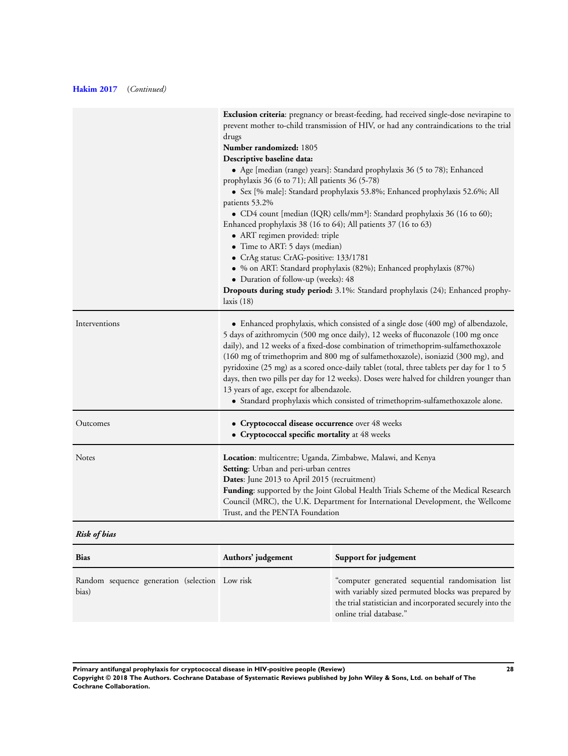**Hakim 2017** (*Continued*)

| | |
|---|---|
| | **Exclusion criteria**: pregnancy or breast-feeding, had received single-dose nevirapine to prevent mother to-child transmission of HIV, or had any contraindications to the trial drugs<br>**Number randomized:** 1805<br>**Descriptive baseline data:**<br>• Age [median (range) years]: Standard prophylaxis 36 (5 to 78); Enhanced prophylaxis 36 (6 to 71); All patients 36 (5-78)<br>• Sex [% male]: Standard prophylaxis 53.8%; Enhanced prophylaxis 52.6%; All patients 53.2%<br>• CD4 count [median (IQR) cells/mm³]: Standard prophylaxis 36 (16 to 60); Enhanced prophylaxis 38 (16 to 64); All patients 37 (16 to 63)<br>• ART regimen provided: triple<br>• Time to ART: 5 days (median)<br>• CrAg status: CrAG-positive: 133/1781<br>• % on ART: Standard prophylaxis (82%); Enhanced prophylaxis (87%)<br>• Duration of follow-up (weeks): 48<br>**Dropouts during study period:** 3.1%: Standard prophylaxis (24); Enhanced prophylaxis (18) |
| Interventions | • Enhanced prophylaxis, which consisted of a single dose (400 mg) of albendazole, 5 days of azithromycin (500 mg once daily), 12 weeks of fluconazole (100 mg once daily), and 12 weeks of a fixed-dose combination of trimethoprim-sulfamethoxazole (160 mg of trimethoprim and 800 mg of sulfamethoxazole), isoniazid (300 mg), and pyridoxine (25 mg) as a scored once-daily tablet (total, three tablets per day for 1 to 5 days, then two pills per day for 12 weeks). Doses were halved for children younger than 13 years of age, except for albendazole.<br>• Standard prophylaxis which consisted of trimethoprim-sulfamethoxazole alone. |
| Outcomes | • **Cryptococcal disease occurrence** over 48 weeks<br>• **Cryptococcal specific mortality** at 48 weeks |
| Notes | **Location**: multicentre; Uganda, Zimbabwe, Malawi, and Kenya<br>**Setting**: Urban and peri-urban centres<br>**Dates**: June 2013 to April 2015 (recruitment)<br>**Funding**: supported by the Joint Global Health Trials Scheme of the Medical Research Council (MRC), the U.K. Department for International Development, the Wellcome Trust, and the PENTA Foundation |

***Risk of bias***

| Bias | Authors' judgement | Support for judgement |
|---|---|---|
| Random sequence generation (selection bias) | Low risk | "computer generated sequential randomisation list with variably sized permuted blocks was prepared by the trial statistician and incorporated securely into the online trial database." |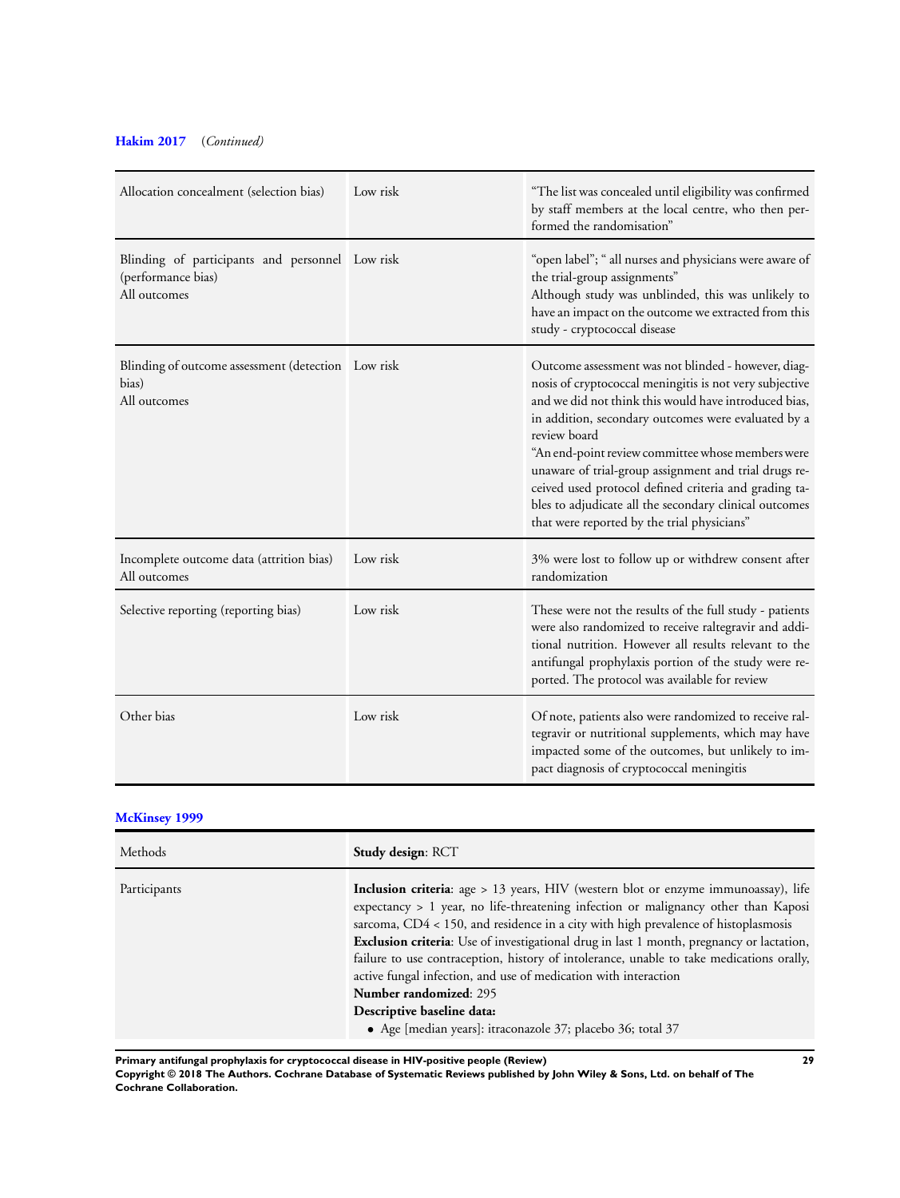**Hakim 2017** *(Continued)*

| | | |
|---|---|---|
| Allocation concealment (selection bias) | Low risk | "The list was concealed until eligibility was confirmed by staff members at the local centre, who then performed the randomisation" |
| Blinding of participants and personnel (performance bias)<br>All outcomes | Low risk | "open label"; " all nurses and physicians were aware of the trial-group assignments"<br>Although study was unblinded, this was unlikely to have an impact on the outcome we extracted from this study - cryptococcal disease |
| Blinding of outcome assessment (detection bias)<br>All outcomes | Low risk | Outcome assessment was not blinded - however, diagnosis of cryptococcal meningitis is not very subjective and we did not think this would have introduced bias, in addition, secondary outcomes were evaluated by a review board<br>"An end-point review committee whose members were unaware of trial-group assignment and trial drugs received used protocol defined criteria and grading tables to adjudicate all the secondary clinical outcomes that were reported by the trial physicians" |
| Incomplete outcome data (attrition bias)<br>All outcomes | Low risk | 3% were lost to follow up or withdrew consent after randomization |
| Selective reporting (reporting bias) | Low risk | These were not the results of the full study - patients were also randomized to receive raltegravir and additional nutrition. However all results relevant to the antifungal prophylaxis portion of the study were reported. The protocol was available for review |
| Other bias | Low risk | Of note, patients also were randomized to receive raltegravir or nutritional supplements, which may have impacted some of the outcomes, but unlikely to impact diagnosis of cryptococcal meningitis |

**McKinsey 1999**

| | |
|---|---|
| Methods | **Study design**: RCT |
| Participants | **Inclusion criteria**: age > 13 years, HIV (western blot or enzyme immunoassay), life expectancy > 1 year, no life-threatening infection or malignancy other than Kaposi sarcoma, CD4 < 150, and residence in a city with high prevalence of histoplasmosis<br>**Exclusion criteria**: Use of investigational drug in last 1 month, pregnancy or lactation, failure to use contraception, history of intolerance, unable to take medications orally, active fungal infection, and use of medication with interaction<br>**Number randomized**: 295<br>**Descriptive baseline data:**<br>• Age [median years]: itraconazole 37; placebo 36; total 37 |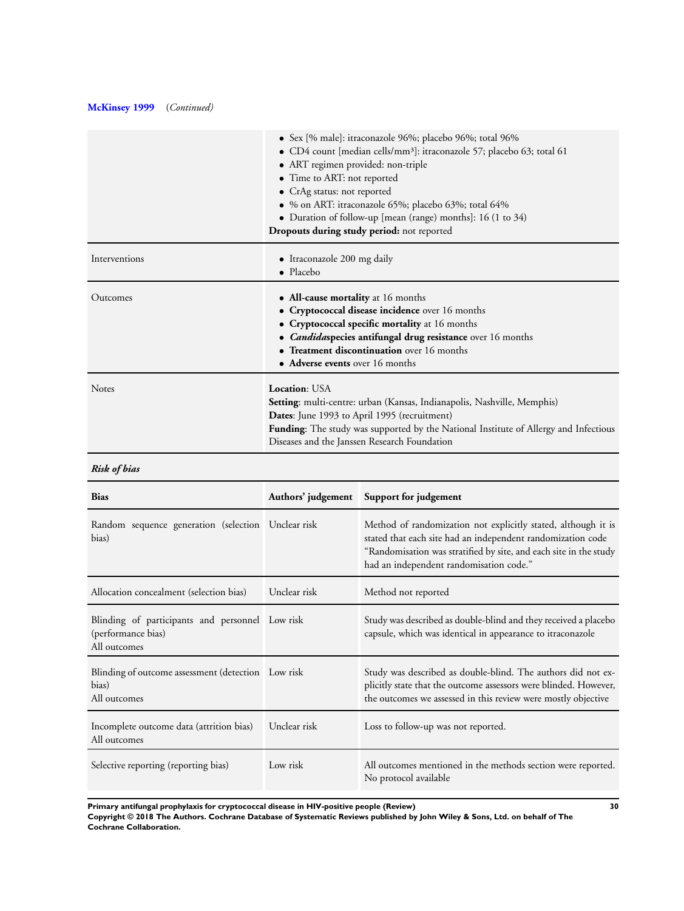**McKinsey 1999** (*Continued*)

| | |
|---|---|
| | • Sex [% male]: itraconazole 96%; placebo 96%; total 96%<br>• CD4 count [median cells/mm³]: itraconazole 57; placebo 63; total 61<br>• ART regimen provided: non-triple<br>• Time to ART: not reported<br>• CrAg status: not reported<br>• % on ART: itraconazole 65%; placebo 63%; total 64%<br>• Duration of follow-up [mean (range) months]: 16 (1 to 34)<br>**Dropouts during study period:** not reported |
| Interventions | • Itraconazole 200 mg daily<br>• Placebo |
| Outcomes | • **All-cause mortality** at 16 months<br>• **Cryptococcal disease incidence** over 16 months<br>• **Cryptococcal specific mortality** at 16 months<br>• ***Candida*****species antifungal drug resistance** over 16 months<br>• **Treatment discontinuation** over 16 months<br>• **Adverse events** over 16 months |
| Notes | **Location**: USA<br>**Setting**: multi-centre: urban (Kansas, Indianapolis, Nashville, Memphis)<br>**Dates**: June 1993 to April 1995 (recruitment)<br>**Funding**: The study was supported by the National Institute of Allergy and Infectious Diseases and the Janssen Research Foundation |

***Risk of bias***

| Bias | Authors' judgement | Support for judgement |
|---|---|---|
| Random sequence generation (selection bias) | Unclear risk | Method of randomization not explicitly stated, although it is stated that each site had an independent randomization code "Randomisation was stratified by site, and each site in the study had an independent randomisation code." |
| Allocation concealment (selection bias) | Unclear risk | Method not reported |
| Blinding of participants and personnel (performance bias)<br>All outcomes | Low risk | Study was described as double-blind and they received a placebo capsule, which was identical in appearance to itraconazole |
| Blinding of outcome assessment (detection bias)<br>All outcomes | Low risk | Study was described as double-blind. The authors did not explicitly state that the outcome assessors were blinded. However, the outcomes we assessed in this review were mostly objective |
| Incomplete outcome data (attrition bias)<br>All outcomes | Unclear risk | Loss to follow-up was not reported. |
| Selective reporting (reporting bias) | Low risk | All outcomes mentioned in the methods section were reported. No protocol available |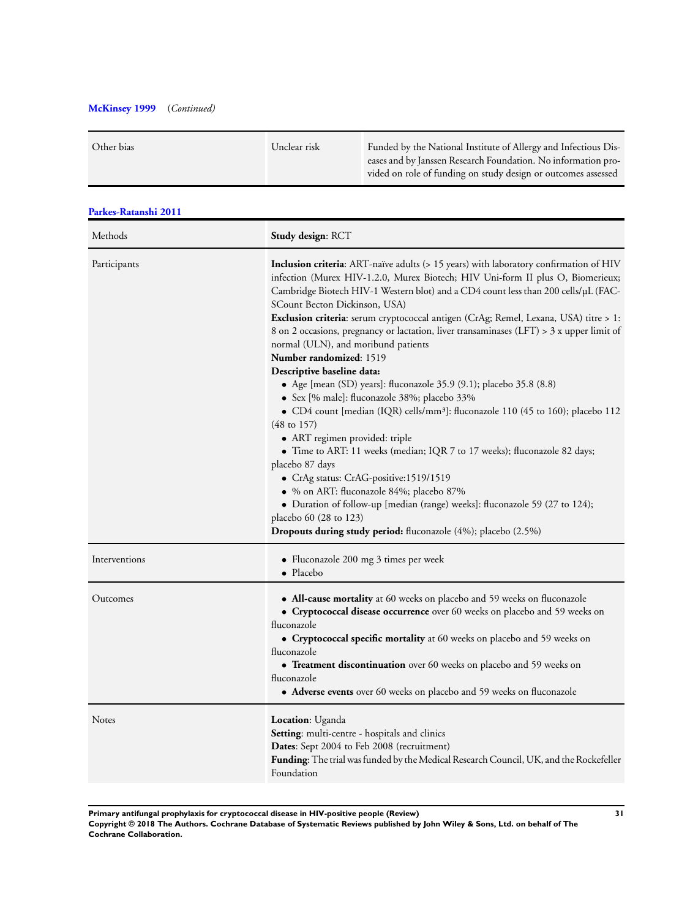**McKinsey 1999** (*Continued*)

| | | |
|---|---|---|
| Other bias | Unclear risk | Funded by the National Institute of Allergy and Infectious Diseases and by Janssen Research Foundation. No information provided on role of funding on study design or outcomes assessed |

**Parkes-Ratanshi 2011**

| | |
|---|---|
| Methods | **Study design**: RCT |
| Participants | **Inclusion criteria**: ART-naïve adults (> 15 years) with laboratory confirmation of HIV infection (Murex HIV-1.2.0, Murex Biotech; HIV Uni-form II plus O, Biomerieux; Cambridge Biotech HIV-1 Western blot) and a CD4 count less than 200 cells/µL (FACSCount Becton Dickinson, USA)<br>**Exclusion criteria**: serum cryptococcal antigen (CrAg; Remel, Lexana, USA) titre > 1:8 on 2 occasions, pregnancy or lactation, liver transaminases (LFT) > 3 x upper limit of normal (ULN), and moribund patients<br>**Number randomized**: 1519<br>**Descriptive baseline data:**<br>• Age [mean (SD) years]: fluconazole 35.9 (9.1); placebo 35.8 (8.8)<br>• Sex [% male]: fluconazole 38%; placebo 33%<br>• CD4 count [median (IQR) cells/mm³]: fluconazole 110 (45 to 160); placebo 112 (48 to 157)<br>• ART regimen provided: triple<br>• Time to ART: 11 weeks (median; IQR 7 to 17 weeks); fluconazole 82 days; placebo 87 days<br>• CrAg status: CrAG-positive:1519/1519<br>• % on ART: fluconazole 84%; placebo 87%<br>• Duration of follow-up [median (range) weeks]: fluconazole 59 (27 to 124); placebo 60 (28 to 123)<br>**Dropouts during study period:** fluconazole (4%); placebo (2.5%) |
| Interventions | • Fluconazole 200 mg 3 times per week<br>• Placebo |
| Outcomes | • **All-cause mortality** at 60 weeks on placebo and 59 weeks on fluconazole<br>• **Cryptococcal disease occurrence** over 60 weeks on placebo and 59 weeks on fluconazole<br>• **Cryptococcal specific mortality** at 60 weeks on placebo and 59 weeks on fluconazole<br>• **Treatment discontinuation** over 60 weeks on placebo and 59 weeks on fluconazole<br>• **Adverse events** over 60 weeks on placebo and 59 weeks on fluconazole |
| Notes | **Location**: Uganda<br>**Setting**: multi-centre - hospitals and clinics<br>**Dates**: Sept 2004 to Feb 2008 (recruitment)<br>**Funding**: The trial was funded by the Medical Research Council, UK, and the Rockefeller Foundation |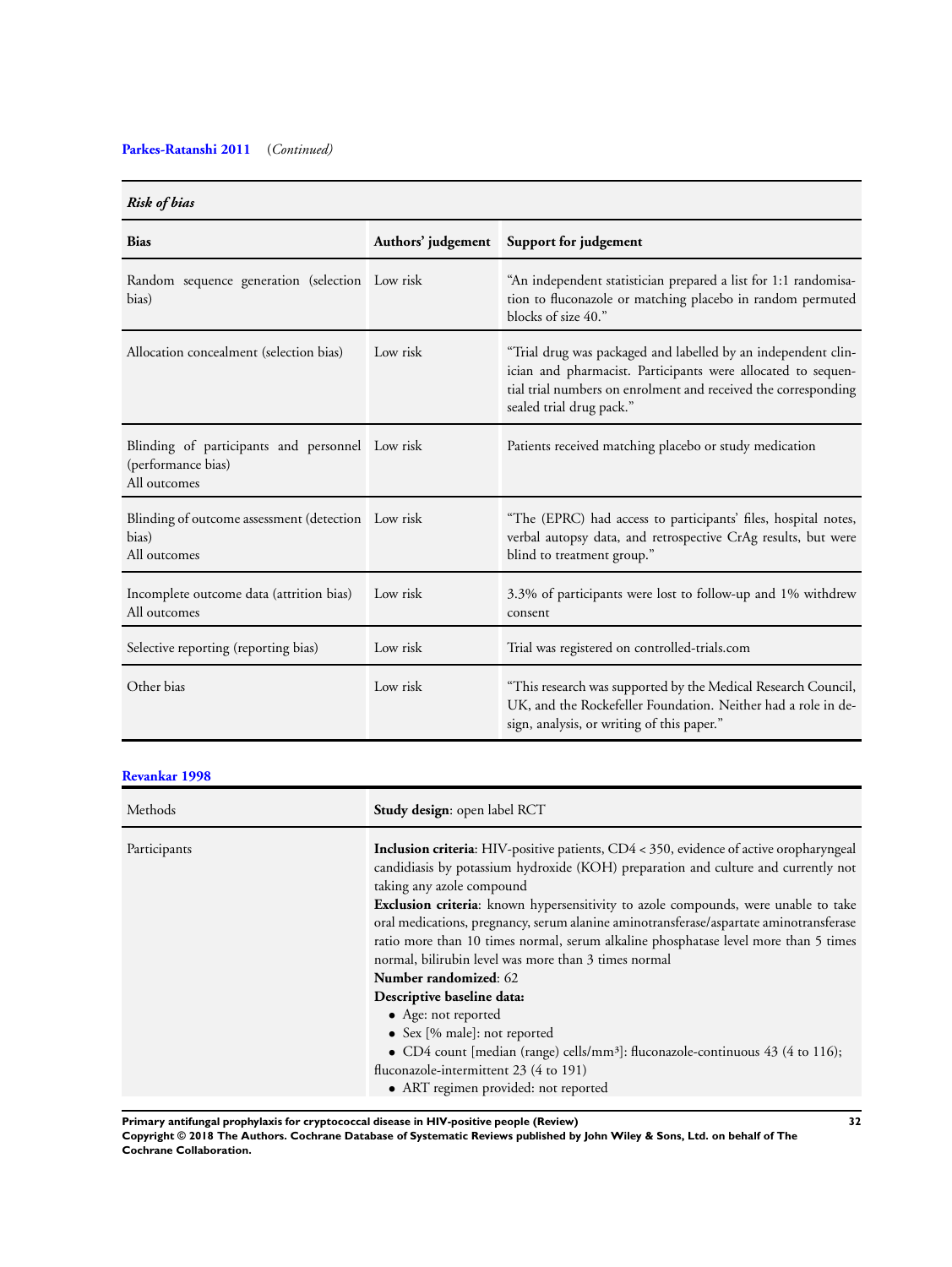**Parkes-Ratanshi 2011** (*Continued*)

*Risk of bias*

| Bias | Authors' judgement | Support for judgement |
|---|---|---|
| Random sequence generation (selection bias) | Low risk | "An independent statistician prepared a list for 1:1 randomisation to fluconazole or matching placebo in random permuted blocks of size 40." |
| Allocation concealment (selection bias) | Low risk | "Trial drug was packaged and labelled by an independent clinician and pharmacist. Participants were allocated to sequential trial numbers on enrolment and received the corresponding sealed trial drug pack." |
| Blinding of participants and personnel (performance bias) All outcomes | Low risk | Patients received matching placebo or study medication |
| Blinding of outcome assessment (detection bias) All outcomes | Low risk | "The (EPRC) had access to participants' files, hospital notes, verbal autopsy data, and retrospective CrAg results, but were blind to treatment group." |
| Incomplete outcome data (attrition bias) All outcomes | Low risk | 3.3% of participants were lost to follow-up and 1% withdrew consent |
| Selective reporting (reporting bias) | Low risk | Trial was registered on controlled-trials.com |
| Other bias | Low risk | "This research was supported by the Medical Research Council, UK, and the Rockefeller Foundation. Neither had a role in design, analysis, or writing of this paper." |

**Revankar 1998**

| | |
|---|---|
| Methods | **Study design**: open label RCT |
| Participants | **Inclusion criteria**: HIV-positive patients, CD4 < 350, evidence of active oropharyngeal candidiasis by potassium hydroxide (KOH) preparation and culture and currently not taking any azole compound<br>**Exclusion criteria**: known hypersensitivity to azole compounds, were unable to take oral medications, pregnancy, serum alanine aminotransferase/aspartate aminotransferase ratio more than 10 times normal, serum alkaline phosphatase level more than 5 times normal, bilirubin level was more than 3 times normal<br>**Number randomized**: 62<br>**Descriptive baseline data:**<br>• Age: not reported<br>• Sex [% male]: not reported<br>• CD4 count [median (range) cells/mm³]: fluconazole-continuous 43 (4 to 116); fluconazole-intermittent 23 (4 to 191)<br>• ART regimen provided: not reported |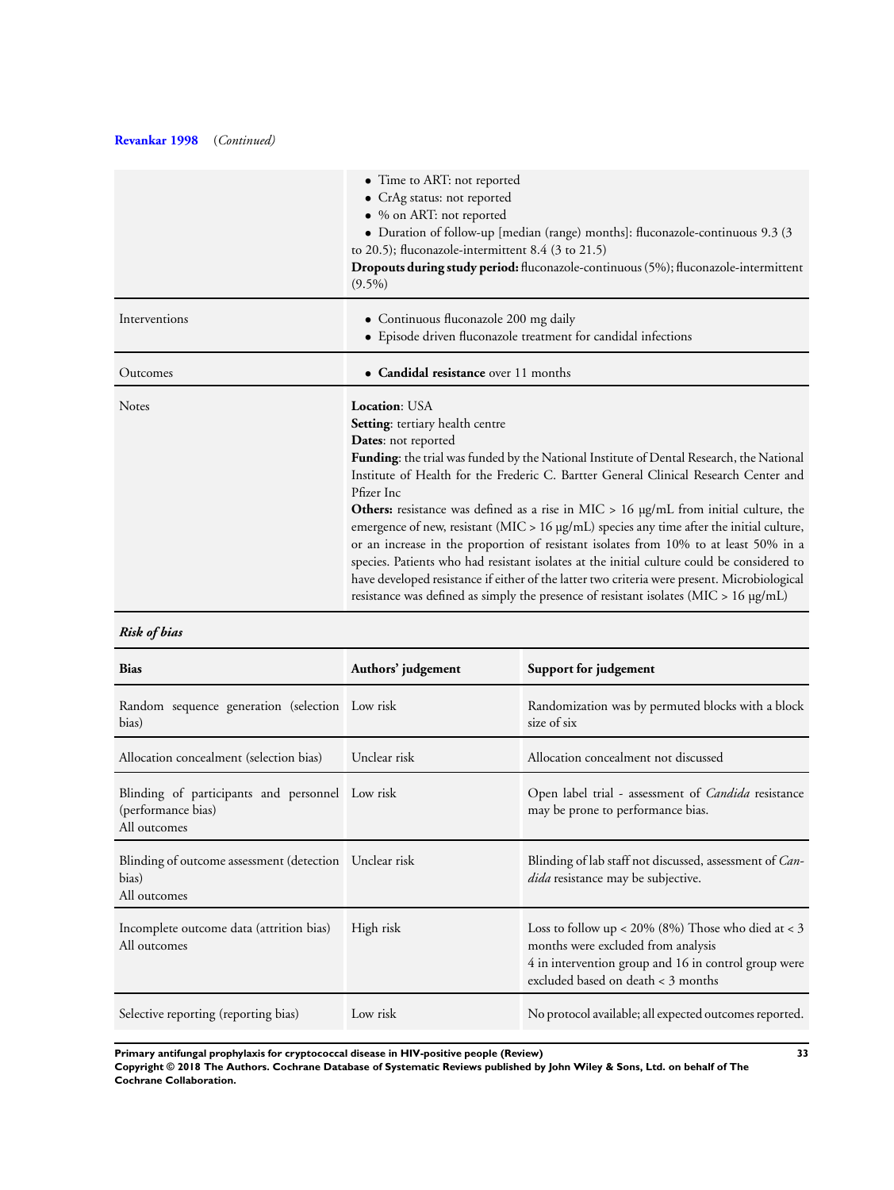**Revankar 1998** (*Continued*)

| | |
|---|---|
| | • Time to ART: not reported<br>• CrAg status: not reported<br>• % on ART: not reported<br>• Duration of follow-up [median (range) months]: fluconazole-continuous 9.3 (3 to 20.5); fluconazole-intermittent 8.4 (3 to 21.5)<br>**Dropouts during study period:** fluconazole-continuous (5%); fluconazole-intermittent (9.5%) |
| Interventions | • Continuous fluconazole 200 mg daily<br>• Episode driven fluconazole treatment for candidal infections |
| Outcomes | • **Candidal resistance** over 11 months |
| Notes | **Location**: USA<br>**Setting**: tertiary health centre<br>**Dates**: not reported<br>**Funding**: the trial was funded by the National Institute of Dental Research, the National Institute of Health for the Frederic C. Bartter General Clinical Research Center and Pfizer Inc<br>**Others:** resistance was defined as a rise in MIC > 16 μg/mL from initial culture, the emergence of new, resistant (MIC > 16 μg/mL) species any time after the initial culture, or an increase in the proportion of resistant isolates from 10% to at least 50% in a species. Patients who had resistant isolates at the initial culture could be considered to have developed resistance if either of the latter two criteria were present. Microbiological resistance was defined as simply the presence of resistant isolates (MIC > 16 μg/mL) |

***Risk of bias***

| Bias | Authors' judgement | Support for judgement |
|---|---|---|
| Random sequence generation (selection bias) | Low risk | Randomization was by permuted blocks with a block size of six |
| Allocation concealment (selection bias) | Unclear risk | Allocation concealment not discussed |
| Blinding of participants and personnel (performance bias)<br>All outcomes | Low risk | Open label trial - assessment of *Candida* resistance may be prone to performance bias. |
| Blinding of outcome assessment (detection bias)<br>All outcomes | Unclear risk | Blinding of lab staff not discussed, assessment of *Candida* resistance may be subjective. |
| Incomplete outcome data (attrition bias)<br>All outcomes | High risk | Loss to follow up < 20% (8%) Those who died at < 3 months were excluded from analysis<br>4 in intervention group and 16 in control group were excluded based on death < 3 months |
| Selective reporting (reporting bias) | Low risk | No protocol available; all expected outcomes reported. |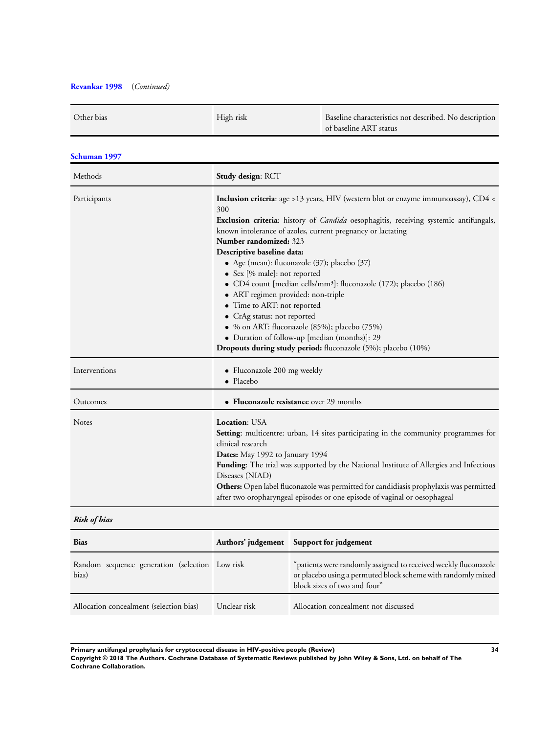**Revankar 1998** (*Continued*)

| | | |
|---|---|---|
| Other bias | High risk | Baseline characteristics not described. No description of baseline ART status |

**Schuman 1997**

| | |
|---|---|
| Methods | **Study design**: RCT |
| Participants | **Inclusion criteria**: age >13 years, HIV (western blot or enzyme immunoassay), CD4 < 300<br>**Exclusion criteria**: history of *Candida* oesophagitis, receiving systemic antifungals, known intolerance of azoles, current pregnancy or lactating<br>**Number randomized:** 323<br>**Descriptive baseline data:**<br>• Age (mean): fluconazole (37); placebo (37)<br>• Sex [% male]: not reported<br>• CD4 count [median cells/mm³]: fluconazole (172); placebo (186)<br>• ART regimen provided: non-triple<br>• Time to ART: not reported<br>• CrAg status: not reported<br>• % on ART: fluconazole (85%); placebo (75%)<br>• Duration of follow-up [median (months)]: 29<br>**Dropouts during study period:** fluconazole (5%); placebo (10%) |
| Interventions | • Fluconazole 200 mg weekly<br>• Placebo |
| Outcomes | • **Fluconazole resistance** over 29 months |
| Notes | **Location**: USA<br>**Setting**: multicentre: urban, 14 sites participating in the community programmes for clinical research<br>**Dates:** May 1992 to January 1994<br>**Funding**: The trial was supported by the National Institute of Allergies and Infectious Diseases (NIAD)<br>**Others:** Open label fluconazole was permitted for candidiasis prophylaxis was permitted after two oropharyngeal episodes or one episode of vaginal or oesophageal |

***Risk of bias***

| Bias | Authors' judgement | Support for judgement |
|---|---|---|
| Random sequence generation (selection bias) | Low risk | "patients were randomly assigned to received weekly fluconazole or placebo using a permuted block scheme with randomly mixed block sizes of two and four" |
| Allocation concealment (selection bias) | Unclear risk | Allocation concealment not discussed |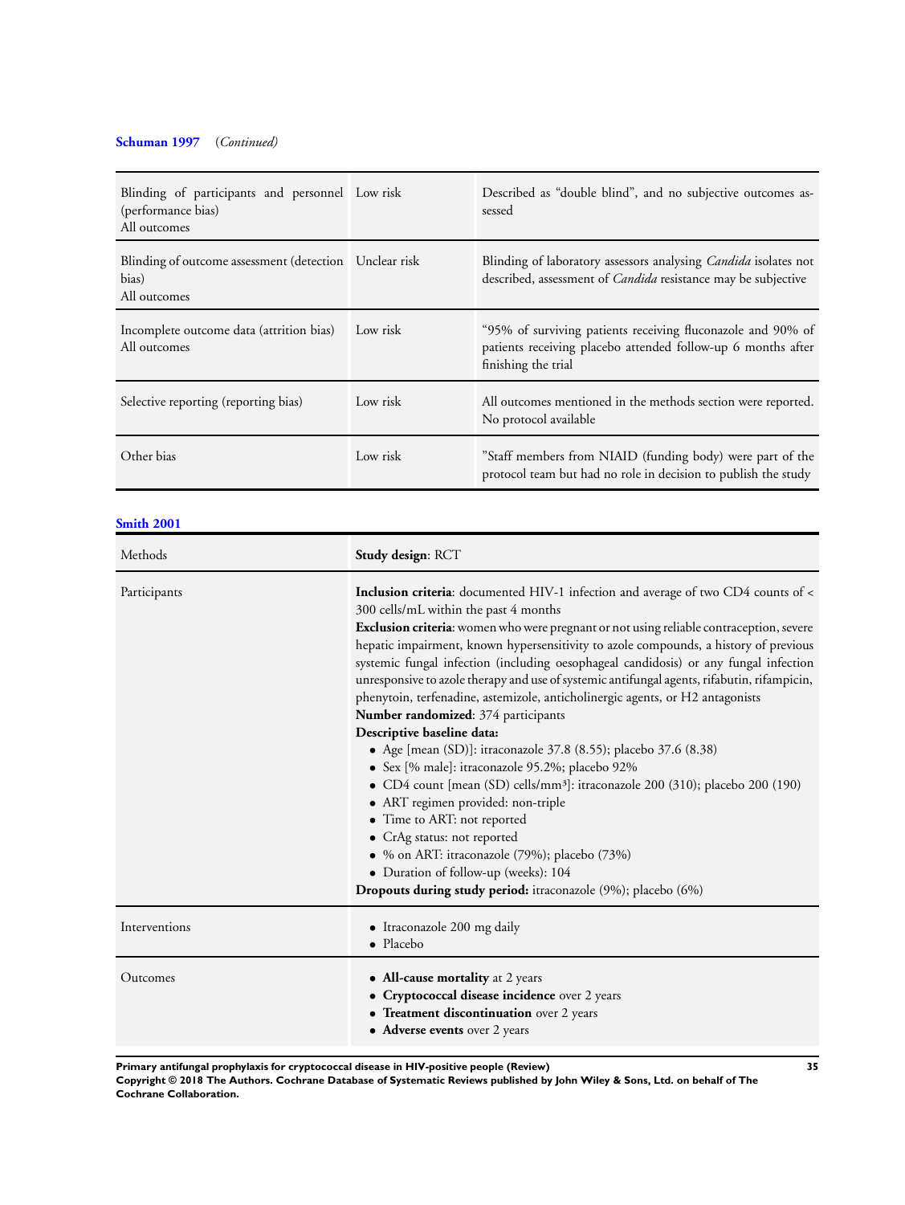**Schuman 1997** (*Continued*)

| | | |
|---|---|---|
| Blinding of participants and personnel (performance bias)<br>All outcomes | Low risk | Described as "double blind", and no subjective outcomes assessed |
| Blinding of outcome assessment (detection bias)<br>All outcomes | Unclear risk | Blinding of laboratory assessors analysing *Candida* isolates not described, assessment of *Candida* resistance may be subjective |
| Incomplete outcome data (attrition bias)<br>All outcomes | Low risk | "95% of surviving patients receiving fluconazole and 90% of patients receiving placebo attended follow-up 6 months after finishing the trial |
| Selective reporting (reporting bias) | Low risk | All outcomes mentioned in the methods section were reported. No protocol available |
| Other bias | Low risk | "Staff members from NIAID (funding body) were part of the protocol team but had no role in decision to publish the study |

**Smith 2001**

| | |
|---|---|
| Methods | **Study design**: RCT |
| Participants | **Inclusion criteria**: documented HIV-1 infection and average of two CD4 counts of < 300 cells/mL within the past 4 months<br>**Exclusion criteria**: women who were pregnant or not using reliable contraception, severe hepatic impairment, known hypersensitivity to azole compounds, a history of previous systemic fungal infection (including oesophageal candidosis) or any fungal infection unresponsive to azole therapy and use of systemic antifungal agents, rifabutin, rifampicin, phenytoin, terfenadine, astemizole, anticholinergic agents, or H2 antagonists<br>**Number randomized**: 374 participants<br>**Descriptive baseline data:**<br>• Age [mean (SD)]: itraconazole 37.8 (8.55); placebo 37.6 (8.38)<br>• Sex [% male]: itraconazole 95.2%; placebo 92%<br>• CD4 count [mean (SD) cells/mm³]: itraconazole 200 (310); placebo 200 (190)<br>• ART regimen provided: non-triple<br>• Time to ART: not reported<br>• CrAg status: not reported<br>• % on ART: itraconazole (79%); placebo (73%)<br>• Duration of follow-up (weeks): 104<br>**Dropouts during study period:** itraconazole (9%); placebo (6%) |
| Interventions | • Itraconazole 200 mg daily<br>• Placebo |
| Outcomes | • **All-cause mortality** at 2 years<br>• **Cryptococcal disease incidence** over 2 years<br>• **Treatment discontinuation** over 2 years<br>• **Adverse events** over 2 years |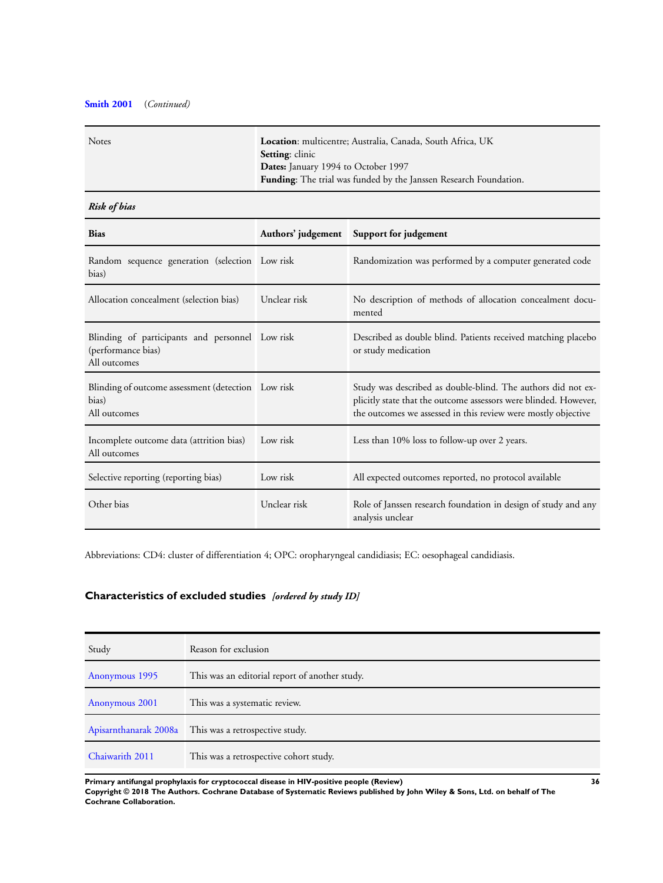**Smith 2001** (*Continued*)

| | |
|---|---|
| Notes | **Location**: multicentre; Australia, Canada, South Africa, UK<br>**Setting**: clinic<br>**Dates:** January 1994 to October 1997<br>**Funding**: The trial was funded by the Janssen Research Foundation. |

***Risk of bias***

| Bias | Authors' judgement | Support for judgement |
|---|---|---|
| Random sequence generation (selection bias) | Low risk | Randomization was performed by a computer generated code |
| Allocation concealment (selection bias) | Unclear risk | No description of methods of allocation concealment documented |
| Blinding of participants and personnel (performance bias)<br>All outcomes | Low risk | Described as double blind. Patients received matching placebo or study medication |
| Blinding of outcome assessment (detection bias)<br>All outcomes | Low risk | Study was described as double-blind. The authors did not explicitly state that the outcome assessors were blinded. However, the outcomes we assessed in this review were mostly objective |
| Incomplete outcome data (attrition bias)<br>All outcomes | Low risk | Less than 10% loss to follow-up over 2 years. |
| Selective reporting (reporting bias) | Low risk | All expected outcomes reported, no protocol available |
| Other bias | Unclear risk | Role of Janssen research foundation in design of study and any analysis unclear |

Abbreviations: CD4: cluster of differentiation 4; OPC: oropharyngeal candidiasis; EC: oesophageal candidiasis.

## Characteristics of excluded studies *[ordered by study ID]*

| Study | Reason for exclusion |
|---|---|
| Anonymous 1995 | This was an editorial report of another study. |
| Anonymous 2001 | This was a systematic review. |
| Apisarnthanarak 2008a | This was a retrospective study. |
| Chaiwarith 2011 | This was a retrospective cohort study. |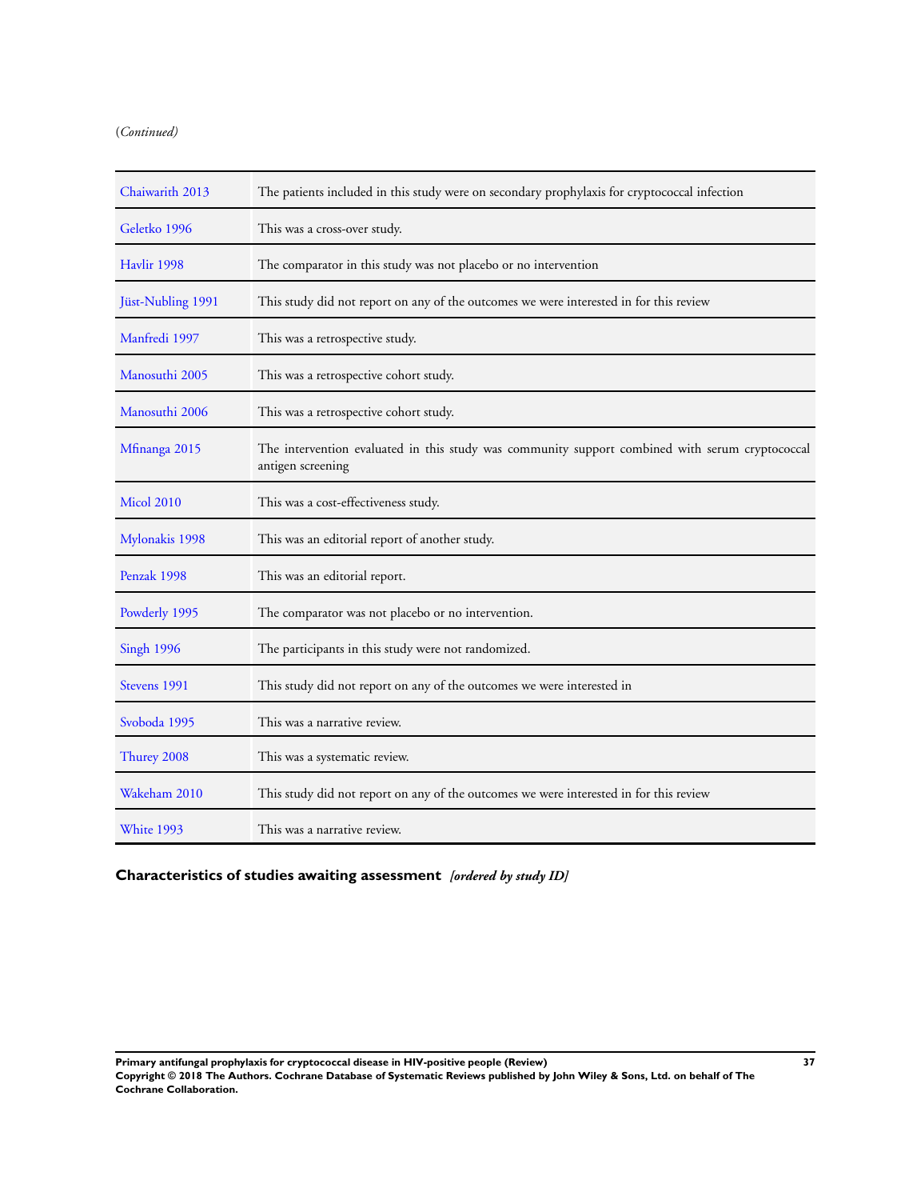(*Continued*)

| | |
|---|---|
| Chaiwarith 2013 | The patients included in this study were on secondary prophylaxis for cryptococcal infection |
| Geletko 1996 | This was a cross-over study. |
| Havlir 1998 | The comparator in this study was not placebo or no intervention |
| Jüst-Nubling 1991 | This study did not report on any of the outcomes we were interested in for this review |
| Manfredi 1997 | This was a retrospective study. |
| Manosuthi 2005 | This was a retrospective cohort study. |
| Manosuthi 2006 | This was a retrospective cohort study. |
| Mfinanga 2015 | The intervention evaluated in this study was community support combined with serum cryptococcal antigen screening |
| Micol 2010 | This was a cost-effectiveness study. |
| Mylonakis 1998 | This was an editorial report of another study. |
| Penzak 1998 | This was an editorial report. |
| Powderly 1995 | The comparator was not placebo or no intervention. |
| Singh 1996 | The participants in this study were not randomized. |
| Stevens 1991 | This study did not report on any of the outcomes we were interested in |
| Svoboda 1995 | This was a narrative review. |
| Thurey 2008 | This was a systematic review. |
| Wakeham 2010 | This study did not report on any of the outcomes we were interested in for this review |
| White 1993 | This was a narrative review. |

## Characteristics of studies awaiting assessment *[ordered by study ID]*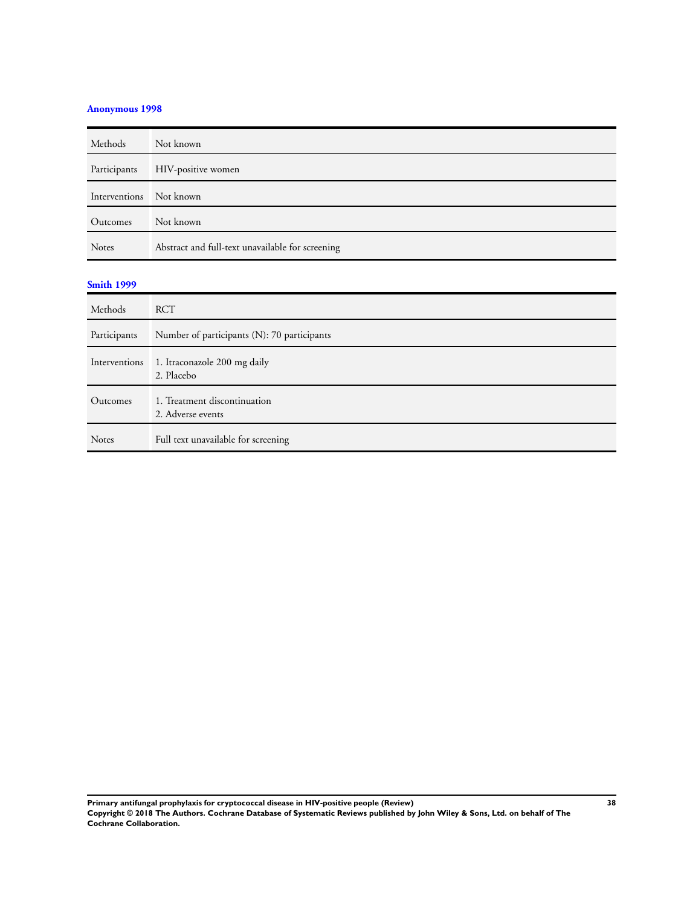### Anonymous 1998

| Methods | Not known |
|---|---|
| Participants | HIV-positive women |
| Interventions | Not known |
| Outcomes | Not known |
| Notes | Abstract and full-text unavailable for screening |

### Smith 1999

| Methods | RCT |
|---|---|
| Participants | Number of participants (N): 70 participants |
| Interventions | 1. Itraconazole 200 mg daily<br>2. Placebo |
| Outcomes | 1. Treatment discontinuation<br>2. Adverse events |
| Notes | Full text unavailable for screening |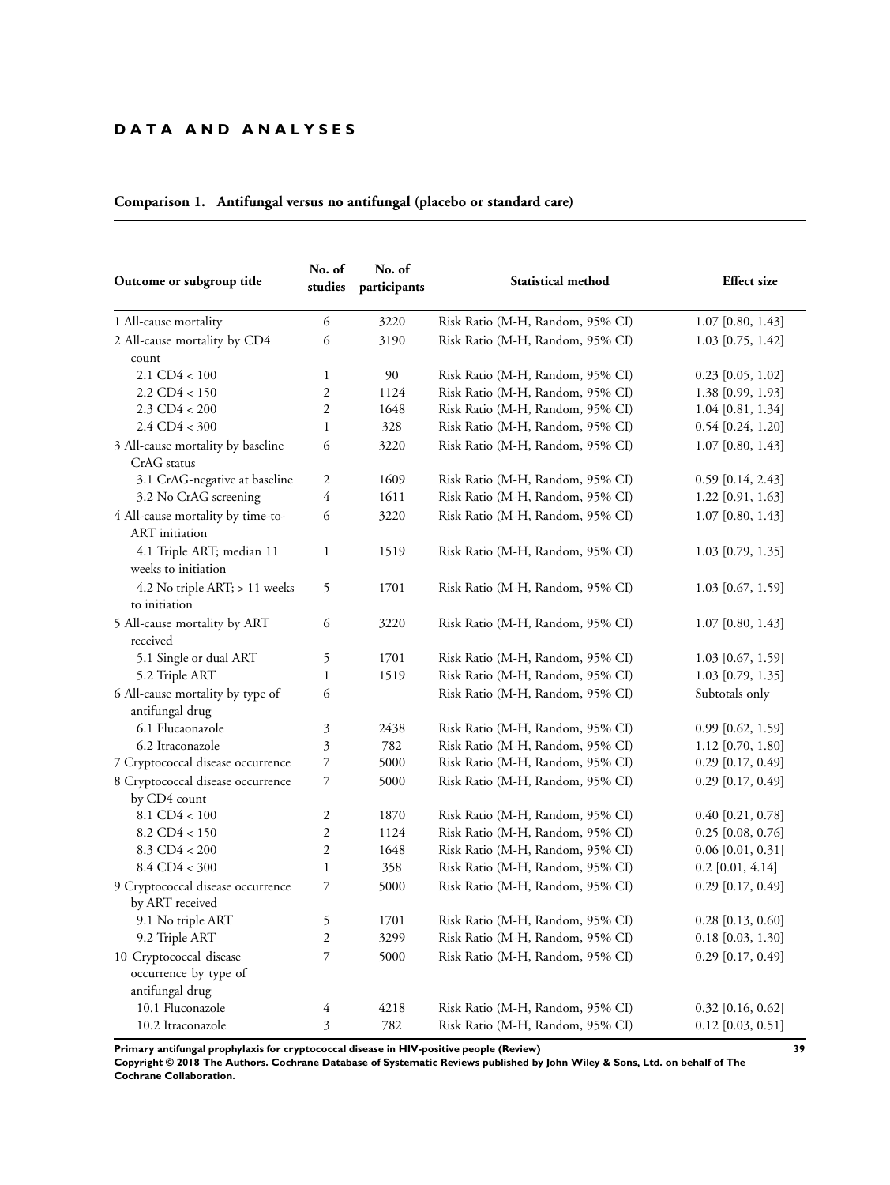# DATA AND ANALYSES

## Comparison 1. Antifungal versus no antifungal (placebo or standard care)

| Outcome or subgroup title | No. of studies | No. of participants | Statistical method | Effect size |
|---|---|---|---|---|
| 1 All-cause mortality | 6 | 3220 | Risk Ratio (M-H, Random, 95% CI) | 1.07 [0.80, 1.43] |
| 2 All-cause mortality by CD4 count | 6 | 3190 | Risk Ratio (M-H, Random, 95% CI) | 1.03 [0.75, 1.42] |
| 2.1 CD4 < 100 | 1 | 90 | Risk Ratio (M-H, Random, 95% CI) | 0.23 [0.05, 1.02] |
| 2.2 CD4 < 150 | 2 | 1124 | Risk Ratio (M-H, Random, 95% CI) | 1.38 [0.99, 1.93] |
| 2.3 CD4 < 200 | 2 | 1648 | Risk Ratio (M-H, Random, 95% CI) | 1.04 [0.81, 1.34] |
| 2.4 CD4 < 300 | 1 | 328 | Risk Ratio (M-H, Random, 95% CI) | 0.54 [0.24, 1.20] |
| 3 All-cause mortality by baseline CrAG status | 6 | 3220 | Risk Ratio (M-H, Random, 95% CI) | 1.07 [0.80, 1.43] |
| 3.1 CrAG-negative at baseline | 2 | 1609 | Risk Ratio (M-H, Random, 95% CI) | 0.59 [0.14, 2.43] |
| 3.2 No CrAG screening | 4 | 1611 | Risk Ratio (M-H, Random, 95% CI) | 1.22 [0.91, 1.63] |
| 4 All-cause mortality by time-to-ART initiation | 6 | 3220 | Risk Ratio (M-H, Random, 95% CI) | 1.07 [0.80, 1.43] |
| 4.1 Triple ART; median 11 weeks to initiation | 1 | 1519 | Risk Ratio (M-H, Random, 95% CI) | 1.03 [0.79, 1.35] |
| 4.2 No triple ART; > 11 weeks to initiation | 5 | 1701 | Risk Ratio (M-H, Random, 95% CI) | 1.03 [0.67, 1.59] |
| 5 All-cause mortality by ART received | 6 | 3220 | Risk Ratio (M-H, Random, 95% CI) | 1.07 [0.80, 1.43] |
| 5.1 Single or dual ART | 5 | 1701 | Risk Ratio (M-H, Random, 95% CI) | 1.03 [0.67, 1.59] |
| 5.2 Triple ART | 1 | 1519 | Risk Ratio (M-H, Random, 95% CI) | 1.03 [0.79, 1.35] |
| 6 All-cause mortality by type of antifungal drug | 6 | | Risk Ratio (M-H, Random, 95% CI) | Subtotals only |
| 6.1 Flucaonazole | 3 | 2438 | Risk Ratio (M-H, Random, 95% CI) | 0.99 [0.62, 1.59] |
| 6.2 Itraconazole | 3 | 782 | Risk Ratio (M-H, Random, 95% CI) | 1.12 [0.70, 1.80] |
| 7 Cryptococcal disease occurrence | 7 | 5000 | Risk Ratio (M-H, Random, 95% CI) | 0.29 [0.17, 0.49] |
| 8 Cryptococcal disease occurrence by CD4 count | 7 | 5000 | Risk Ratio (M-H, Random, 95% CI) | 0.29 [0.17, 0.49] |
| 8.1 CD4 < 100 | 2 | 1870 | Risk Ratio (M-H, Random, 95% CI) | 0.40 [0.21, 0.78] |
| 8.2 CD4 < 150 | 2 | 1124 | Risk Ratio (M-H, Random, 95% CI) | 0.25 [0.08, 0.76] |
| 8.3 CD4 < 200 | 2 | 1648 | Risk Ratio (M-H, Random, 95% CI) | 0.06 [0.01, 0.31] |
| 8.4 CD4 < 300 | 1 | 358 | Risk Ratio (M-H, Random, 95% CI) | 0.2 [0.01, 4.14] |
| 9 Cryptococcal disease occurrence by ART received | 7 | 5000 | Risk Ratio (M-H, Random, 95% CI) | 0.29 [0.17, 0.49] |
| 9.1 No triple ART | 5 | 1701 | Risk Ratio (M-H, Random, 95% CI) | 0.28 [0.13, 0.60] |
| 9.2 Triple ART | 2 | 3299 | Risk Ratio (M-H, Random, 95% CI) | 0.18 [0.03, 1.30] |
| 10 Cryptococcal disease occurrence by type of antifungal drug | 7 | 5000 | Risk Ratio (M-H, Random, 95% CI) | 0.29 [0.17, 0.49] |
| 10.1 Fluconazole | 4 | 4218 | Risk Ratio (M-H, Random, 95% CI) | 0.32 [0.16, 0.62] |
| 10.2 Itraconazole | 3 | 782 | Risk Ratio (M-H, Random, 95% CI) | 0.12 [0.03, 0.51] |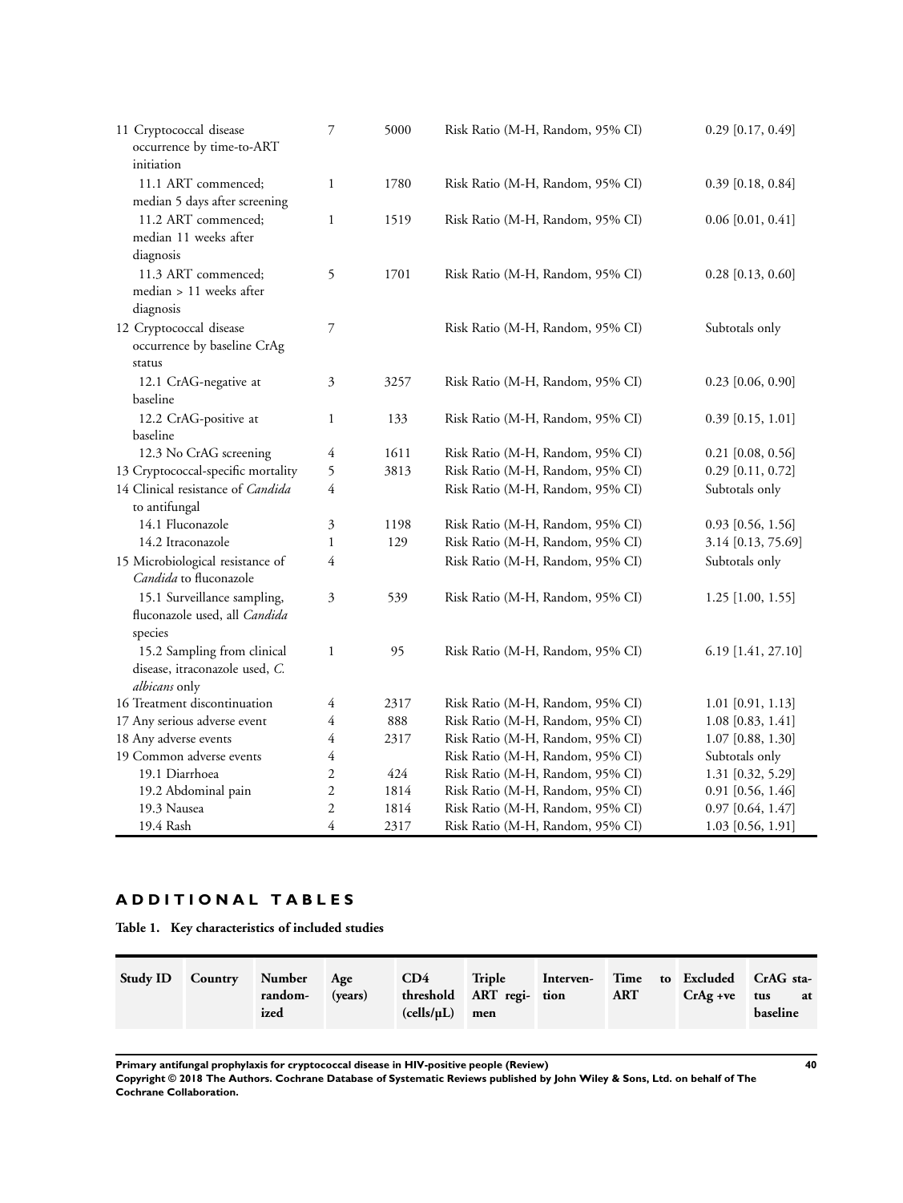| | | | | |
|---|---|---|---|---|
| 11 Cryptococcal disease occurrence by time-to-ART initiation | 7 | 5000 | Risk Ratio (M-H, Random, 95% CI) | 0.29 [0.17, 0.49] |
| 11.1 ART commenced; median 5 days after screening | 1 | 1780 | Risk Ratio (M-H, Random, 95% CI) | 0.39 [0.18, 0.84] |
| 11.2 ART commenced; median 11 weeks after diagnosis | 1 | 1519 | Risk Ratio (M-H, Random, 95% CI) | 0.06 [0.01, 0.41] |
| 11.3 ART commenced; median > 11 weeks after diagnosis | 5 | 1701 | Risk Ratio (M-H, Random, 95% CI) | 0.28 [0.13, 0.60] |
| 12 Cryptococcal disease occurrence by baseline CrAg status | 7 | | Risk Ratio (M-H, Random, 95% CI) | Subtotals only |
| 12.1 CrAG-negative at baseline | 3 | 3257 | Risk Ratio (M-H, Random, 95% CI) | 0.23 [0.06, 0.90] |
| 12.2 CrAG-positive at baseline | 1 | 133 | Risk Ratio (M-H, Random, 95% CI) | 0.39 [0.15, 1.01] |
| 12.3 No CrAG screening | 4 | 1611 | Risk Ratio (M-H, Random, 95% CI) | 0.21 [0.08, 0.56] |
| 13 Cryptococcal-specific mortality | 5 | 3813 | Risk Ratio (M-H, Random, 95% CI) | 0.29 [0.11, 0.72] |
| 14 Clinical resistance of *Candida* to antifungal | 4 | | Risk Ratio (M-H, Random, 95% CI) | Subtotals only |
| 14.1 Fluconazole | 3 | 1198 | Risk Ratio (M-H, Random, 95% CI) | 0.93 [0.56, 1.56] |
| 14.2 Itraconazole | 1 | 129 | Risk Ratio (M-H, Random, 95% CI) | 3.14 [0.13, 75.69] |
| 15 Microbiological resistance of *Candida* to fluconazole | 4 | | Risk Ratio (M-H, Random, 95% CI) | Subtotals only |
| 15.1 Surveillance sampling, fluconazole used, all *Candida* species | 3 | 539 | Risk Ratio (M-H, Random, 95% CI) | 1.25 [1.00, 1.55] |
| 15.2 Sampling from clinical disease, itraconazole used, *C. albicans* only | 1 | 95 | Risk Ratio (M-H, Random, 95% CI) | 6.19 [1.41, 27.10] |
| 16 Treatment discontinuation | 4 | 2317 | Risk Ratio (M-H, Random, 95% CI) | 1.01 [0.91, 1.13] |
| 17 Any serious adverse event | 4 | 888 | Risk Ratio (M-H, Random, 95% CI) | 1.08 [0.83, 1.41] |
| 18 Any adverse events | 4 | 2317 | Risk Ratio (M-H, Random, 95% CI) | 1.07 [0.88, 1.30] |
| 19 Common adverse events | 4 | | Risk Ratio (M-H, Random, 95% CI) | Subtotals only |
| 19.1 Diarrhoea | 2 | 424 | Risk Ratio (M-H, Random, 95% CI) | 1.31 [0.32, 5.29] |
| 19.2 Abdominal pain | 2 | 1814 | Risk Ratio (M-H, Random, 95% CI) | 0.91 [0.56, 1.46] |
| 19.3 Nausea | 2 | 1814 | Risk Ratio (M-H, Random, 95% CI) | 0.97 [0.64, 1.47] |
| 19.4 Rash | 4 | 2317 | Risk Ratio (M-H, Random, 95% CI) | 1.03 [0.56, 1.91] |

## ADDITIONAL TABLES

**Table 1. Key characteristics of included studies**

| Study ID | Country | Number randomized | Age (years) | CD4 threshold (cells/μL) | Triple ART regimen | Intervention | Time to ART | Excluded CrAg +ve | CrAG status at baseline |
|---|---|---|---|---|---|---|---|---|---|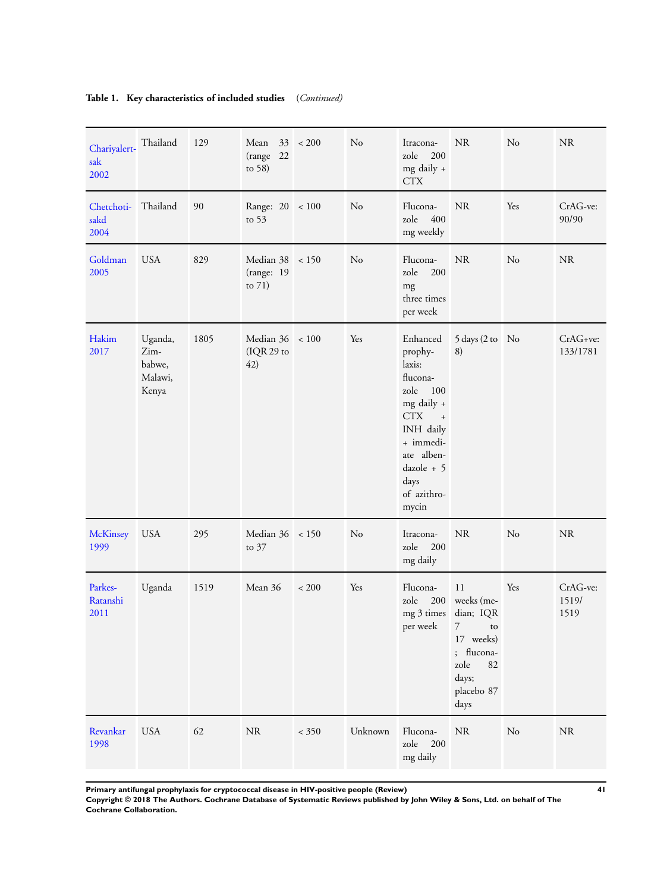**Table 1. Key characteristics of included studies** *(Continued)*

| | | | | | | | | | |
|---|---|---|---|---|---|---|---|---|---|
| Chariyalertsak 2002 | Thailand | 129 | Mean 33 (range 22 to 58) | < 200 | No | Itraconazole 200 mg daily + CTX | NR | No | NR |
| Chetchotisakd 2004 | Thailand | 90 | Range: 20 to 53 | < 100 | No | Fluconazole 400 mg weekly | NR | Yes | CrAG-ve: 90/90 |
| Goldman 2005 | USA | 829 | Median 38 (range: 19 to 71) | < 150 | No | Fluconazole 200 mg three times per week | NR | No | NR |
| Hakim 2017 | Uganda, Zimbabwe, Malawi, Kenya | 1805 | Median 36 (IQR 29 to 42) | < 100 | Yes | Enhanced prophylaxis: fluconazole 100 mg daily + CTX + INH daily + immediate albendazole + 5 days of azithromycin | 5 days (2 to 8) | No | CrAG+ve: 133/1781 |
| McKinsey 1999 | USA | 295 | Median 36 to 37 | < 150 | No | Itraconazole 200 mg daily | NR | No | NR |
| Parkes-Ratanshi 2011 | Uganda | 1519 | Mean 36 | < 200 | Yes | Fluconazole 200 mg 3 times per week | 11 weeks (median; IQR 7 to 17 weeks); fluconazole 82 days; placebo 87 days | Yes | CrAG-ve: 1519/1519 |
| Revankar 1998 | USA | 62 | NR | < 350 | Unknown | Fluconazole 200 mg daily | NR | No | NR |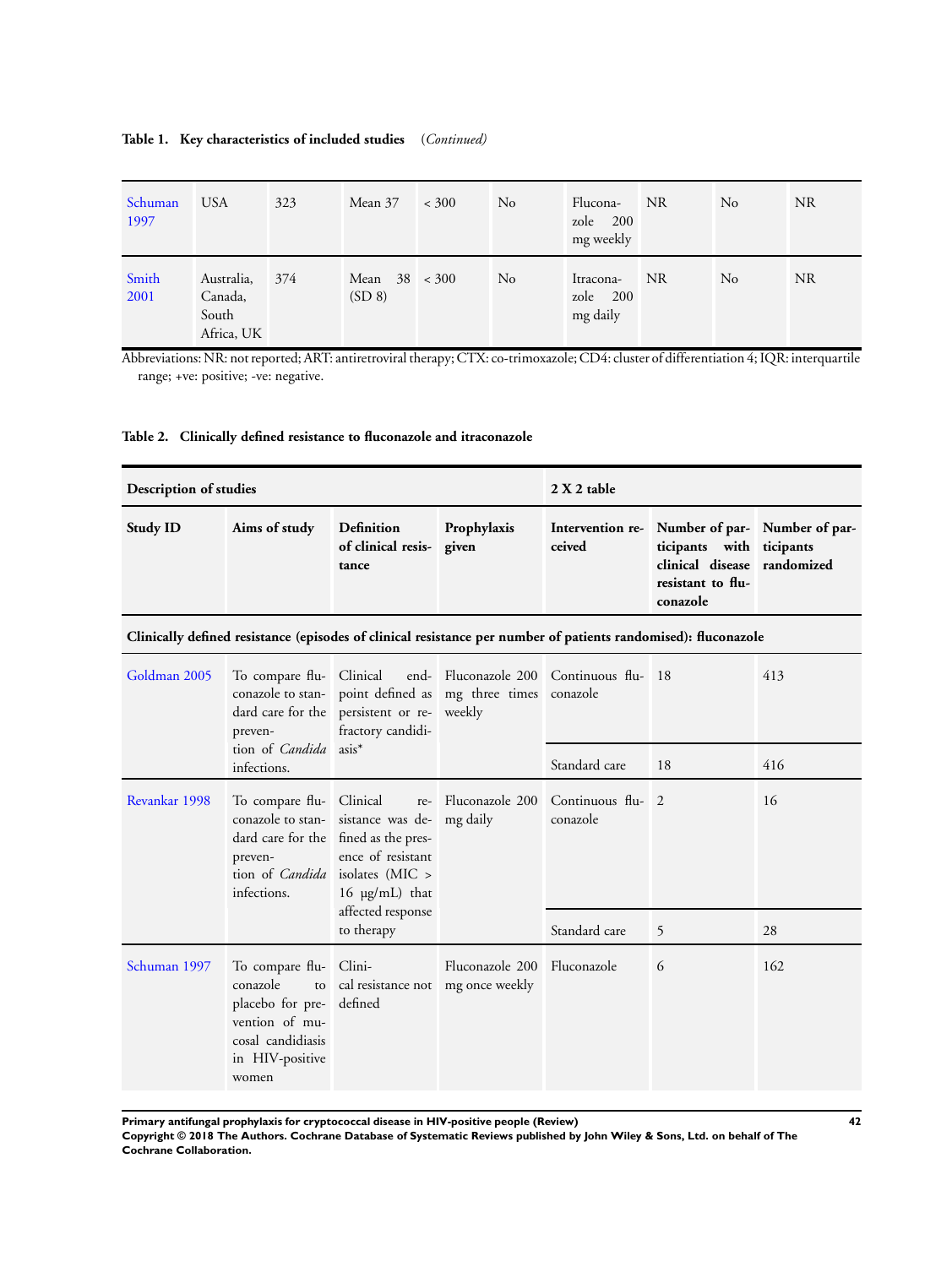**Table 1. Key characteristics of included studies** *(Continued)*

| | | | | | | | | | |
|---|---|---|---|---|---|---|---|---|---|
| Schuman 1997 | USA | 323 | Mean 37 | < 300 | No | Fluconazole 200 mg weekly | NR | No | NR |
| Smith 2001 | Australia, Canada, South Africa, UK | 374 | Mean 38 (SD 8) | < 300 | No | Itraconazole 200 mg daily | NR | No | NR |

Abbreviations: NR: not reported; ART: antiretroviral therapy; CTX: co-trimoxazole; CD4: cluster of differentiation 4; IQR: interquartile range; +ve: positive; -ve: negative.

**Table 2. Clinically defined resistance to fluconazole and itraconazole**

| Description of studies | | | | 2 X 2 table | | |
|---|---|---|---|---|---|---|
| **Study ID** | **Aims of study** | **Definition of clinical resistance** | **Prophylaxis given** | **Intervention received** | **Number of participants with clinical disease resistant to fluconazole** | **Number of participants randomized** |
| **Clinically defined resistance (episodes of clinical resistance per number of patients randomised): fluconazole** | | | | | | |
| Goldman 2005 | To compare fluconazole to standard care for the prevention of *Candida* infections. | Clinical endpoint defined as persistent or refractory candidiasis* | Fluconazole 200 mg three times weekly | Continuous fluconazole | 18 | 413 |
| | | | | Standard care | 18 | 416 |
| Revankar 1998 | To compare fluconazole to standard care for the prevention of *Candida* infections. | Clinical resistance was defined as the presence of resistant isolates (MIC > 16 µg/mL) that affected response to therapy | Fluconazole 200 mg daily | Continuous fluconazole | 2 | 16 |
| | | | | Standard care | 5 | 28 |
| Schuman 1997 | To compare fluconazole to placebo for prevention of mucosal candidiasis in HIV-positive women | Clinical resistance not defined | Fluconazole 200 mg once weekly | Fluconazole | 6 | 162 |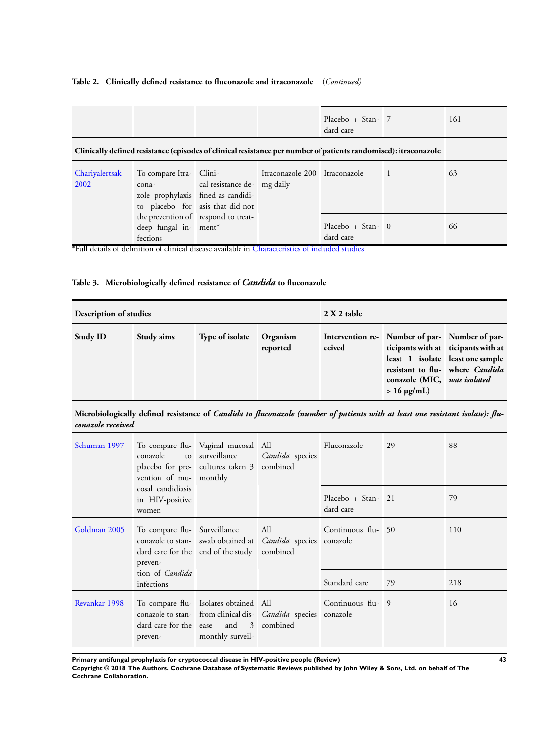**Table 2. Clinically defined resistance to fluconazole and itraconazole** *(Continued)*

| | | | | | | |
|---|---|---|---|---|---|---|
| | | | | Placebo + Standard care | 7 | 161 |
| **Clinically defined resistance (episodes of clinical resistance per number of patients randomised): itraconazole** | | | | | | |
| Chariyalertsak 2002 | To compare Itraconazole prophylaxis to placebo for the prevention of deep fungal infections | Clinical resistance defined as candidiasis that did not respond to treatment* | Itraconazole 200 mg daily | Itraconazole | 1 | 63 |
| | | | | Placebo + Standard care | 0 | 66 |

*Full details of definition of clinical disease available in Characteristics of included studies

**Table 3. Microbiologically defined resistance of *Candida* to fluconazole**

| **Description of studies** | | | | **2 X 2 table** | | |
|---|---|---|---|---|---|---|
| **Study ID** | **Study aims** | **Type of isolate** | **Organism reported** | **Intervention received** | **Number of participants with at least 1 isolate resistant to fluconazole (MIC, > 16 μg/mL)** | **Number of participants with at least one sample where *Candida* was isolated** |
| **Microbiologically defined resistance of *Candida to fluconazole (number of patients with at least one resistant isolate): fluconazole received*** | | | | | | |
| Schuman 1997 | To compare fluconazole to placebo for prevention of mucosal candidiasis in HIV-positive women | Vaginal mucosal surveillance cultures taken 3 monthly | All *Candida* species combined | Fluconazole | 29 | 88 |
| | | | | Placebo + Standard care | 21 | 79 |
| Goldman 2005 | To compare fluconazole to standard care for the prevention of *Candida* infections | Surveillance swab obtained at end of the study | All *Candida* species combined | Continuous fluconazole | 50 | 110 |
| | | | | Standard care | 79 | 218 |
| Revankar 1998 | To compare fluconazole to standard care for the preven- | Isolates obtained from clinical disease and 3 monthly surveil- | All *Candida* species combined | Continuous fluconazole | 9 | 16 |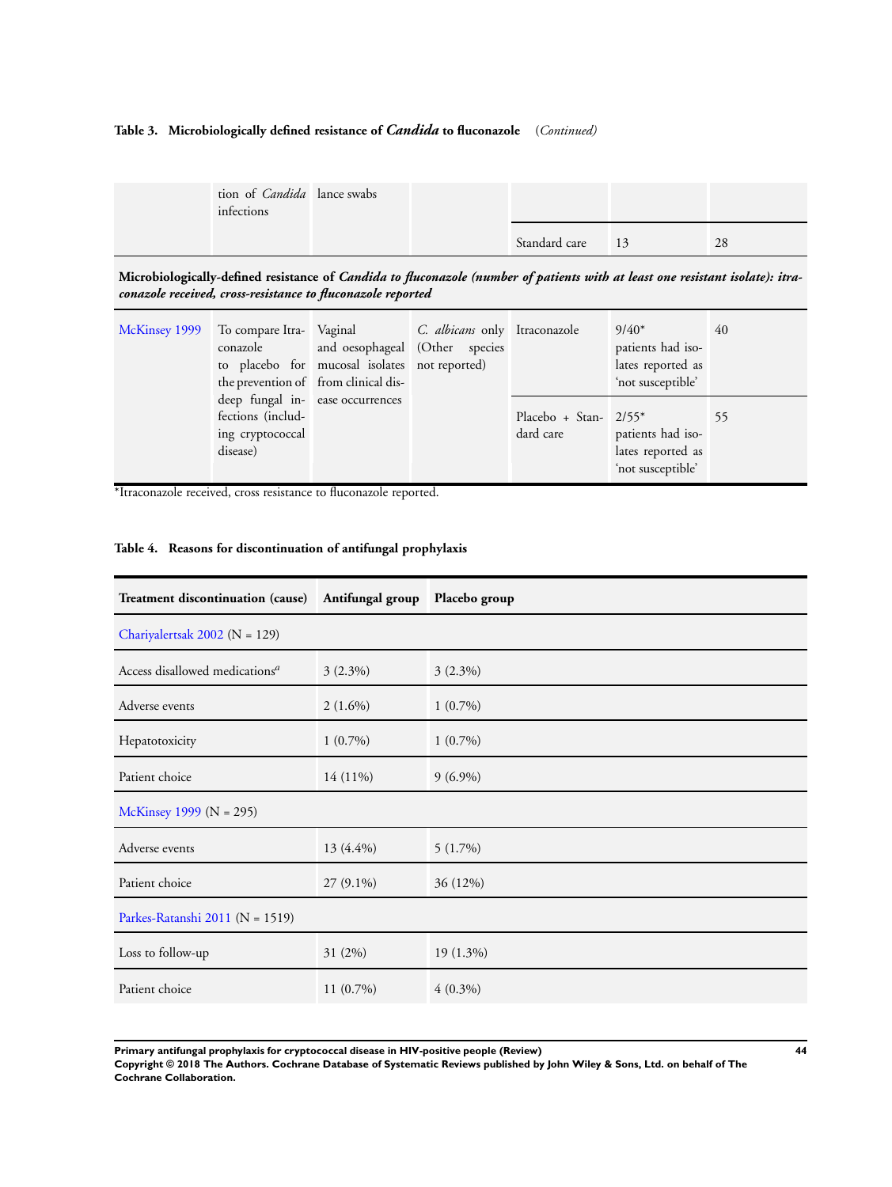**Table 3. Microbiologically defined resistance of *Candida* to fluconazole** *(Continued)*

| | | | | | | |
|---|---|---|---|---|---|---|
| | tion of *Candida* infections | lance swabs | | | | |
| | | | | Standard care | 13 | 28 |
| **Microbiologically-defined resistance of *Candida to fluconazole (number of patients with at least one resistant isolate): itraconazole received, cross-resistance to fluconazole reported*** | | | | | | |
| McKinsey 1999 | To compare Itraconazole to placebo for the prevention of deep fungal infections (including cryptococcal disease) | Vaginal and oesophageal mucosal isolates from clinical disease occurrences | *C. albicans* only (Other species not reported) | Itraconazole | 9/40* patients had isolates reported as 'not susceptible' | 40 |
| | | | | Placebo + Standard care | 2/55* patients had isolates reported as 'not susceptible' | 55 |

*Itraconazole received, cross resistance to fluconazole reported.

**Table 4. Reasons for discontinuation of antifungal prophylaxis**

| Treatment discontinuation (cause) | Antifungal group | Placebo group |
|---|---|---|
| Chariyalertsak 2002 (N = 129) | | |
| Access disallowed medications[a] | 3 (2.3%) | 3 (2.3%) |
| Adverse events | 2 (1.6%) | 1 (0.7%) |
| Hepatotoxicity | 1 (0.7%) | 1 (0.7%) |
| Patient choice | 14 (11%) | 9 (6.9%) |
| McKinsey 1999 (N = 295) | | |
| Adverse events | 13 (4.4%) | 5 (1.7%) |
| Patient choice | 27 (9.1%) | 36 (12%) |
| Parkes-Ratanshi 2011 (N = 1519) | | |
| Loss to follow-up | 31 (2%) | 19 (1.3%) |
| Patient choice | 11 (0.7%) | 4 (0.3%) |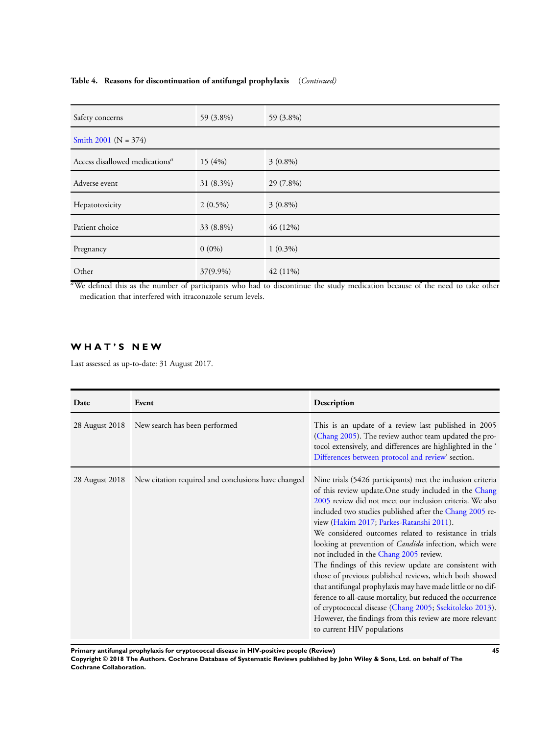**Table 4. Reasons for discontinuation of antifungal prophylaxis** *(Continued)*

| | | |
|---|---|---|
| Safety concerns | 59 (3.8%) | 59 (3.8%) |
| Smith 2001 (N = 374) | | |
| Access disallowed medications[a] | 15 (4%) | 3 (0.8%) |
| Adverse event | 31 (8.3%) | 29 (7.8%) |
| Hepatotoxicity | 2 (0.5%) | 3 (0.8%) |
| Patient choice | 33 (8.8%) | 46 (12%) |
| Pregnancy | 0 (0%) | 1 (0.3%) |
| Other | 37(9.9%) | 42 (11%) |

[a]We defined this as the number of participants who had to discontinue the study medication because of the need to take other medication that interfered with itraconazole serum levels.

## WHAT'S NEW

Last assessed as up-to-date: 31 August 2017.

| Date | Event | Description |
|---|---|---|
| 28 August 2018 | New search has been performed | This is an update of a review last published in 2005 (Chang 2005). The review author team updated the protocol extensively, and differences are highlighted in the 'Differences between protocol and review' section. |
| 28 August 2018 | New citation required and conclusions have changed | Nine trials (5426 participants) met the inclusion criteria of this review update.One study included in the Chang 2005 review did not meet our inclusion criteria. We also included two studies published after the Chang 2005 review (Hakim 2017; Parkes-Ratanshi 2011). We considered outcomes related to resistance in trials looking at prevention of *Candida* infection, which were not included in the Chang 2005 review. The findings of this review update are consistent with those of previous published reviews, which both showed that antifungal prophylaxis may have made little or no difference to all-cause mortality, but reduced the occurrence of cryptococcal disease (Chang 2005; Ssekitoleko 2013). However, the findings from this review are more relevant to current HIV populations |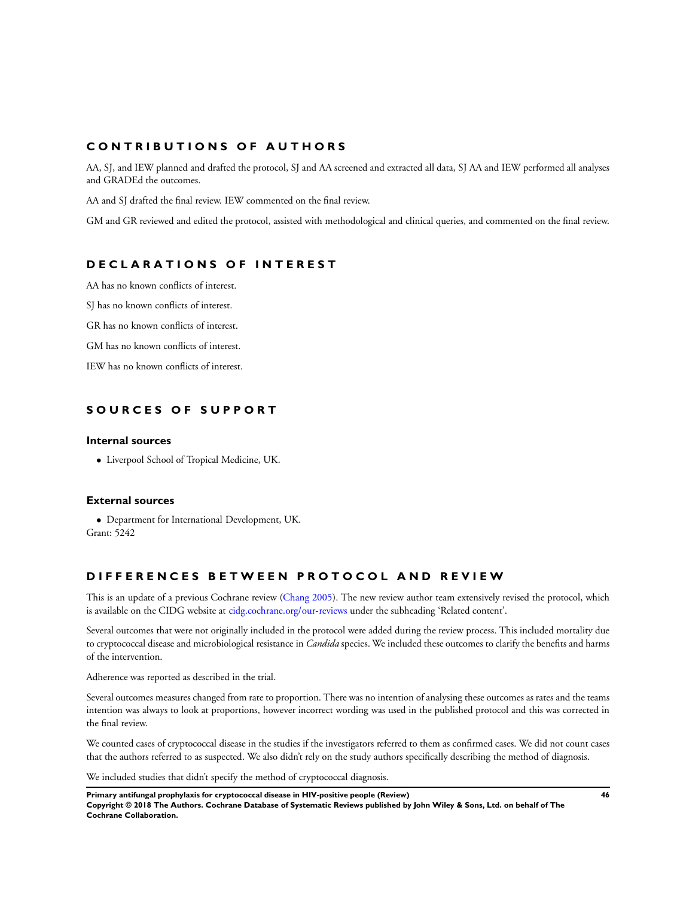## CONTRIBUTIONS OF AUTHORS

AA, SJ, and IEW planned and drafted the protocol, SJ and AA screened and extracted all data, SJ AA and IEW performed all analyses and GRADEd the outcomes.

AA and SJ drafted the final review. IEW commented on the final review.

GM and GR reviewed and edited the protocol, assisted with methodological and clinical queries, and commented on the final review.

## DECLARATIONS OF INTEREST

AA has no known conflicts of interest.

SJ has no known conflicts of interest.

GR has no known conflicts of interest.

GM has no known conflicts of interest.

IEW has no known conflicts of interest.

## SOURCES OF SUPPORT

### Internal sources

- Liverpool School of Tropical Medicine, UK.

### External sources

- Department for International Development, UK.

Grant: 5242

## DIFFERENCES BETWEEN PROTOCOL AND REVIEW

This is an update of a previous Cochrane review (Chang 2005). The new review author team extensively revised the protocol, which is available on the CIDG website at cidg.cochrane.org/our-reviews under the subheading 'Related content'.

Several outcomes that were not originally included in the protocol were added during the review process. This included mortality due to cryptococcal disease and microbiological resistance in *Candida* species. We included these outcomes to clarify the benefits and harms of the intervention.

Adherence was reported as described in the trial.

Several outcomes measures changed from rate to proportion. There was no intention of analysing these outcomes as rates and the teams intention was always to look at proportions, however incorrect wording was used in the published protocol and this was corrected in the final review.

We counted cases of cryptococcal disease in the studies if the investigators referred to them as confirmed cases. We did not count cases that the authors referred to as suspected. We also didn't rely on the study authors specifically describing the method of diagnosis.

We included studies that didn't specify the method of cryptococcal diagnosis.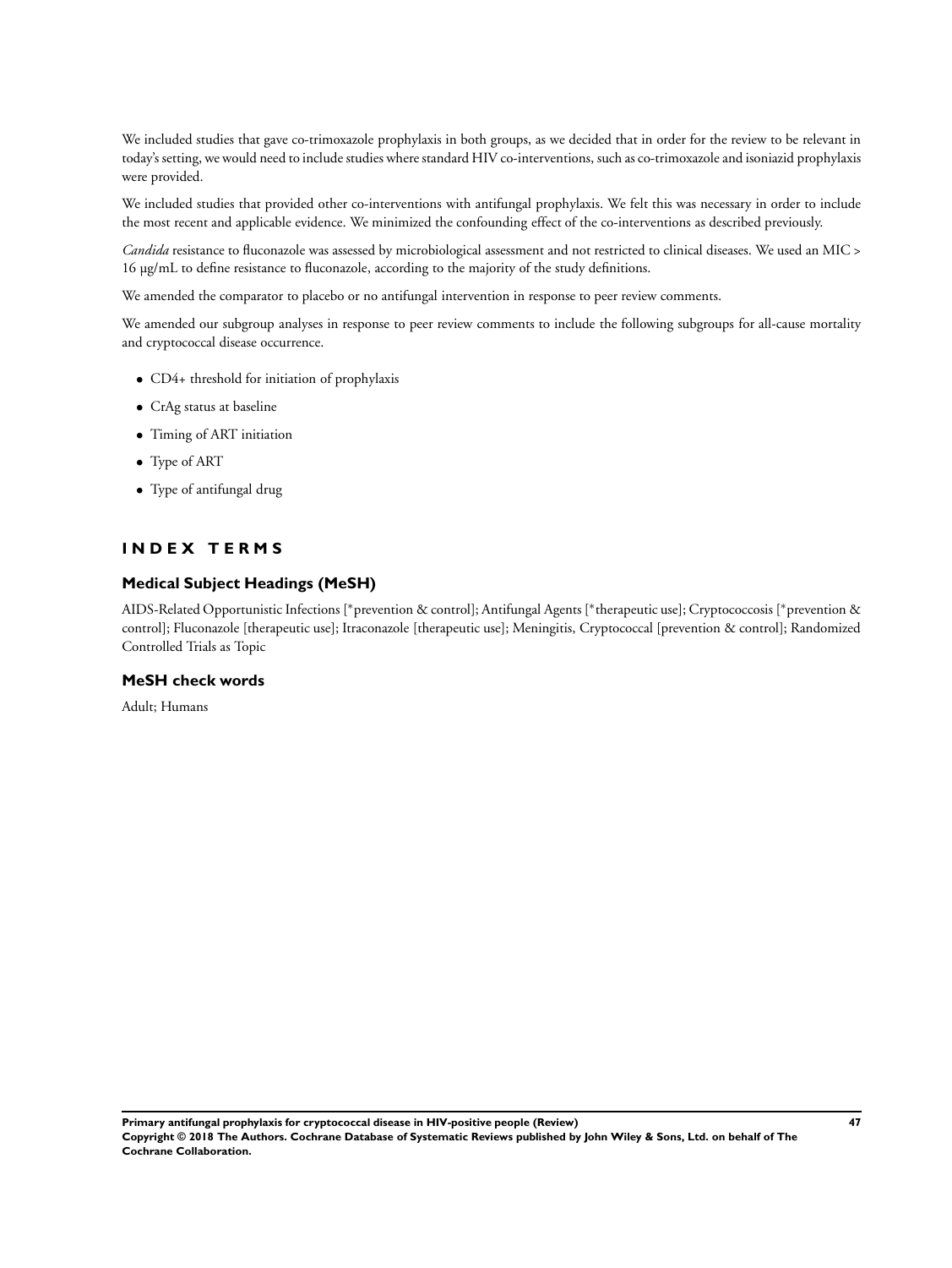We included studies that gave co-trimoxazole prophylaxis in both groups, as we decided that in order for the review to be relevant in today's setting, we would need to include studies where standard HIV co-interventions, such as co-trimoxazole and isoniazid prophylaxis were provided.

We included studies that provided other co-interventions with antifungal prophylaxis. We felt this was necessary in order to include the most recent and applicable evidence. We minimized the confounding effect of the co-interventions as described previously.

*Candida* resistance to fluconazole was assessed by microbiological assessment and not restricted to clinical diseases. We used an MIC > 16 µg/mL to define resistance to fluconazole, according to the majority of the study definitions.

We amended the comparator to placebo or no antifungal intervention in response to peer review comments.

We amended our subgroup analyses in response to peer review comments to include the following subgroups for all-cause mortality and cryptococcal disease occurrence.

- CD4+ threshold for initiation of prophylaxis
- CrAg status at baseline
- Timing of ART initiation
- Type of ART
- Type of antifungal drug

# INDEX TERMS

## Medical Subject Headings (MeSH)

AIDS-Related Opportunistic Infections [*prevention & control]; Antifungal Agents [*therapeutic use]; Cryptococcosis [*prevention & control]; Fluconazole [therapeutic use]; Itraconazole [therapeutic use]; Meningitis, Cryptococcal [prevention & control]; Randomized Controlled Trials as Topic

## MeSH check words

Adult; Humans